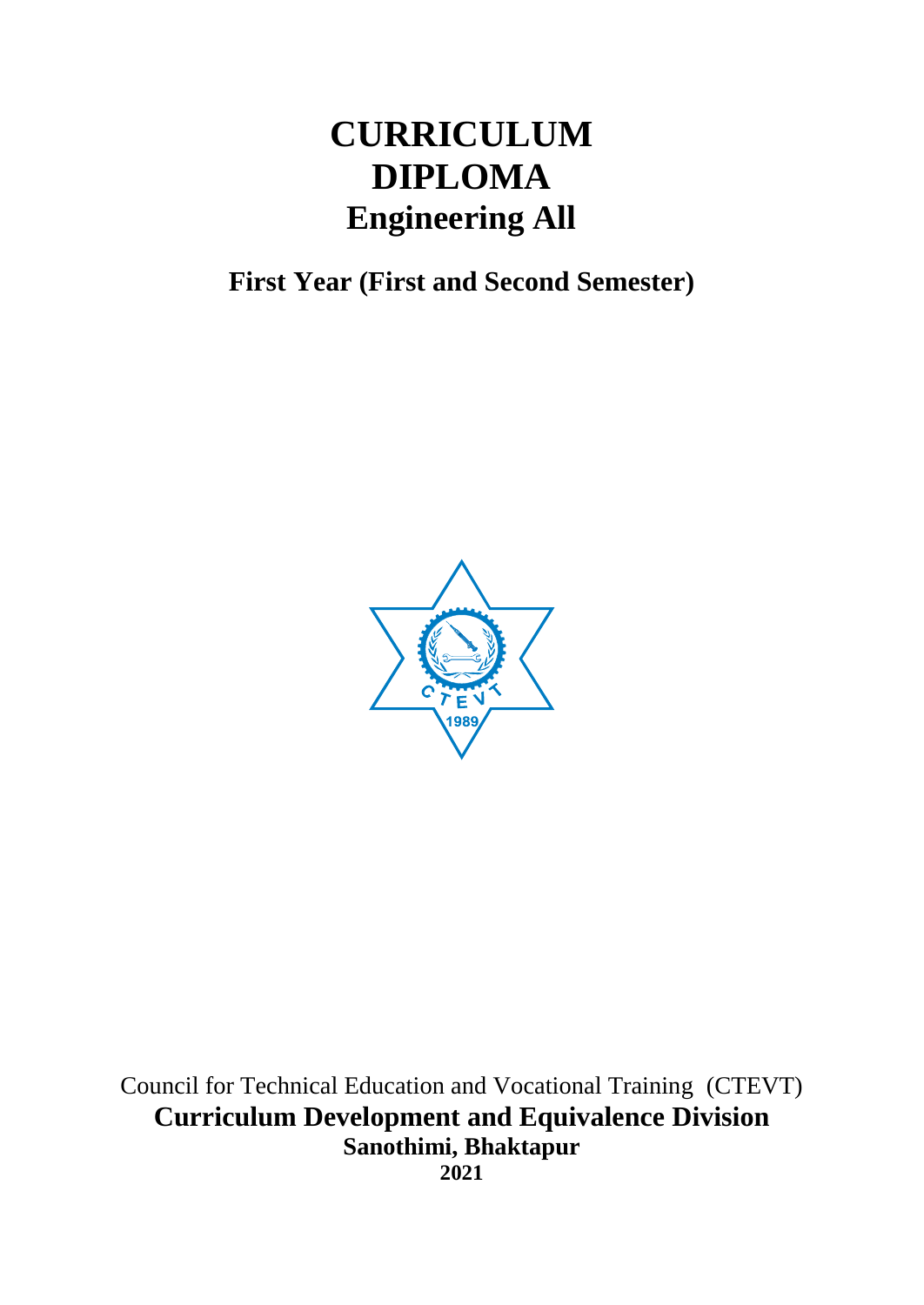# CURRICULUM
# DIPLOMA
# Engineering All

## First Year (First and Second Semester)

Council for Technical Education and Vocational Training (CTEVT)

**Curriculum Development and Equivalence Division**

**Sanothimi, Bhaktapur**

**2021**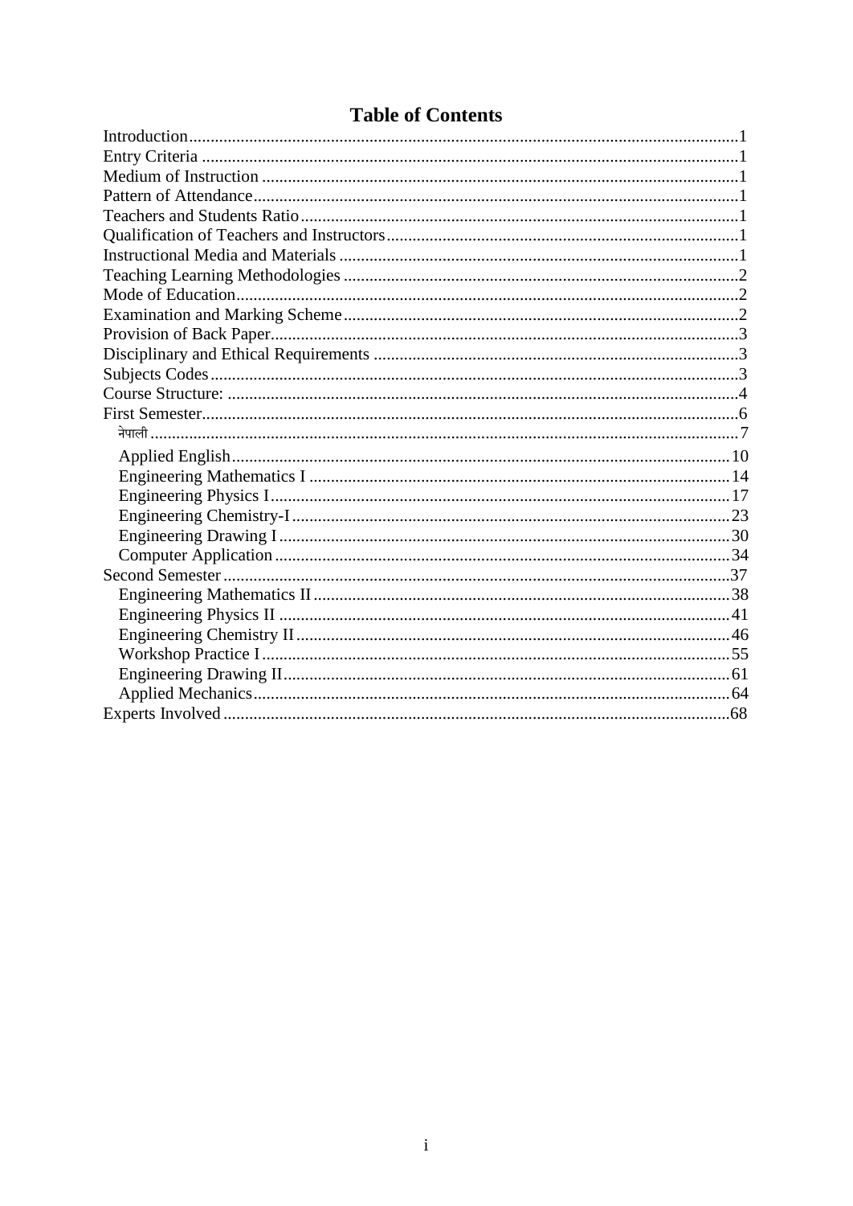# Table of Contents

Introduction ........................................ 1
Entry Criteria ........................................ 1
Medium of Instruction ........................................ 1
Pattern of Attendance ........................................ 1
Teachers and Students Ratio ........................................ 1
Qualification of Teachers and Instructors ........................................ 1
Instructional Media and Materials ........................................ 1
Teaching Learning Methodologies ........................................ 2
Mode of Education ........................................ 2
Examination and Marking Scheme ........................................ 2
Provision of Back Paper ........................................ 3
Disciplinary and Ethical Requirements ........................................ 3
Subjects Codes ........................................ 3
Course Structure: ........................................ 4
First Semester ........................................ 6
- नेपाली ........................................ 7
- Applied English ........................................ 10
- Engineering Mathematics I ........................................ 14
- Engineering Physics I ........................................ 17
- Engineering Chemistry-I ........................................ 23
- Engineering Drawing I ........................................ 30
- Computer Application ........................................ 34

Second Semester ........................................ 37
- Engineering Mathematics II ........................................ 38
- Engineering Physics II ........................................ 41
- Engineering Chemistry II ........................................ 46
- Workshop Practice I ........................................ 55
- Engineering Drawing II ........................................ 61
- Applied Mechanics ........................................ 64

Experts Involved ........................................ 68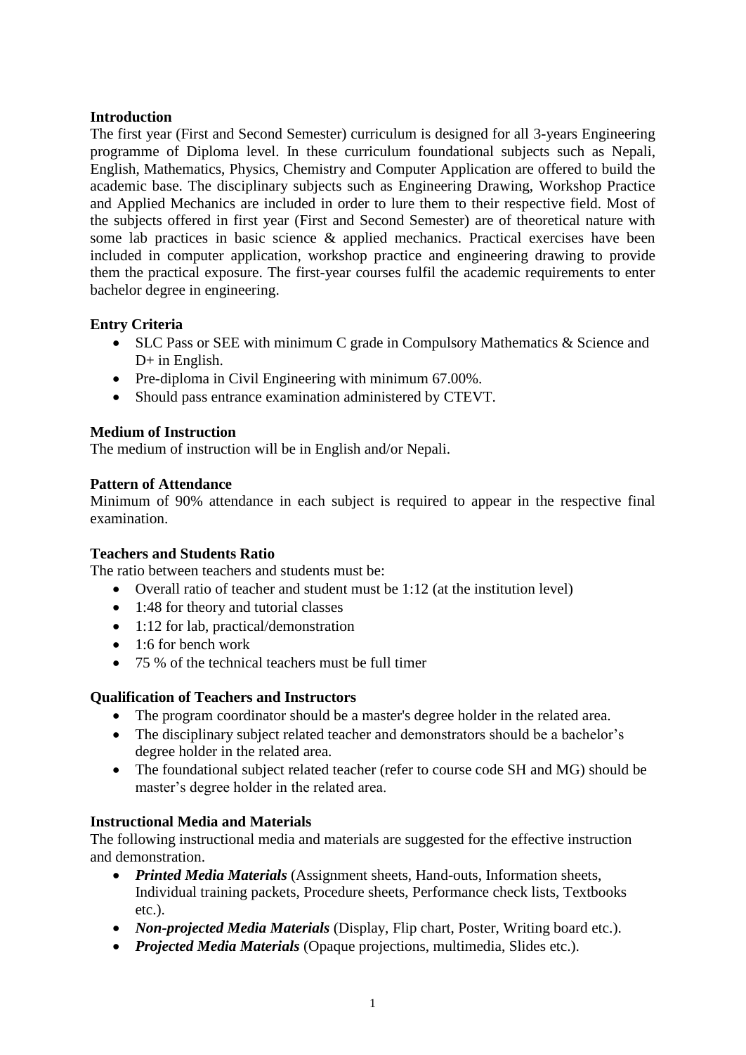**Introduction**

The first year (First and Second Semester) curriculum is designed for all 3-years Engineering programme of Diploma level. In these curriculum foundational subjects such as Nepali, English, Mathematics, Physics, Chemistry and Computer Application are offered to build the academic base. The disciplinary subjects such as Engineering Drawing, Workshop Practice and Applied Mechanics are included in order to lure them to their respective field. Most of the subjects offered in first year (First and Second Semester) are of theoretical nature with some lab practices in basic science & applied mechanics. Practical exercises have been included in computer application, workshop practice and engineering drawing to provide them the practical exposure. The first-year courses fulfil the academic requirements to enter bachelor degree in engineering.

**Entry Criteria**

- SLC Pass or SEE with minimum C grade in Compulsory Mathematics & Science and D+ in English.
- Pre-diploma in Civil Engineering with minimum 67.00%.
- Should pass entrance examination administered by CTEVT.

**Medium of Instruction**

The medium of instruction will be in English and/or Nepali.

**Pattern of Attendance**

Minimum of 90% attendance in each subject is required to appear in the respective final examination.

**Teachers and Students Ratio**

The ratio between teachers and students must be:

- Overall ratio of teacher and student must be 1:12 (at the institution level)
- 1:48 for theory and tutorial classes
- 1:12 for lab, practical/demonstration
- 1:6 for bench work
- 75 % of the technical teachers must be full timer

**Qualification of Teachers and Instructors**

- The program coordinator should be a master's degree holder in the related area.
- The disciplinary subject related teacher and demonstrators should be a bachelor's degree holder in the related area.
- The foundational subject related teacher (refer to course code SH and MG) should be master's degree holder in the related area.

**Instructional Media and Materials**

The following instructional media and materials are suggested for the effective instruction and demonstration.

- ***Printed Media Materials*** (Assignment sheets, Hand-outs, Information sheets, Individual training packets, Procedure sheets, Performance check lists, Textbooks etc.).
- ***Non-projected Media Materials*** (Display, Flip chart, Poster, Writing board etc.).
- ***Projected Media Materials*** (Opaque projections, multimedia, Slides etc.).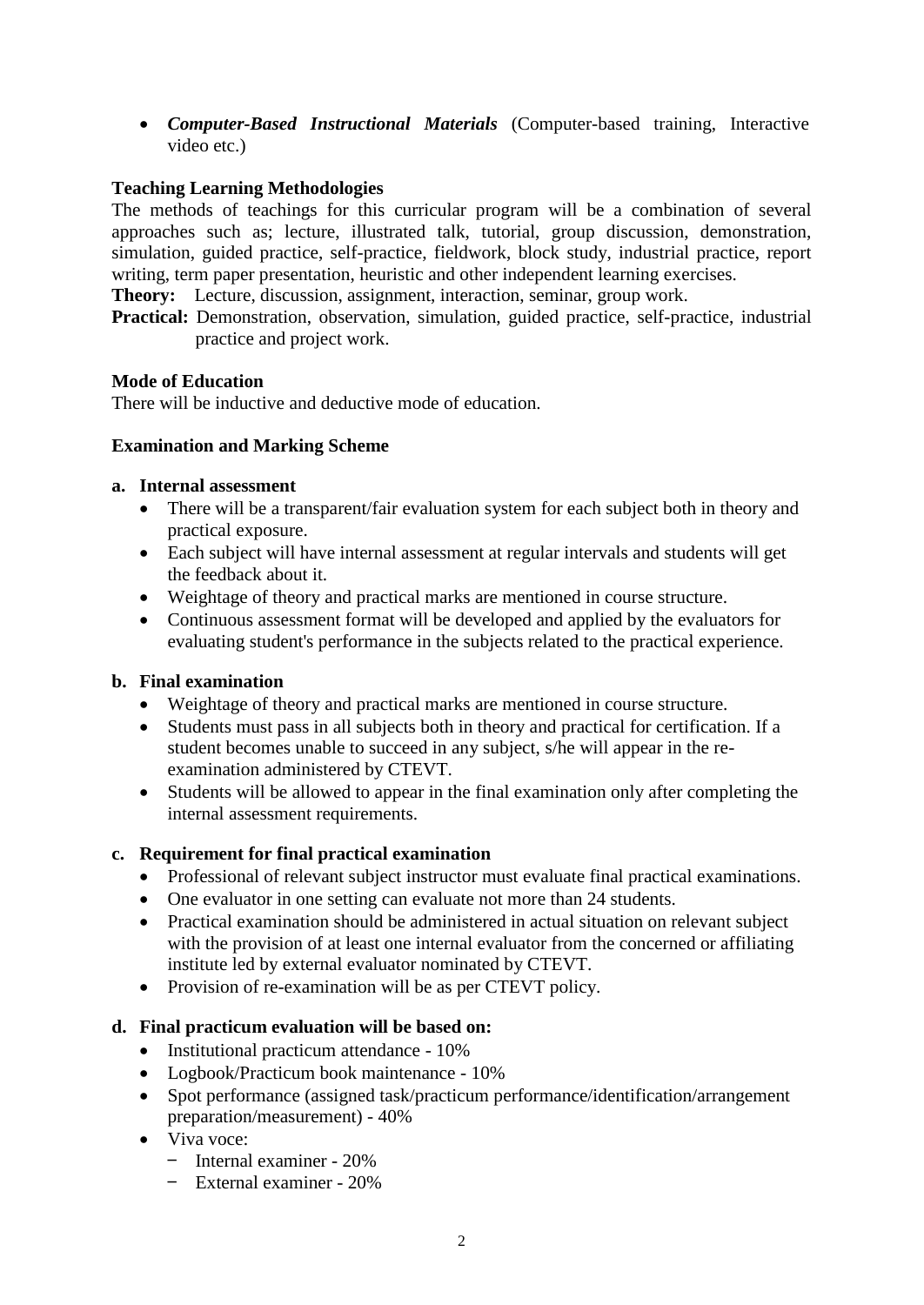- ***Computer-Based Instructional Materials*** (Computer-based training, Interactive video etc.)

**Teaching Learning Methodologies**

The methods of teachings for this curricular program will be a combination of several approaches such as; lecture, illustrated talk, tutorial, group discussion, demonstration, simulation, guided practice, self-practice, fieldwork, block study, industrial practice, report writing, term paper presentation, heuristic and other independent learning exercises.

**Theory:** Lecture, discussion, assignment, interaction, seminar, group work.

**Practical:** Demonstration, observation, simulation, guided practice, self-practice, industrial practice and project work.

**Mode of Education**

There will be inductive and deductive mode of education.

**Examination and Marking Scheme**

**a. Internal assessment**

- There will be a transparent/fair evaluation system for each subject both in theory and practical exposure.
- Each subject will have internal assessment at regular intervals and students will get the feedback about it.
- Weightage of theory and practical marks are mentioned in course structure.
- Continuous assessment format will be developed and applied by the evaluators for evaluating student's performance in the subjects related to the practical experience.

**b. Final examination**

- Weightage of theory and practical marks are mentioned in course structure.
- Students must pass in all subjects both in theory and practical for certification. If a student becomes unable to succeed in any subject, s/he will appear in the re-examination administered by CTEVT.
- Students will be allowed to appear in the final examination only after completing the internal assessment requirements.

**c. Requirement for final practical examination**

- Professional of relevant subject instructor must evaluate final practical examinations.
- One evaluator in one setting can evaluate not more than 24 students.
- Practical examination should be administered in actual situation on relevant subject with the provision of at least one internal evaluator from the concerned or affiliating institute led by external evaluator nominated by CTEVT.
- Provision of re-examination will be as per CTEVT policy.

**d. Final practicum evaluation will be based on:**

- Institutional practicum attendance - 10%
- Logbook/Practicum book maintenance - 10%
- Spot performance (assigned task/practicum performance/identification/arrangement preparation/measurement) - 40%
- Viva voce:
  - Internal examiner - 20%
  - External examiner - 20%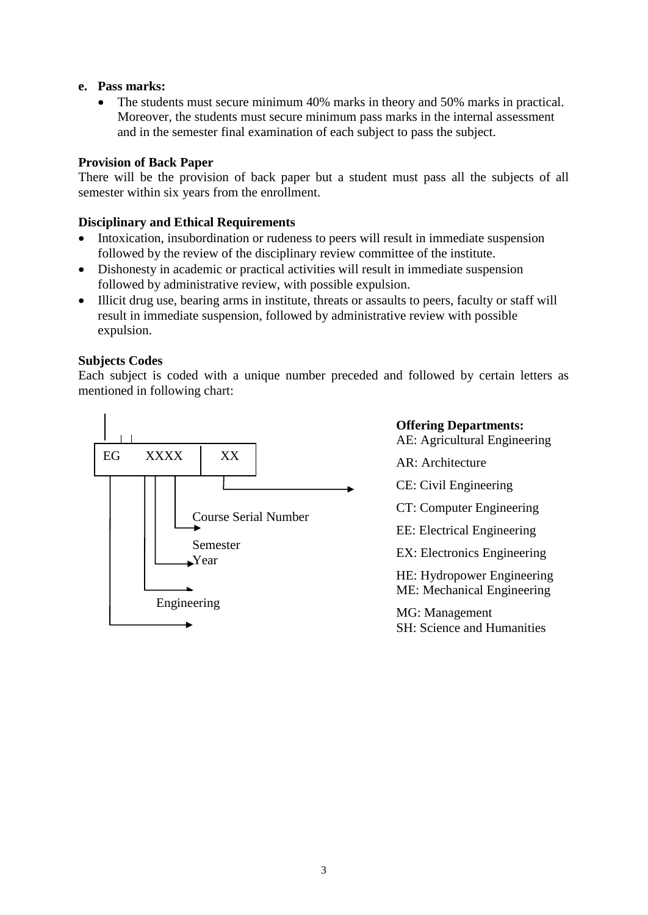**e. Pass marks:**

- The students must secure minimum 40% marks in theory and 50% marks in practical. Moreover, the students must secure minimum pass marks in the internal assessment and in the semester final examination of each subject to pass the subject.

**Provision of Back Paper**

There will be the provision of back paper but a student must pass all the subjects of all semester within six years from the enrollment.

**Disciplinary and Ethical Requirements**

- Intoxication, insubordination or rudeness to peers will result in immediate suspension followed by the review of the disciplinary review committee of the institute.
- Dishonesty in academic or practical activities will result in immediate suspension followed by administrative review, with possible expulsion.
- Illicit drug use, bearing arms in institute, threats or assaults to peers, faculty or staff will result in immediate suspension, followed by administrative review with possible expulsion.

**Subjects Codes**

Each subject is coded with a unique number preceded and followed by certain letters as mentioned in following chart:

| EG | XXXX | XX |
|---|---|---|

- EG → Engineering
- XXXX → Year, Semester, Course Serial Number
- XX → Offering Departments

**Offering Departments:**

AE: Agricultural Engineering

AR: Architecture

CE: Civil Engineering

CT: Computer Engineering

EE: Electrical Engineering

EX: Electronics Engineering

HE: Hydropower Engineering

ME: Mechanical Engineering

MG: Management

SH: Science and Humanities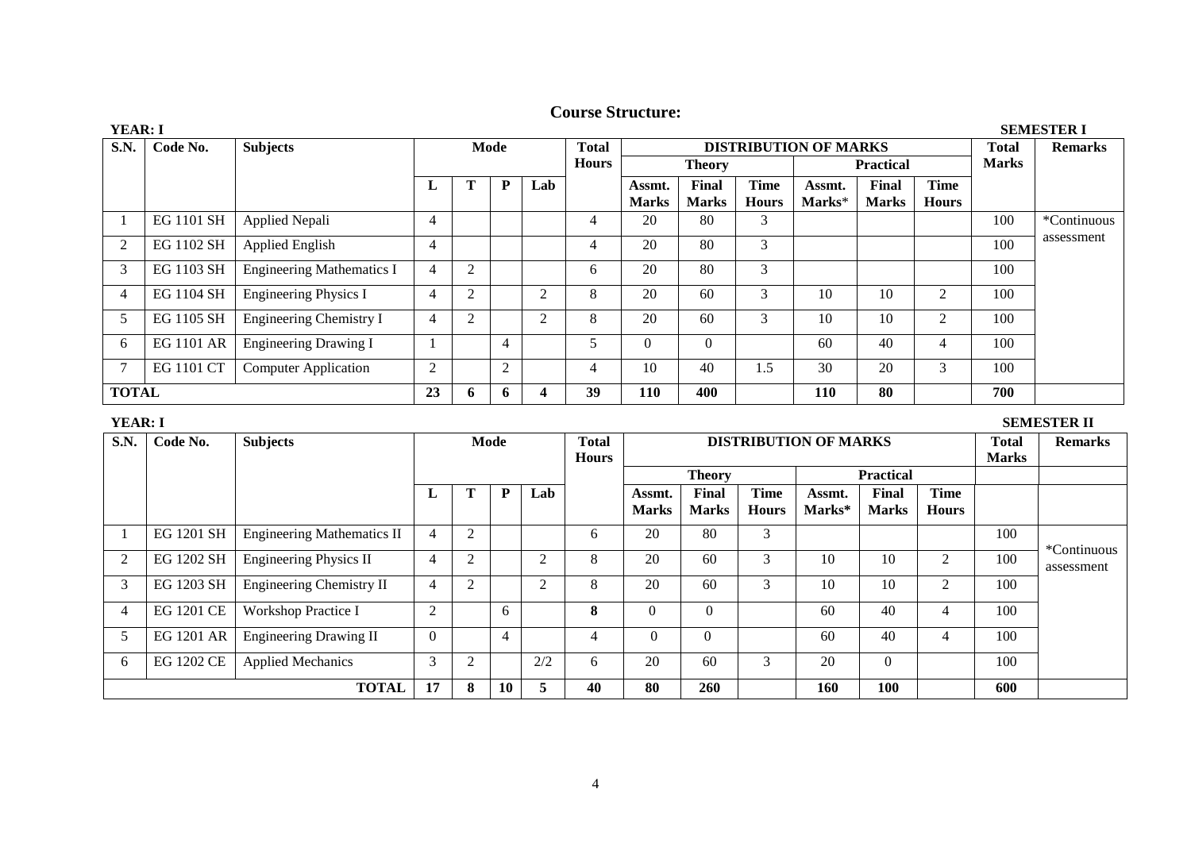# Course Structure:

**YEAR: I** **SEMESTER I**

| S.N. | Code No. | Subjects | Mode | | | | Total Hours | DISTRIBUTION OF MARKS | | | | | | Total Marks | Remarks |
|---|---|---|---|---|---|---|---|---|---|---|---|---|---|---|---|
| | | | | | | | | Theory | | | Practical | | | | |
| | | | L | T | P | Lab | | Assmt. Marks | Final Marks | Time Hours | Assmt. Marks* | Final Marks | Time Hours | | |
| 1 | EG 1101 SH | Applied Nepali | 4 | | | | 4 | 20 | 80 | 3 | | | | 100 | *Continuous assessment |
| 2 | EG 1102 SH | Applied English | 4 | | | | 4 | 20 | 80 | 3 | | | | 100 | |
| 3 | EG 1103 SH | Engineering Mathematics I | 4 | 2 | | | 6 | 20 | 80 | 3 | | | | 100 | |
| 4 | EG 1104 SH | Engineering Physics I | 4 | 2 | | 2 | 8 | 20 | 60 | 3 | 10 | 10 | 2 | 100 | |
| 5 | EG 1105 SH | Engineering Chemistry I | 4 | 2 | | 2 | 8 | 20 | 60 | 3 | 10 | 10 | 2 | 100 | |
| 6 | EG 1101 AR | Engineering Drawing I | 1 | | 4 | | 5 | 0 | 0 | | 60 | 40 | 4 | 100 | |
| 7 | EG 1101 CT | Computer Application | 2 | | 2 | | 4 | 10 | 40 | 1.5 | 30 | 20 | 3 | 100 | |
| **TOTAL** | | | **23** | **6** | **6** | **4** | **39** | **110** | **400** | | **110** | **80** | | **700** | |

**YEAR: I** **SEMESTER II**

| S.N. | Code No. | Subjects | Mode | | | | Total Hours | DISTRIBUTION OF MARKS | | | | | | Total Marks | Remarks |
|---|---|---|---|---|---|---|---|---|---|---|---|---|---|---|---|
| | | | | | | | | Theory | | | Practical | | | | |
| | | | L | T | P | Lab | | Assmt. Marks | Final Marks | Time Hours | Assmt. Marks* | Final Marks | Time Hours | | |
| 1 | EG 1201 SH | Engineering Mathematics II | 4 | 2 | | | 6 | 20 | 80 | 3 | | | | 100 | *Continuous assessment |
| 2 | EG 1202 SH | Engineering Physics II | 4 | 2 | | 2 | 8 | 20 | 60 | 3 | 10 | 10 | 2 | 100 | |
| 3 | EG 1203 SH | Engineering Chemistry II | 4 | 2 | | 2 | 8 | 20 | 60 | 3 | 10 | 10 | 2 | 100 | |
| 4 | EG 1201 CE | Workshop Practice I | 2 | | 6 | | **8** | 0 | 0 | | 60 | 40 | 4 | 100 | |
| 5 | EG 1201 AR | Engineering Drawing II | 0 | | 4 | | 4 | 0 | 0 | | 60 | 40 | 4 | 100 | |
| 6 | EG 1202 CE | Applied Mechanics | 3 | 2 | | 2/2 | 6 | 20 | 60 | 3 | 20 | 0 | | 100 | |
| **TOTAL** | | | **17** | **8** | **10** | **5** | **40** | **80** | **260** | | **160** | **100** | | **600** | |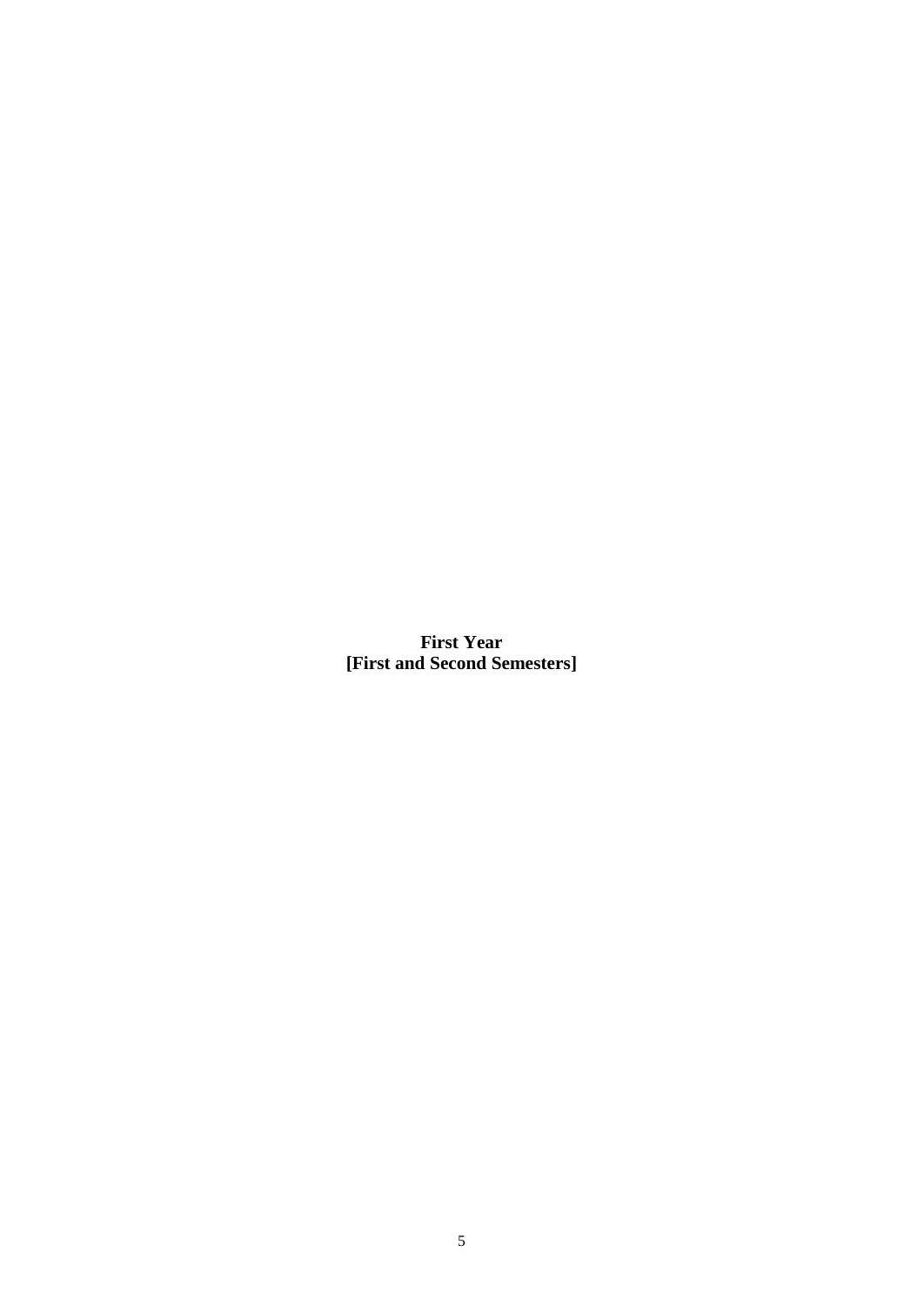**First Year**
**[First and Second Semesters]**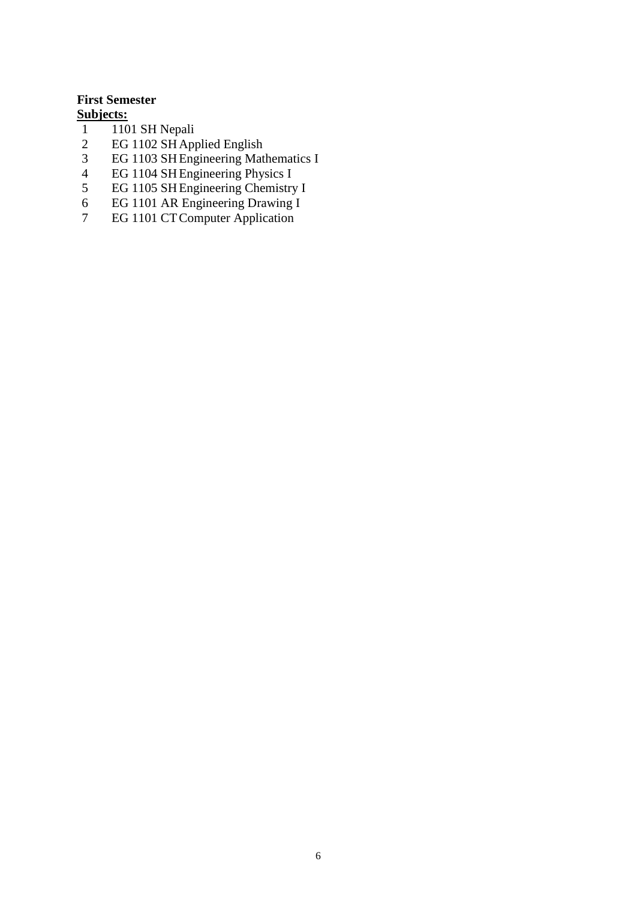**First Semester**

**Subjects:**

1. 1101 SH Nepali
2. EG 1102 SH Applied English
3. EG 1103 SH Engineering Mathematics I
4. EG 1104 SH Engineering Physics I
5. EG 1105 SH Engineering Chemistry I
6. EG 1101 AR Engineering Drawing I
7. EG 1101 CT Computer Application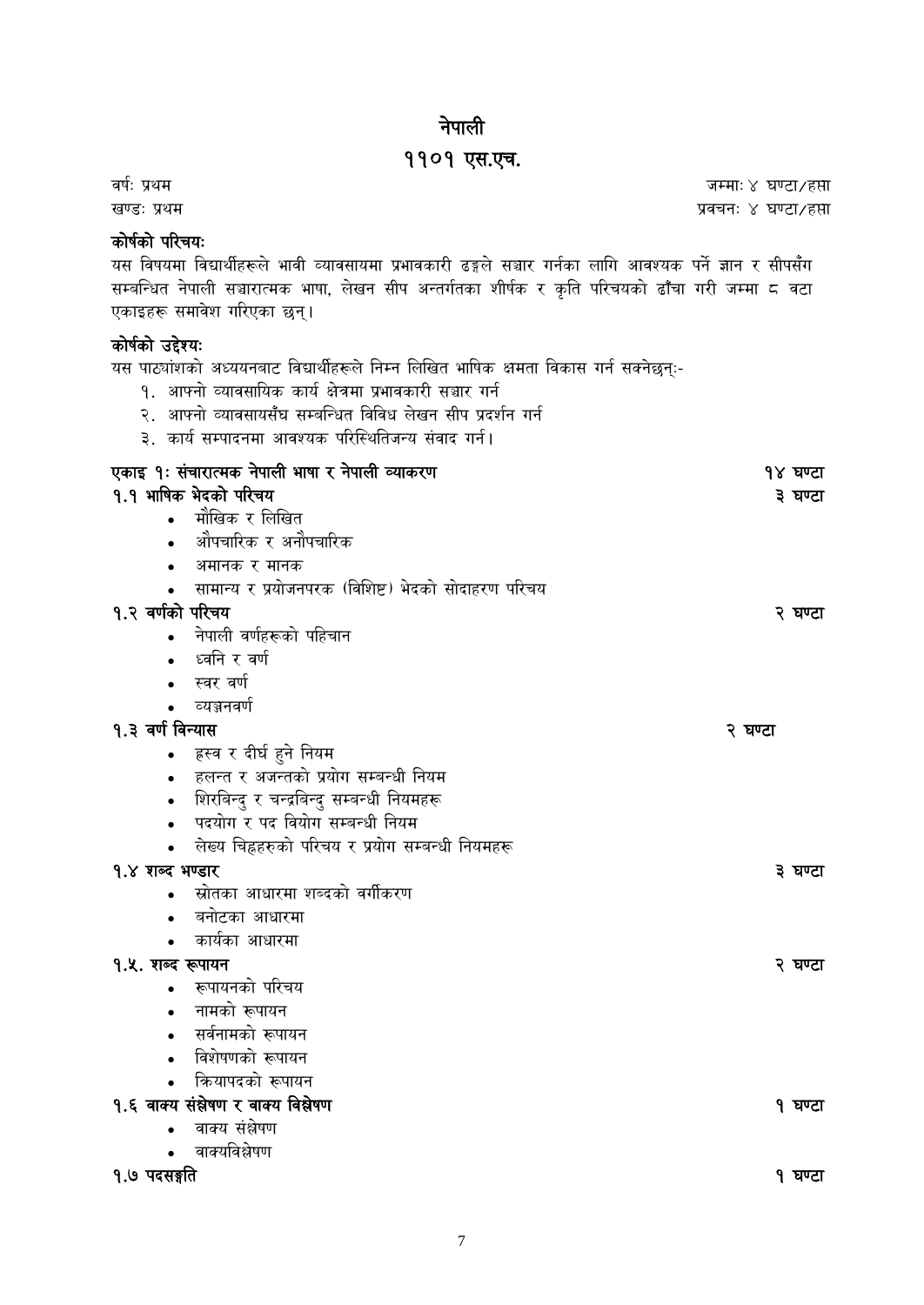# नेपाली

## ११०१ एस.एच.

वर्षः प्रथम — जम्माः ४ घण्टा/हप्ता

खण्डः प्रथम — प्रवचनः ४ घण्टा/हप्ता

**कोर्षको परिचयः**

यस विषयमा विद्यार्थीहरूले भावी व्यावसायमा प्रभावकारी ढङ्गले सञ्चार गर्नका लागि आवश्यक पर्ने ज्ञान र सीपसँग सम्बन्धित नेपाली सञ्चारात्मक भाषा, लेखन सीप अन्तर्गतका शीर्षक र कृति परिचयको ढाँचा गरी जम्मा ८ वटा एकाइहरू समावेश गरिएका छन्।

**कोर्षको उद्देश्यः**

यस पाठ्यांशको अध्ययनबाट विद्यार्थीहरूले निम्न लिखित भाषिक क्षमता विकास गर्न सक्नेछन्:-

१. आफ्नो व्यावसायिक कार्य क्षेत्रमा प्रभावकारी सञ्चार गर्न
२. आफ्नो व्यावसायसँघ सम्बन्धित विविध लेखन सीप प्रदर्शन गर्न
३. कार्य सम्पादनमा आवश्यक परिस्थितिजन्य संवाद गर्न।

**एकाइ १ः संचारात्मक नेपाली भाषा र नेपाली व्याकरण** — **१४ घण्टा**

**१.१ भाषिक भेदको परिचय** — **३ घण्टा**
- मौखिक र लिखित
- औपचारिक र अनौपचारिक
- अमानक र मानक
- सामान्य र प्रयोजनपरक (विशिष्ट) भेदको सोदाहरण परिचय

**१.२ वर्णको परिचय** — **२ घण्टा**
- नेपाली वर्णहरूको पहिचान
- ध्वनि र वर्ण
- स्वर वर्ण
- व्यञ्जनवर्ण

**१.३ वर्ण विन्यास** — **२ घण्टा**
- ह्रस्व र दीर्घ हुने नियम
- हलन्त र अजन्तको प्रयोग सम्बन्धी नियम
- शिरबिन्दु र चन्द्रबिन्दु सम्बन्धी नियमहरू
- पदयोग र पद वियोग सम्बन्धी नियम
- लेख्य चिह्नहरुको परिचय र प्रयोग सम्बन्धी नियमहरू

**१.४ शब्द भण्डार** — **३ घण्टा**
- स्रोतका आधारमा शब्दको वर्गीकरण
- बनोटका आधारमा
- कार्यका आधारमा

**१.५. शब्द रूपायन** — **२ घण्टा**
- रूपायनको परिचय
- नामको रूपायन
- सर्वनामको रूपायन
- विशेषणको रूपायन
- क्रियापदको रूपायन

**१.६ वाक्य संश्लेषण र वाक्य विश्लेषण** — **१ घण्टा**
- वाक्य संश्लेषण
- वाक्यविश्लेषण

**१.७ पदसङ्गति** — **१ घण्टा**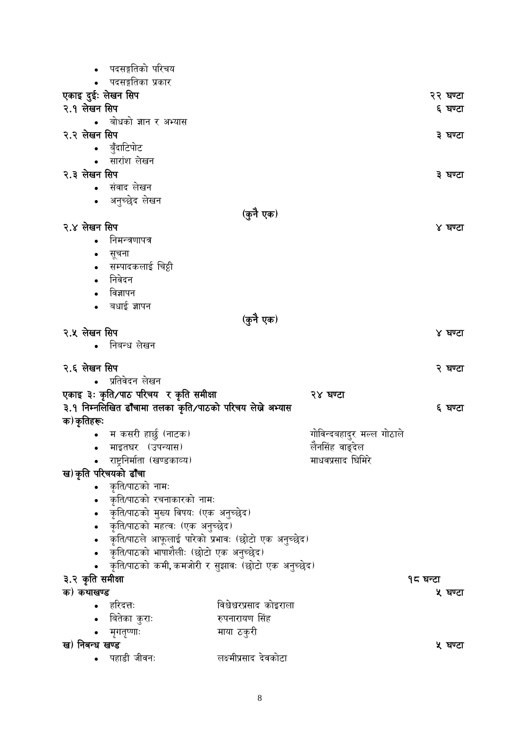- पदसङ्गतिको परिचय
- पदसङ्गतिका प्रकार

**एकाइ दुईः लेखन सिप** २२ घण्टा

**२.१ लेखन सिप** ६ घण्टा

- बोधको ज्ञान र अभ्यास

**२.२ लेखन सिप** ३ घण्टा

- बुँदाटिपोट
- सारांश लेखन

**२.३ लेखन सिप** ३ घण्टा

- संवाद लेखन
- अनुच्छेद लेखन

**(कुनै एक)**

**२.४ लेखन सिप** ४ घण्टा

- निमन्त्रणापत्र
- सूचना
- सम्पादकलाई चिठ्ठी
- निवेदन
- विज्ञापन
- बधाई ज्ञापन

**(कुनै एक)**

**२.५ लेखन सिप** ४ घण्टा

- निबन्ध लेखन

**२.६ लेखन सिप** २ घण्टा

- प्रतिवेदन लेखन

**एकाइ ३ः कृति/पाठ परिचय र कृति समीक्षा** २४ घण्टा

**३.१ निम्नलिखित ढाँचामा तलका कृति/पाठको परिचय लेख्ने अभ्यास** ६ घण्टा

**क) कृतिहरूः**

- म कसरी हार्छु (नाटक) — गोविन्दबहादुर मल्ल गोठाले
- माइतघर (उपन्यास) — लैनसिंह वाङ्देल
- राष्ट्रनिर्माता (खण्डकाव्य) — माधवप्रसाद घिमिरे

**ख) कृति परिचयको ढाँचा**

- कृति/पाठको नामः
- कृति/पाठको रचनाकारको नामः
- कृति/पाठको मुख्य विषयः (एक अनुच्छेद)
- कृति/पाठको महत्वः (एक अनुच्छेद)
- कृति/पाठले आफूलाई पारेको प्रभावः (छोटो एक अनुच्छेद)
- कृति/पाठको भाषाशैलीः (छोटो एक अनुच्छेद)
- कृति/पाठको कमी, कमजोरी र सुझावः (छोटो एक अनुच्छेद)

**३.२ कृति समीक्षा** १८ घन्टा

**क) कथाखण्ड** ५ घण्टा

- हरिदत्तः — विश्वेश्वरप्रसाद कोइराला
- बितेका कुराः — रुपनारायण सिंह
- मृगतृष्णाः — माया ठकुरी

**ख) निबन्ध खण्ड** ५ घण्टा

- पहाडी जीवनः — लक्ष्मीप्रसाद देवकोटा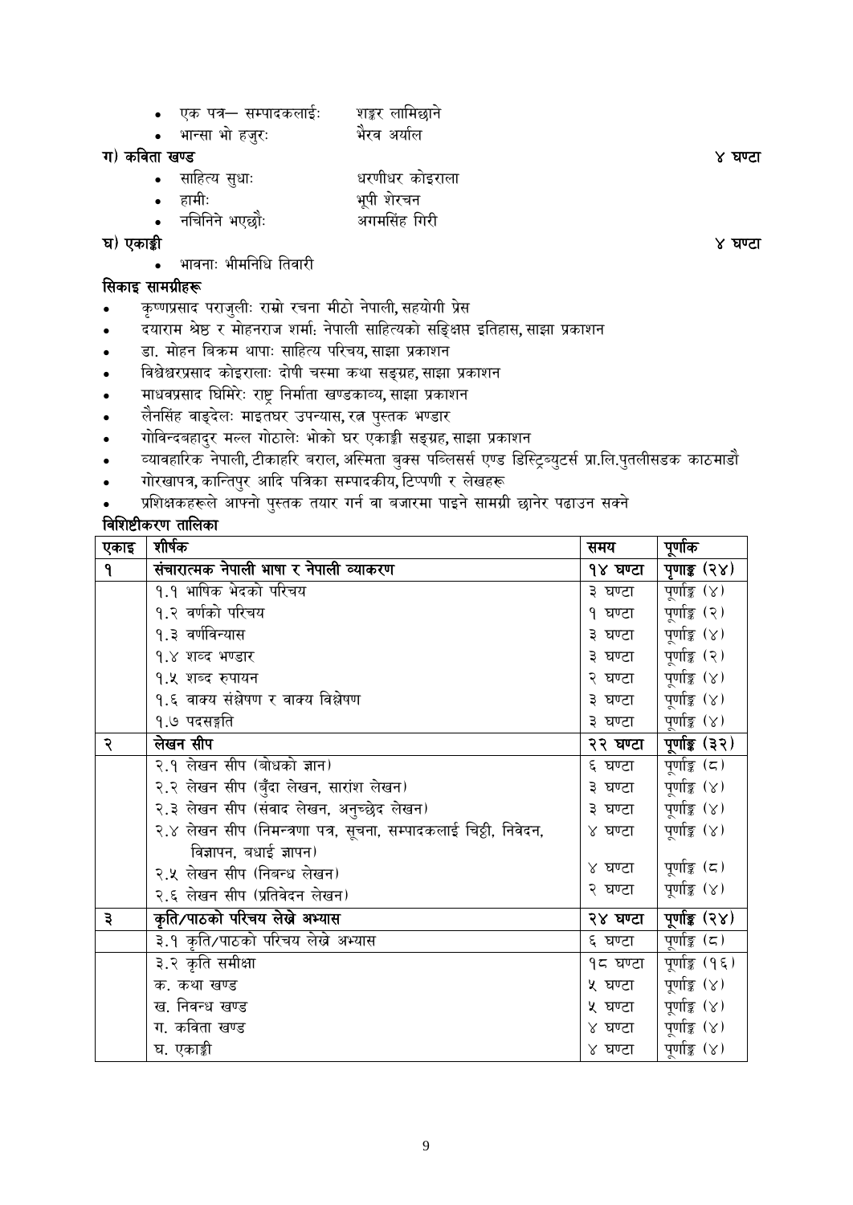- एक पत्र– सम्पादकलाईः शङ्कर लामिछाने
- भान्सा भो हजुरः भैरव अर्याल

**ग) कविता खण्ड** **४ घण्टा**

- साहित्य सुधाः धरणीधर कोइराला
- हामीः भूपी शेरचन
- नचिनिने भएछौंः अगमसिंह गिरी

**घ) एकाङ्की** **४ घण्टा**

- भावनाः भीमनिधि तिवारी

### सिकाइ सामग्रीहरू

- कृष्णप्रसाद पराजुलीः राम्रो रचना मीठो नेपाली, सहयोगी प्रेस
- दयाराम श्रेष्ठ र मोहनराज शर्माः नेपाली साहित्यको सङ्क्षिप्त इतिहास, साझा प्रकाशन
- डा. मोहन बिक्रम थापाः साहित्य परिचय, साझा प्रकाशन
- विश्वेश्वरप्रसाद कोइरालाः दोषी चस्मा कथा सङ्ग्रह, साझा प्रकाशन
- माधवप्रसाद घिमिरेः राष्ट्र निर्माता खण्डकाव्य, साझा प्रकाशन
- लैनसिंह वाङ्देलः माइतघर उपन्यास, रत्न पुस्तक भण्डार
- गोविन्दबहादुर मल्ल गोठालेः भोको घर एकाङ्की सङ्ग्रह, साझा प्रकाशन
- व्यावहारिक नेपाली, टीकाहरि बराल, अस्मिता बुक्स पब्लिसर्स एण्ड डिस्ट्रिब्युटर्स प्रा.लि.पुतलीसडक काठमाडौं
- गोरखापत्र, कान्तिपुर आदि पत्रिका सम्पादकीय, टिप्पणी र लेखहरू
- प्रशिक्षकहरूले आफ्नो पुस्तक तयार गर्न वा बजारमा पाइने सामग्री छानेर पढाउन सक्ने

### विशिष्टीकरण तालिका

| एकाइ | शीर्षक | समय | पूर्णाक |
|---|---|---|---|
| **१** | **संचारात्मक नेपाली भाषा र नेपाली व्याकरण** | **१४ घण्टा** | **पूर्णाङ्क (२४)** |
| | १.१ भाषिक भेदको परिचय | ३ घण्टा | पूर्णाङ्क (४) |
| | १.२ वर्णको परिचय | १ घण्टा | पूर्णाङ्क (२) |
| | १.३ वर्णविन्यास | ३ घण्टा | पूर्णाङ्क (४) |
| | १.४ शब्द भण्डार | ३ घण्टा | पूर्णाङ्क (२) |
| | १.५ शब्द रुपायन | २ घण्टा | पूर्णाङ्क (४) |
| | १.६ वाक्य संश्लेषण र वाक्य विश्लेषण | ३ घण्टा | पूर्णाङ्क (४) |
| | १.७ पदसङ्गति | ३ घण्टा | पूर्णाङ्क (४) |
| **२** | **लेखन सीप** | **२२ घण्टा** | **पूर्णाङ्क (३२)** |
| | २.१ लेखन सीप (बोधको ज्ञान) | ६ घण्टा | पूर्णाङ्क (८) |
| | २.२ लेखन सीप (बुँदा लेखन, सारांश लेखन) | ३ घण्टा | पूर्णाङ्क (४) |
| | २.३ लेखन सीप (संवाद लेखन, अनुच्छेद लेखन) | ३ घण्टा | पूर्णाङ्क (४) |
| | २.४ लेखन सीप (निमन्त्रणा पत्र, सूचना, सम्पादकलाई चिठ्ठी, निवेदन, विज्ञापन, बधाई ज्ञापन) | ४ घण्टा | पूर्णाङ्क (४) |
| | २.५ लेखन सीप (निबन्ध लेखन) | ४ घण्टा | पूर्णाङ्क (८) |
| | २.६ लेखन सीप (प्रतिवेदन लेखन) | २ घण्टा | पूर्णाङ्क (४) |
| **३** | **कृति/पाठको परिचय लेख्ने अभ्यास** | **२४ घण्टा** | **पूर्णाङ्क (२४)** |
| | ३.१ कृति/पाठको परिचय लेख्ने अभ्यास | ६ घण्टा | पूर्णाङ्क (८) |
| | ३.२ कृति समीक्षा | १८ घण्टा | पूर्णाङ्क (१६) |
| | क. कथा खण्ड | ५ घण्टा | पूर्णाङ्क (४) |
| | ख. निवन्ध खण्ड | ५ घण्टा | पूर्णाङ्क (४) |
| | ग. कविता खण्ड | ४ घण्टा | पूर्णाङ्क (४) |
| | घ. एकाङ्की | ४ घण्टा | पूर्णाङ्क (४) |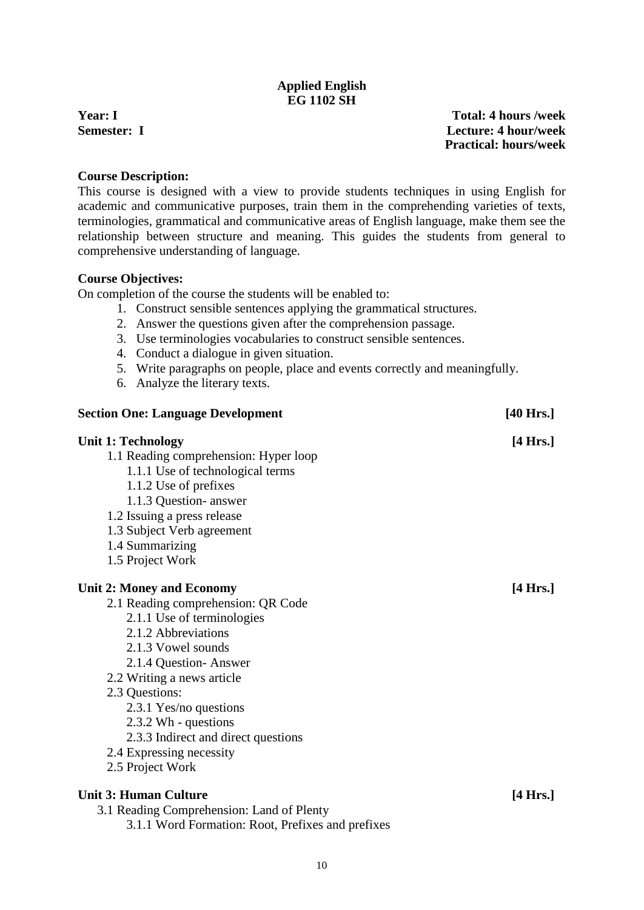# Applied English
## EG 1102 SH

**Year: I** | **Total: 4 hours /week**
**Semester: I** | **Lecture: 4 hour/week**
**Practical: hours/week**

**Course Description:**

This course is designed with a view to provide students techniques in using English for academic and communicative purposes, train them in the comprehending varieties of texts, terminologies, grammatical and communicative areas of English language, make them see the relationship between structure and meaning. This guides the students from general to comprehensive understanding of language.

**Course Objectives:**

On completion of the course the students will be enabled to:

1. Construct sensible sentences applying the grammatical structures.
2. Answer the questions given after the comprehension passage.
3. Use terminologies vocabularies to construct sensible sentences.
4. Conduct a dialogue in given situation.
5. Write paragraphs on people, place and events correctly and meaningfully.
6. Analyze the literary texts.

**Section One: Language Development** **[40 Hrs.]**

**Unit 1: Technology** **[4 Hrs.]**

- 1.1 Reading comprehension: Hyper loop
  - 1.1.1 Use of technological terms
  - 1.1.2 Use of prefixes
  - 1.1.3 Question- answer
- 1.2 Issuing a press release
- 1.3 Subject Verb agreement
- 1.4 Summarizing
- 1.5 Project Work

**Unit 2: Money and Economy** **[4 Hrs.]**

- 2.1 Reading comprehension: QR Code
  - 2.1.1 Use of terminologies
  - 2.1.2 Abbreviations
  - 2.1.3 Vowel sounds
  - 2.1.4 Question- Answer
- 2.2 Writing a news article
- 2.3 Questions:
  - 2.3.1 Yes/no questions
  - 2.3.2 Wh - questions
  - 2.3.3 Indirect and direct questions
- 2.4 Expressing necessity
- 2.5 Project Work

**Unit 3: Human Culture** **[4 Hrs.]**

- 3.1 Reading Comprehension: Land of Plenty
  - 3.1.1 Word Formation: Root, Prefixes and prefixes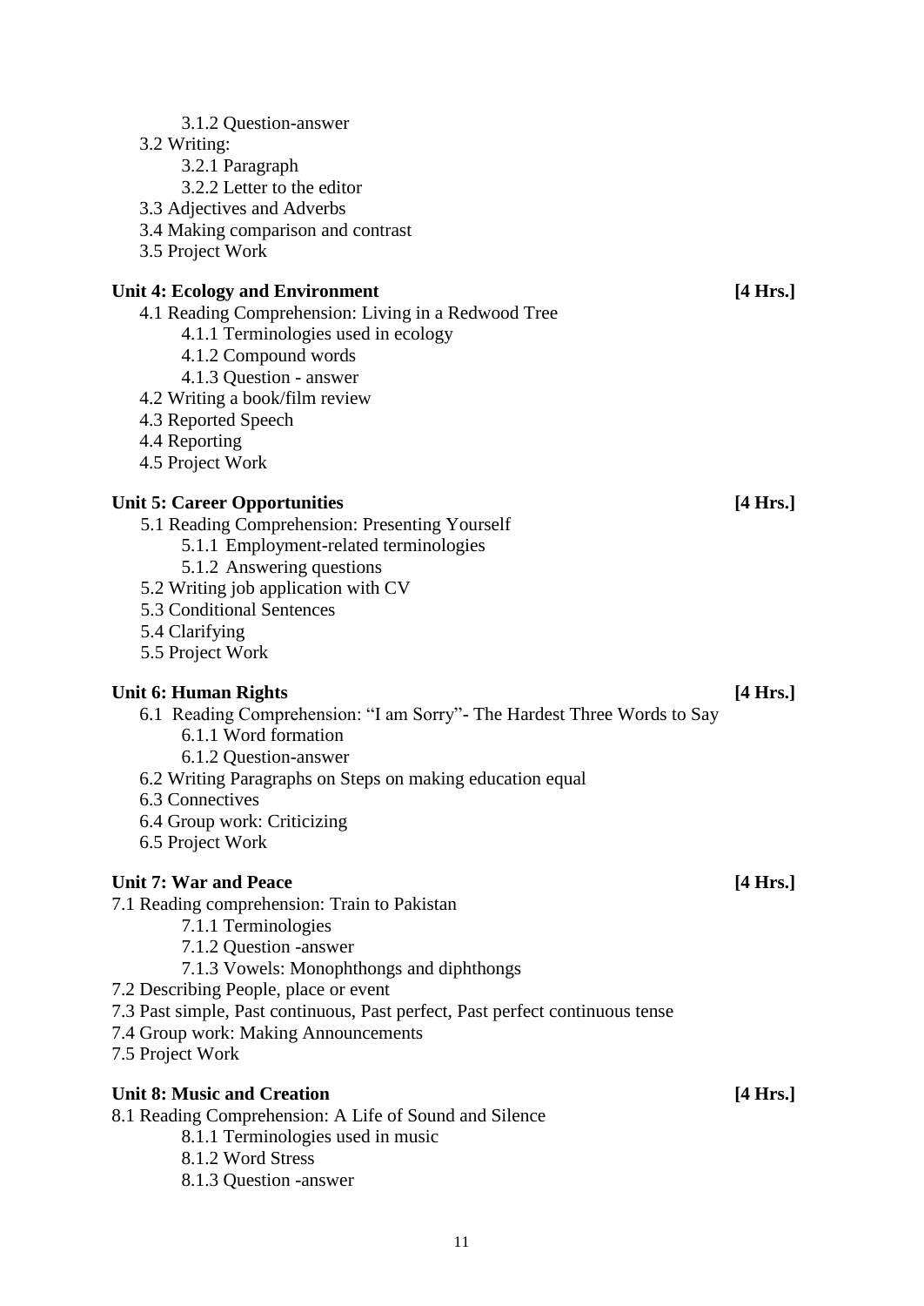- 3.1.2 Question-answer
- 3.2 Writing:
  - 3.2.1 Paragraph
  - 3.2.2 Letter to the editor
- 3.3 Adjectives and Adverbs
- 3.4 Making comparison and contrast
- 3.5 Project Work

**Unit 4: Ecology and Environment** **[4 Hrs.]**

- 4.1 Reading Comprehension: Living in a Redwood Tree
  - 4.1.1 Terminologies used in ecology
  - 4.1.2 Compound words
  - 4.1.3 Question - answer
- 4.2 Writing a book/film review
- 4.3 Reported Speech
- 4.4 Reporting
- 4.5 Project Work

**Unit 5: Career Opportunities** **[4 Hrs.]**

- 5.1 Reading Comprehension: Presenting Yourself
  - 5.1.1 Employment-related terminologies
  - 5.1.2 Answering questions
- 5.2 Writing job application with CV
- 5.3 Conditional Sentences
- 5.4 Clarifying
- 5.5 Project Work

**Unit 6: Human Rights** **[4 Hrs.]**

- 6.1 Reading Comprehension: "I am Sorry"- The Hardest Three Words to Say
  - 6.1.1 Word formation
  - 6.1.2 Question-answer
- 6.2 Writing Paragraphs on Steps on making education equal
- 6.3 Connectives
- 6.4 Group work: Criticizing
- 6.5 Project Work

**Unit 7: War and Peace** **[4 Hrs.]**

- 7.1 Reading comprehension: Train to Pakistan
  - 7.1.1 Terminologies
  - 7.1.2 Question -answer
  - 7.1.3 Vowels: Monophthongs and diphthongs
- 7.2 Describing People, place or event
- 7.3 Past simple, Past continuous, Past perfect, Past perfect continuous tense
- 7.4 Group work: Making Announcements
- 7.5 Project Work

**Unit 8: Music and Creation** **[4 Hrs.]**

- 8.1 Reading Comprehension: A Life of Sound and Silence
  - 8.1.1 Terminologies used in music
  - 8.1.2 Word Stress
  - 8.1.3 Question -answer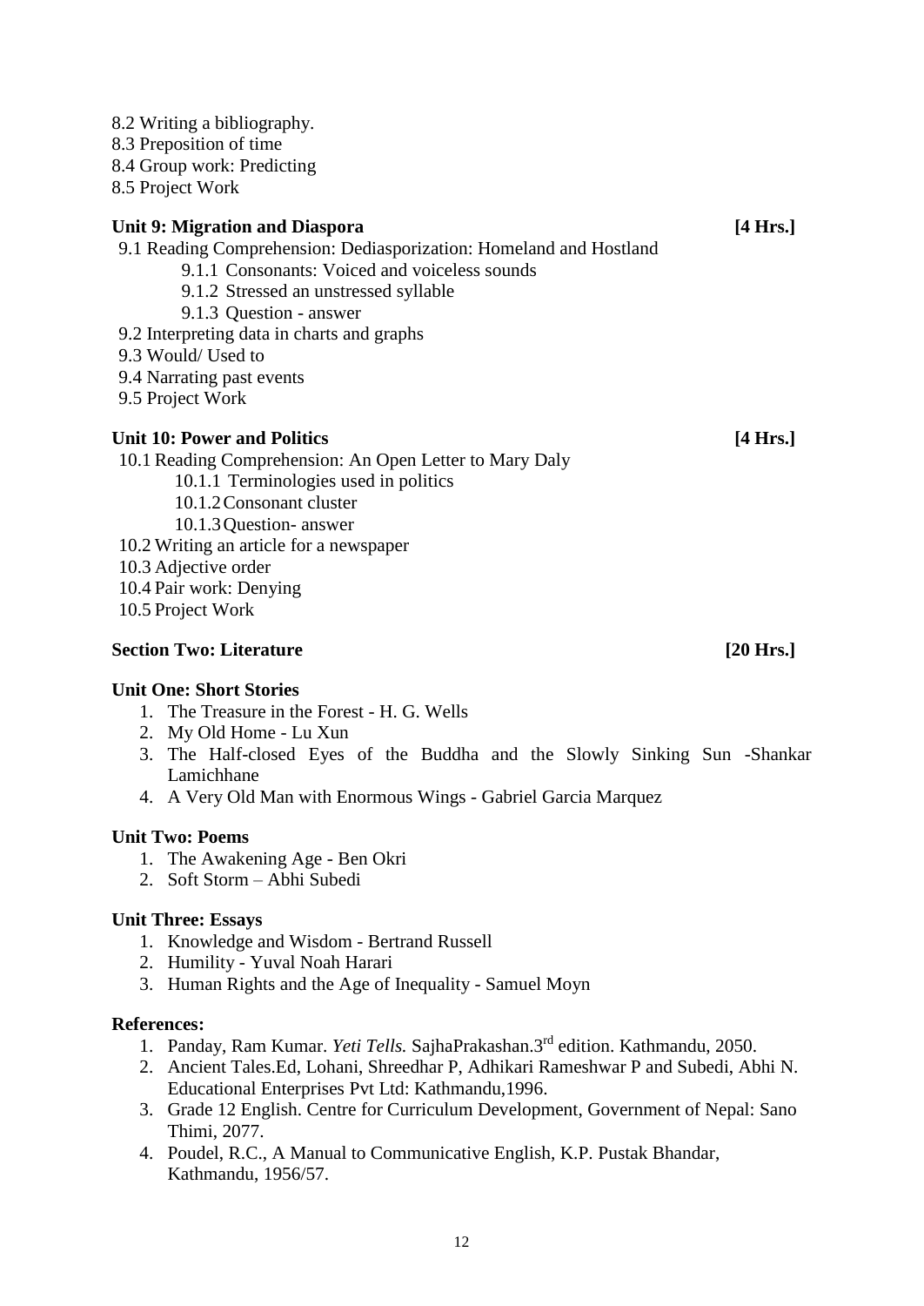8.2 Writing a bibliography.
8.3 Preposition of time
8.4 Group work: Predicting
8.5 Project Work

**Unit 9: Migration and Diaspora** **[4 Hrs.]**

9.1 Reading Comprehension: Dediasporization: Homeland and Hostland
   9.1.1 Consonants: Voiced and voiceless sounds
   9.1.2 Stressed an unstressed syllable
   9.1.3 Question - answer
9.2 Interpreting data in charts and graphs
9.3 Would/ Used to
9.4 Narrating past events
9.5 Project Work

**Unit 10: Power and Politics** **[4 Hrs.]**

10.1 Reading Comprehension: An Open Letter to Mary Daly
   10.1.1 Terminologies used in politics
   10.1.2 Consonant cluster
   10.1.3 Question- answer
10.2 Writing an article for a newspaper
10.3 Adjective order
10.4 Pair work: Denying
10.5 Project Work

**Section Two: Literature** **[20 Hrs.]**

**Unit One: Short Stories**

1. The Treasure in the Forest - H. G. Wells
2. My Old Home - Lu Xun
3. The Half-closed Eyes of the Buddha and the Slowly Sinking Sun -Shankar Lamichhane
4. A Very Old Man with Enormous Wings - Gabriel Garcia Marquez

**Unit Two: Poems**

1. The Awakening Age - Ben Okri
2. Soft Storm – Abhi Subedi

**Unit Three: Essays**

1. Knowledge and Wisdom - Bertrand Russell
2. Humility - Yuval Noah Harari
3. Human Rights and the Age of Inequality - Samuel Moyn

**References:**

1. Panday, Ram Kumar. *Yeti Tells.* SajhaPrakashan.3rd edition. Kathmandu, 2050.
2. Ancient Tales.Ed, Lohani, Shreedhar P, Adhikari Rameshwar P and Subedi, Abhi N. Educational Enterprises Pvt Ltd: Kathmandu,1996.
3. Grade 12 English. Centre for Curriculum Development, Government of Nepal: Sano Thimi, 2077.
4. Poudel, R.C., A Manual to Communicative English, K.P. Pustak Bhandar, Kathmandu, 1956/57.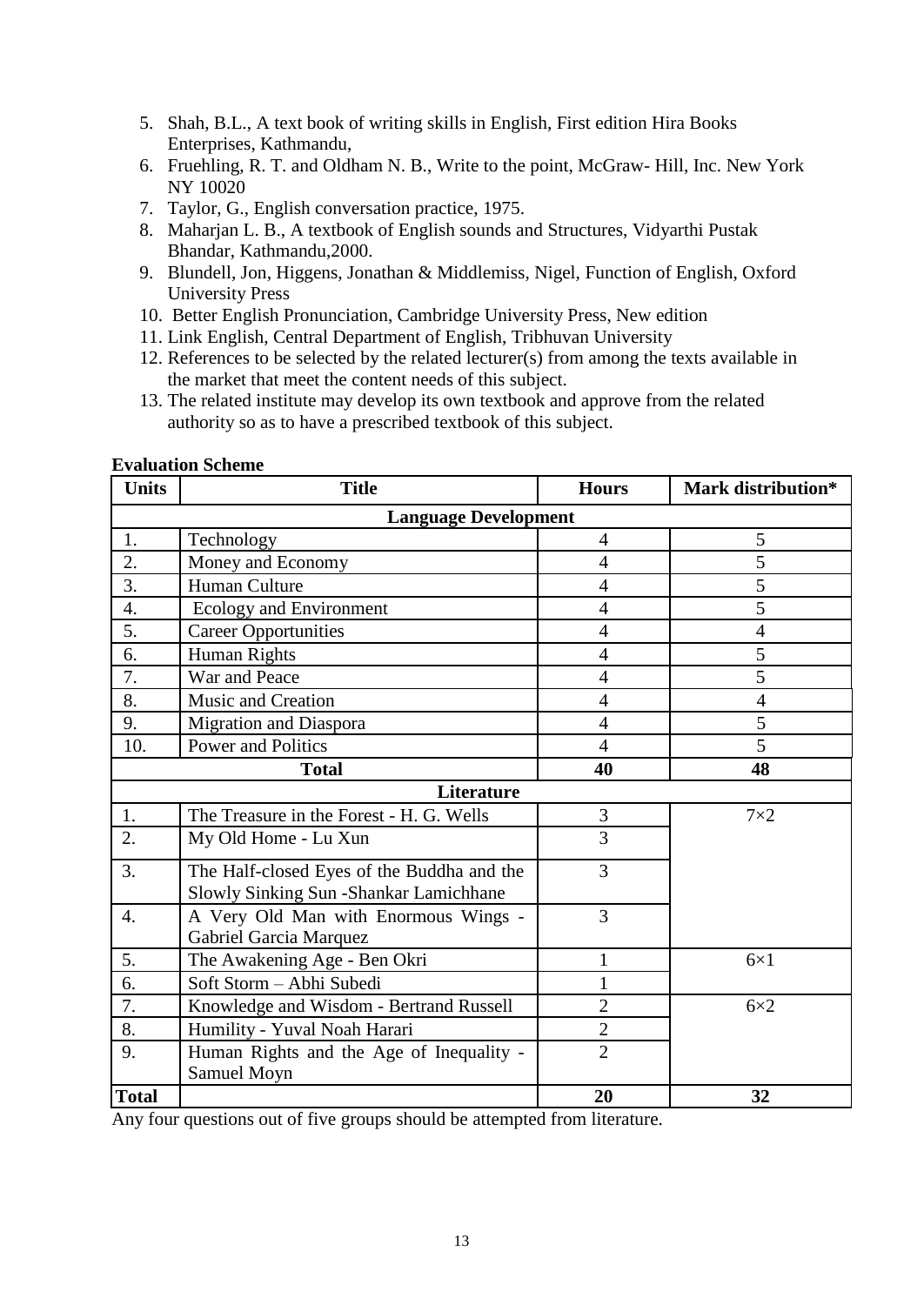5. Shah, B.L., A text book of writing skills in English, First edition Hira Books Enterprises, Kathmandu,
6. Fruehling, R. T. and Oldham N. B., Write to the point, McGraw- Hill, Inc. New York NY 10020
7. Taylor, G., English conversation practice, 1975.
8. Maharjan L. B., A textbook of English sounds and Structures, Vidyarthi Pustak Bhandar, Kathmandu,2000.
9. Blundell, Jon, Higgens, Jonathan & Middlemiss, Nigel, Function of English, Oxford University Press
10. Better English Pronunciation, Cambridge University Press, New edition
11. Link English, Central Department of English, Tribhuvan University
12. References to be selected by the related lecturer(s) from among the texts available in the market that meet the content needs of this subject.
13. The related institute may develop its own textbook and approve from the related authority so as to have a prescribed textbook of this subject.

**Evaluation Scheme**

| Units | Title | Hours | Mark distribution* |
|---|---|---|---|
| | **Language Development** | | |
| 1. | Technology | 4 | 5 |
| 2. | Money and Economy | 4 | 5 |
| 3. | Human Culture | 4 | 5 |
| 4. | Ecology and Environment | 4 | 5 |
| 5. | Career Opportunities | 4 | 4 |
| 6. | Human Rights | 4 | 5 |
| 7. | War and Peace | 4 | 5 |
| 8. | Music and Creation | 4 | 4 |
| 9. | Migration and Diaspora | 4 | 5 |
| 10. | Power and Politics | 4 | 5 |
| | **Total** | **40** | **48** |
| | **Literature** | | |
| 1. | The Treasure in the Forest - H. G. Wells | 3 | 7×2 |
| 2. | My Old Home - Lu Xun | 3 | |
| 3. | The Half-closed Eyes of the Buddha and the Slowly Sinking Sun -Shankar Lamichhane | 3 | |
| 4. | A Very Old Man with Enormous Wings - Gabriel Garcia Marquez | 3 | |
| 5. | The Awakening Age - Ben Okri | 1 | 6×1 |
| 6. | Soft Storm – Abhi Subedi | 1 | |
| 7. | Knowledge and Wisdom - Bertrand Russell | 2 | 6×2 |
| 8. | Humility - Yuval Noah Harari | 2 | |
| 9. | Human Rights and the Age of Inequality - Samuel Moyn | 2 | |
| **Total** | | **20** | **32** |

Any four questions out of five groups should be attempted from literature.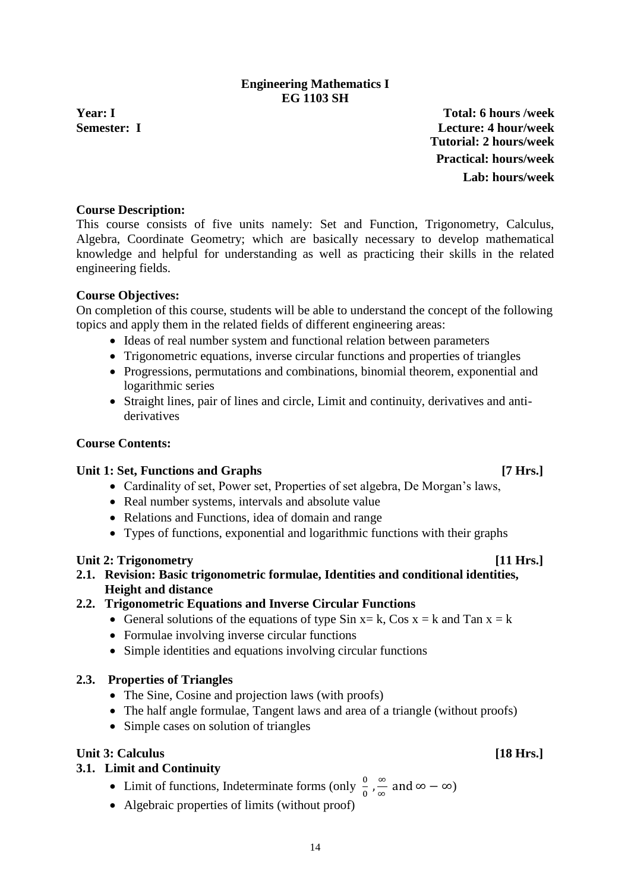**Engineering Mathematics I**
**EG 1103 SH**

**Year: I** | **Total: 6 hours /week**
**Semester: I** | **Lecture: 4 hour/week**
**Tutorial: 2 hours/week**
**Practical: hours/week**
**Lab: hours/week**

**Course Description:**

This course consists of five units namely: Set and Function, Trigonometry, Calculus, Algebra, Coordinate Geometry; which are basically necessary to develop mathematical knowledge and helpful for understanding as well as practicing their skills in the related engineering fields.

**Course Objectives:**

On completion of this course, students will be able to understand the concept of the following topics and apply them in the related fields of different engineering areas:

- Ideas of real number system and functional relation between parameters
- Trigonometric equations, inverse circular functions and properties of triangles
- Progressions, permutations and combinations, binomial theorem, exponential and logarithmic series
- Straight lines, pair of lines and circle, Limit and continuity, derivatives and anti-derivatives

**Course Contents:**

**Unit 1: Set, Functions and Graphs [7 Hrs.]**

- Cardinality of set, Power set, Properties of set algebra, De Morgan's laws,
- Real number systems, intervals and absolute value
- Relations and Functions, idea of domain and range
- Types of functions, exponential and logarithmic functions with their graphs

**Unit 2: Trigonometry [11 Hrs.]**

**2.1. Revision: Basic trigonometric formulae, Identities and conditional identities, Height and distance**

**2.2. Trigonometric Equations and Inverse Circular Functions**

- General solutions of the equations of type Sin x= k, Cos x = k and Tan x = k
- Formulae involving inverse circular functions
- Simple identities and equations involving circular functions

**2.3. Properties of Triangles**

- The Sine, Cosine and projection laws (with proofs)
- The half angle formulae, Tangent laws and area of a triangle (without proofs)
- Simple cases on solution of triangles

**Unit 3: Calculus [18 Hrs.]**

**3.1. Limit and Continuity**

- Limit of functions, Indeterminate forms (only $\frac{0}{0}, \frac{\infty}{\infty}$ and $\infty - \infty$)
- Algebraic properties of limits (without proof)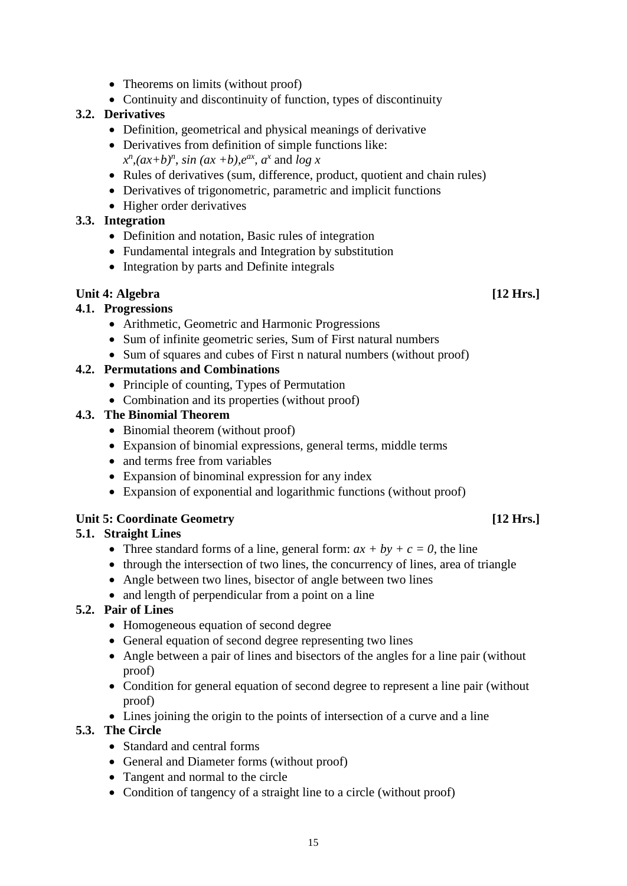- Theorems on limits (without proof)
- Continuity and discontinuity of function, types of discontinuity

### 3.2. Derivatives

- Definition, geometrical and physical meanings of derivative
- Derivatives from definition of simple functions like: $x^n, (ax+b)^n$, $\sin(ax+b), e^{ax}$, $a^x$ and $\log x$
- Rules of derivatives (sum, difference, product, quotient and chain rules)
- Derivatives of trigonometric, parametric and implicit functions
- Higher order derivatives

### 3.3. Integration

- Definition and notation, Basic rules of integration
- Fundamental integrals and Integration by substitution
- Integration by parts and Definite integrals

## Unit 4: Algebra [12 Hrs.]

### 4.1. Progressions

- Arithmetic, Geometric and Harmonic Progressions
- Sum of infinite geometric series, Sum of First natural numbers
- Sum of squares and cubes of First n natural numbers (without proof)

### 4.2. Permutations and Combinations

- Principle of counting, Types of Permutation
- Combination and its properties (without proof)

### 4.3. The Binomial Theorem

- Binomial theorem (without proof)
- Expansion of binomial expressions, general terms, middle terms
- and terms free from variables
- Expansion of binominal expression for any index
- Expansion of exponential and logarithmic functions (without proof)

## Unit 5: Coordinate Geometry [12 Hrs.]

### 5.1. Straight Lines

- Three standard forms of a line, general form: $ax + by + c = 0$, the line
- through the intersection of two lines, the concurrency of lines, area of triangle
- Angle between two lines, bisector of angle between two lines
- and length of perpendicular from a point on a line

### 5.2. Pair of Lines

- Homogeneous equation of second degree
- General equation of second degree representing two lines
- Angle between a pair of lines and bisectors of the angles for a line pair (without proof)
- Condition for general equation of second degree to represent a line pair (without proof)
- Lines joining the origin to the points of intersection of a curve and a line

### 5.3. The Circle

- Standard and central forms
- General and Diameter forms (without proof)
- Tangent and normal to the circle
- Condition of tangency of a straight line to a circle (without proof)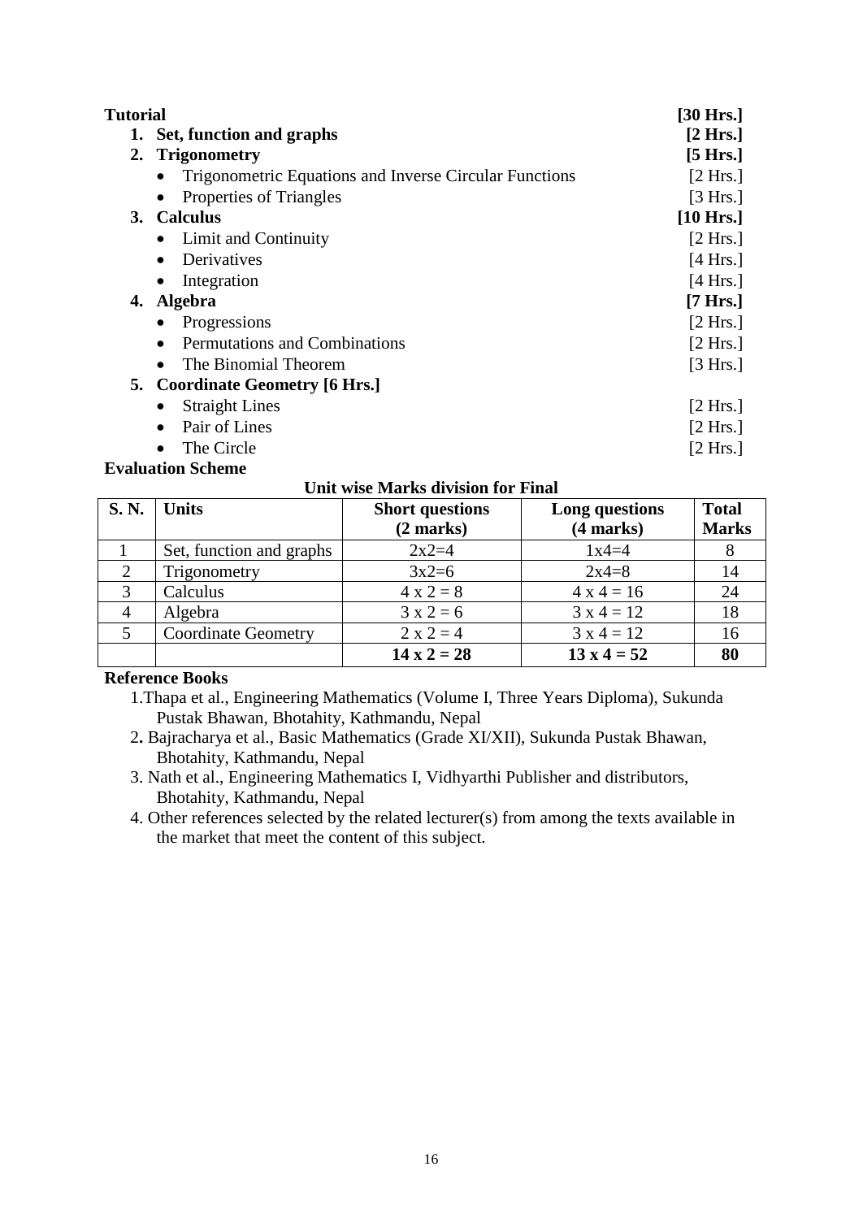**Tutorial** **[30 Hrs.]**

1. **Set, function and graphs** **[2 Hrs.]**
2. **Trigonometry** **[5 Hrs.]**
   - Trigonometric Equations and Inverse Circular Functions [2 Hrs.]
   - Properties of Triangles [3 Hrs.]
3. **Calculus** **[10 Hrs.]**
   - Limit and Continuity [2 Hrs.]
   - Derivatives [4 Hrs.]
   - Integration [4 Hrs.]
4. **Algebra** **[7 Hrs.]**
   - Progressions [2 Hrs.]
   - Permutations and Combinations [2 Hrs.]
   - The Binomial Theorem [3 Hrs.]
5. **Coordinate Geometry [6 Hrs.]**
   - Straight Lines [2 Hrs.]
   - Pair of Lines [2 Hrs.]
   - The Circle [2 Hrs.]

**Evaluation Scheme**

**Unit wise Marks division for Final**

| **S. N.** | **Units** | **Short questions (2 marks)** | **Long questions (4 marks)** | **Total Marks** |
|---|---|---|---|---|
| 1 | Set, function and graphs | 2x2=4 | 1x4=4 | 8 |
| 2 | Trigonometry | 3x2=6 | 2x4=8 | 14 |
| 3 | Calculus | 4 x 2 = 8 | 4 x 4 = 16 | 24 |
| 4 | Algebra | 3 x 2 = 6 | 3 x 4 = 12 | 18 |
| 5 | Coordinate Geometry | 2 x 2 = 4 | 3 x 4 = 12 | 16 |
| | | **14 x 2 = 28** | **13 x 4 = 52** | **80** |

**Reference Books**

1. Thapa et al., Engineering Mathematics (Volume I, Three Years Diploma), Sukunda Pustak Bhawan, Bhotahity, Kathmandu, Nepal
2. Bajracharya et al., Basic Mathematics (Grade XI/XII), Sukunda Pustak Bhawan, Bhotahity, Kathmandu, Nepal
3. Nath et al., Engineering Mathematics I, Vidhyarthi Publisher and distributors, Bhotahity, Kathmandu, Nepal
4. Other references selected by the related lecturer(s) from among the texts available in the market that meet the content of this subject.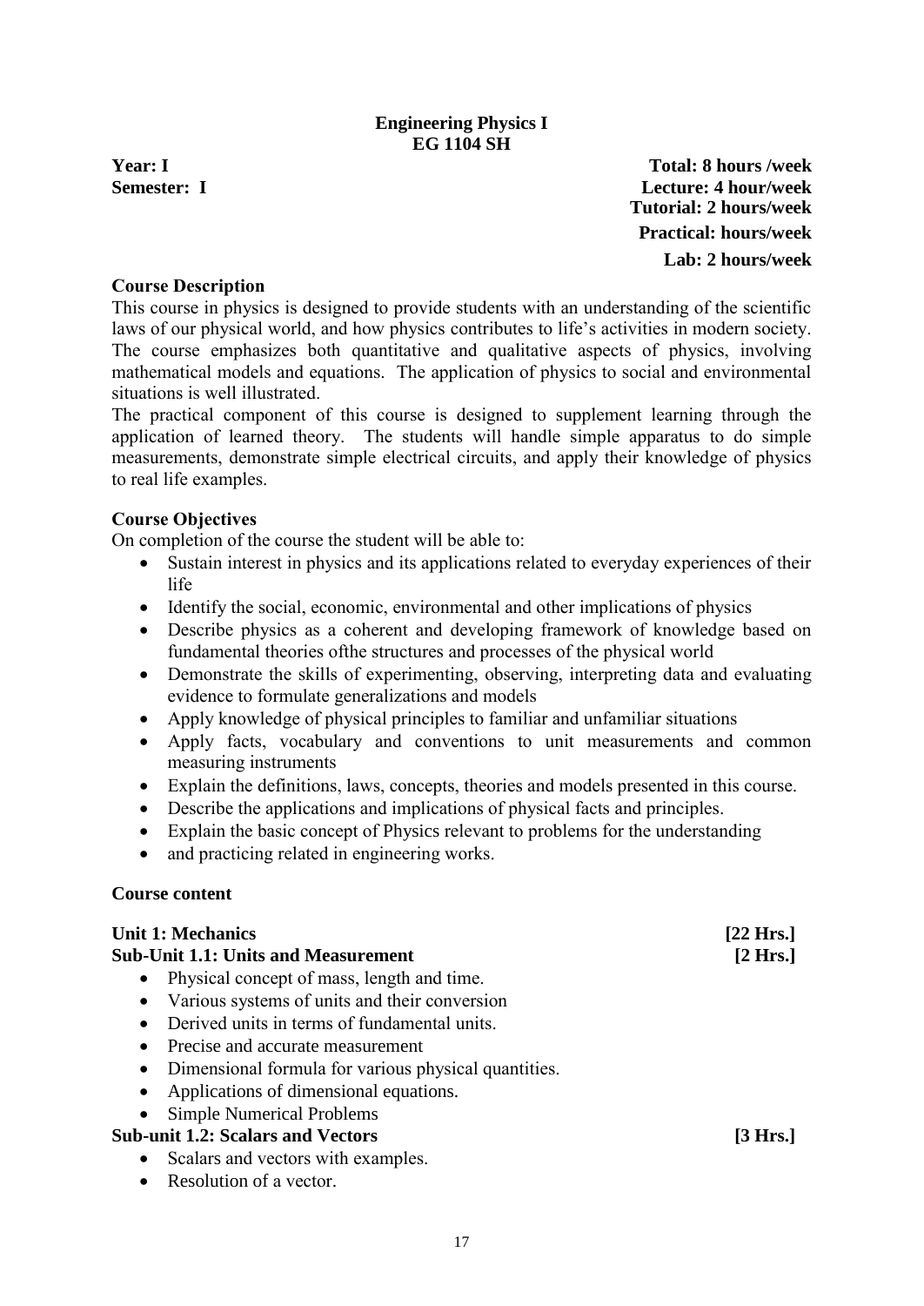# Engineering Physics I
## EG 1104 SH

**Year: I** **Total: 8 hours /week**
**Semester: I** **Lecture: 4 hour/week**
**Tutorial: 2 hours/week**
**Practical: hours/week**
**Lab: 2 hours/week**

### Course Description

This course in physics is designed to provide students with an understanding of the scientific laws of our physical world, and how physics contributes to life's activities in modern society. The course emphasizes both quantitative and qualitative aspects of physics, involving mathematical models and equations. The application of physics to social and environmental situations is well illustrated.

The practical component of this course is designed to supplement learning through the application of learned theory. The students will handle simple apparatus to do simple measurements, demonstrate simple electrical circuits, and apply their knowledge of physics to real life examples.

### Course Objectives

On completion of the course the student will be able to:

- Sustain interest in physics and its applications related to everyday experiences of their life
- Identify the social, economic, environmental and other implications of physics
- Describe physics as a coherent and developing framework of knowledge based on fundamental theories ofthe structures and processes of the physical world
- Demonstrate the skills of experimenting, observing, interpreting data and evaluating evidence to formulate generalizations and models
- Apply knowledge of physical principles to familiar and unfamiliar situations
- Apply facts, vocabulary and conventions to unit measurements and common measuring instruments
- Explain the definitions, laws, concepts, theories and models presented in this course.
- Describe the applications and implications of physical facts and principles.
- Explain the basic concept of Physics relevant to problems for the understanding
- and practicing related in engineering works.

### Course content

**Unit 1: Mechanics** **[22 Hrs.]**

**Sub-Unit 1.1: Units and Measurement** **[2 Hrs.]**

- Physical concept of mass, length and time.
- Various systems of units and their conversion
- Derived units in terms of fundamental units.
- Precise and accurate measurement
- Dimensional formula for various physical quantities.
- Applications of dimensional equations.
- Simple Numerical Problems

**Sub-unit 1.2: Scalars and Vectors** **[3 Hrs.]**

- Scalars and vectors with examples.
- Resolution of a vector.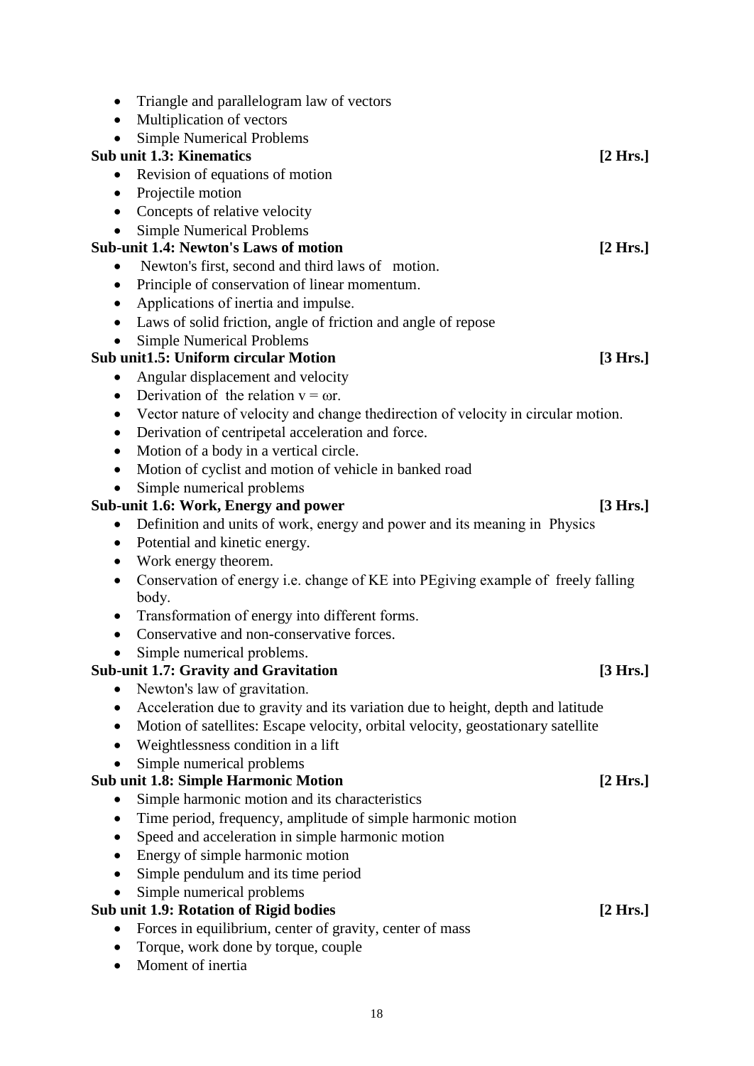- Triangle and parallelogram law of vectors
- Multiplication of vectors
- Simple Numerical Problems

**Sub unit 1.3: Kinematics** **[2 Hrs.]**

- Revision of equations of motion
- Projectile motion
- Concepts of relative velocity
- Simple Numerical Problems

**Sub-unit 1.4: Newton's Laws of motion** **[2 Hrs.]**

- Newton's first, second and third laws of motion.
- Principle of conservation of linear momentum.
- Applications of inertia and impulse.
- Laws of solid friction, angle of friction and angle of repose
- Simple Numerical Problems

**Sub unit1.5: Uniform circular Motion** **[3 Hrs.]**

- Angular displacement and velocity
- Derivation of the relation $v = \omega r$.
- Vector nature of velocity and change thedirection of velocity in circular motion.
- Derivation of centripetal acceleration and force.
- Motion of a body in a vertical circle.
- Motion of cyclist and motion of vehicle in banked road
- Simple numerical problems

**Sub-unit 1.6: Work, Energy and power** **[3 Hrs.]**

- Definition and units of work, energy and power and its meaning in Physics
- Potential and kinetic energy.
- Work energy theorem.
- Conservation of energy i.e. change of KE into PEgiving example of freely falling body.
- Transformation of energy into different forms.
- Conservative and non-conservative forces.
- Simple numerical problems.

**Sub-unit 1.7: Gravity and Gravitation** **[3 Hrs.]**

- Newton's law of gravitation.
- Acceleration due to gravity and its variation due to height, depth and latitude
- Motion of satellites: Escape velocity, orbital velocity, geostationary satellite
- Weightlessness condition in a lift
- Simple numerical problems

**Sub unit 1.8: Simple Harmonic Motion** **[2 Hrs.]**

- Simple harmonic motion and its characteristics
- Time period, frequency, amplitude of simple harmonic motion
- Speed and acceleration in simple harmonic motion
- Energy of simple harmonic motion
- Simple pendulum and its time period
- Simple numerical problems

**Sub unit 1.9: Rotation of Rigid bodies** **[2 Hrs.]**

- Forces in equilibrium, center of gravity, center of mass
- Torque, work done by torque, couple
- Moment of inertia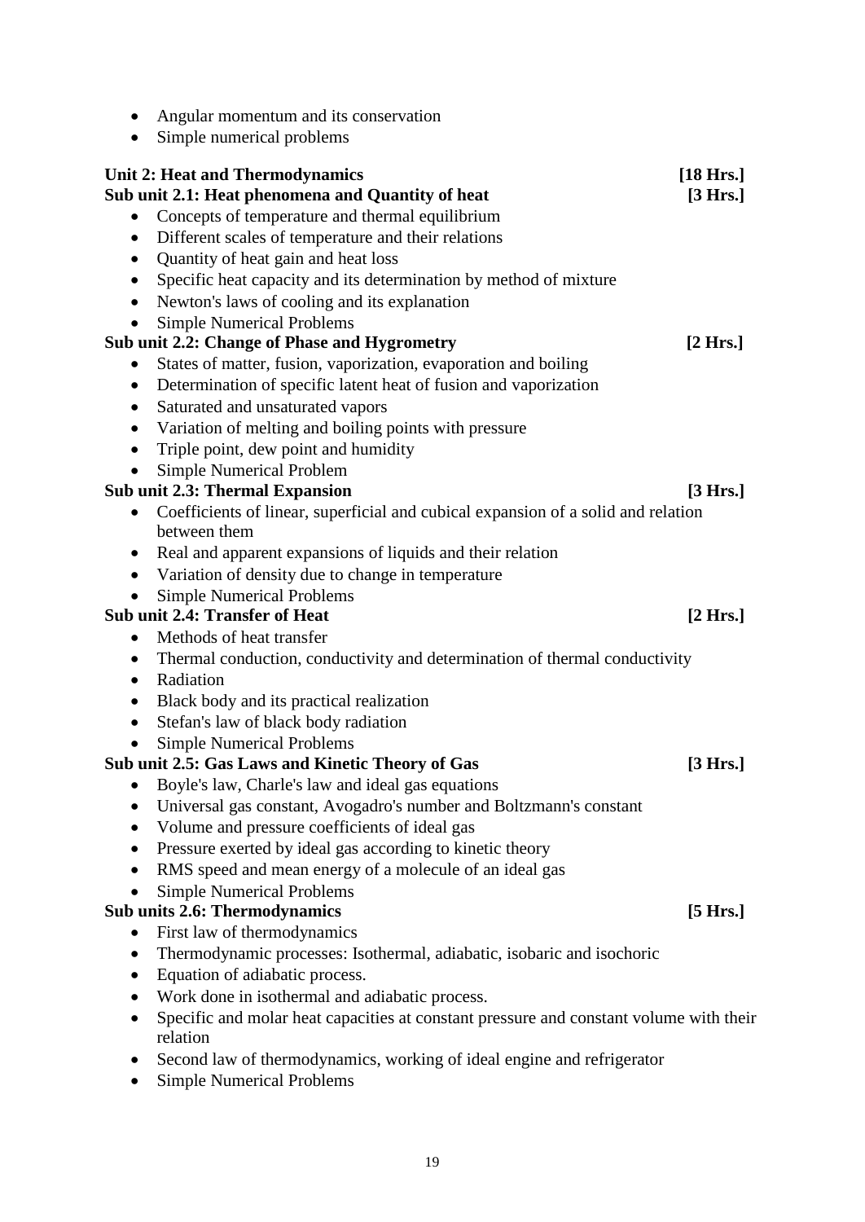- Angular momentum and its conservation
- Simple numerical problems

**Unit 2: Heat and Thermodynamics** **[18 Hrs.]**

**Sub unit 2.1: Heat phenomena and Quantity of heat** **[3 Hrs.]**

- Concepts of temperature and thermal equilibrium
- Different scales of temperature and their relations
- Quantity of heat gain and heat loss
- Specific heat capacity and its determination by method of mixture
- Newton's laws of cooling and its explanation
- Simple Numerical Problems

**Sub unit 2.2: Change of Phase and Hygrometry** **[2 Hrs.]**

- States of matter, fusion, vaporization, evaporation and boiling
- Determination of specific latent heat of fusion and vaporization
- Saturated and unsaturated vapors
- Variation of melting and boiling points with pressure
- Triple point, dew point and humidity
- Simple Numerical Problem

**Sub unit 2.3: Thermal Expansion** **[3 Hrs.]**

- Coefficients of linear, superficial and cubical expansion of a solid and relation between them
- Real and apparent expansions of liquids and their relation
- Variation of density due to change in temperature
- Simple Numerical Problems

**Sub unit 2.4: Transfer of Heat** **[2 Hrs.]**

- Methods of heat transfer
- Thermal conduction, conductivity and determination of thermal conductivity
- Radiation
- Black body and its practical realization
- Stefan's law of black body radiation
- Simple Numerical Problems

**Sub unit 2.5: Gas Laws and Kinetic Theory of Gas** **[3 Hrs.]**

- Boyle's law, Charle's law and ideal gas equations
- Universal gas constant, Avogadro's number and Boltzmann's constant
- Volume and pressure coefficients of ideal gas
- Pressure exerted by ideal gas according to kinetic theory
- RMS speed and mean energy of a molecule of an ideal gas
- Simple Numerical Problems

**Sub units 2.6: Thermodynamics** **[5 Hrs.]**

- First law of thermodynamics
- Thermodynamic processes: Isothermal, adiabatic, isobaric and isochoric
- Equation of adiabatic process.
- Work done in isothermal and adiabatic process.
- Specific and molar heat capacities at constant pressure and constant volume with their relation
- Second law of thermodynamics, working of ideal engine and refrigerator
- Simple Numerical Problems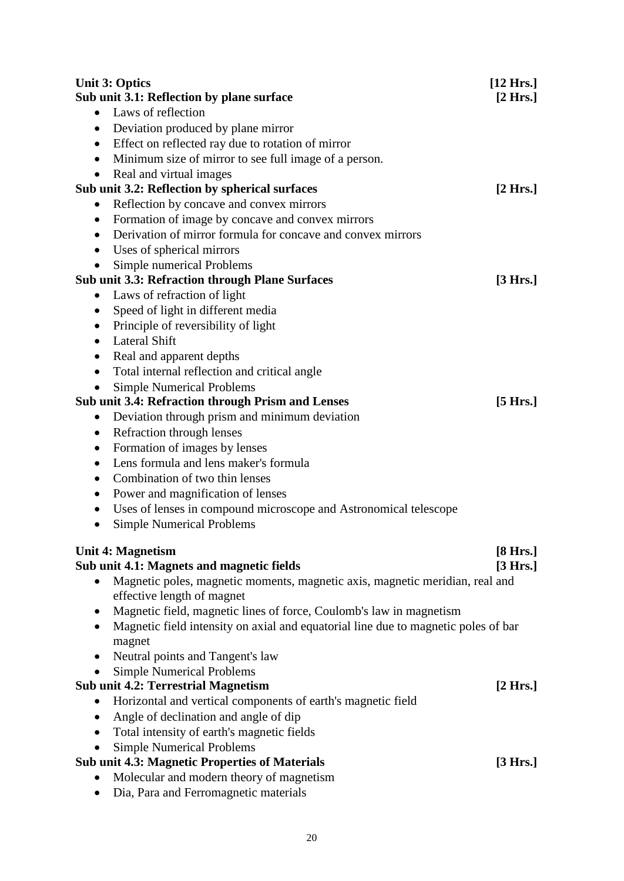**Unit 3: Optics** **[12 Hrs.]**

**Sub unit 3.1: Reflection by plane surface** **[2 Hrs.]**

- Laws of reflection
- Deviation produced by plane mirror
- Effect on reflected ray due to rotation of mirror
- Minimum size of mirror to see full image of a person.
- Real and virtual images

**Sub unit 3.2: Reflection by spherical surfaces** **[2 Hrs.]**

- Reflection by concave and convex mirrors
- Formation of image by concave and convex mirrors
- Derivation of mirror formula for concave and convex mirrors
- Uses of spherical mirrors
- Simple numerical Problems

**Sub unit 3.3: Refraction through Plane Surfaces** **[3 Hrs.]**

- Laws of refraction of light
- Speed of light in different media
- Principle of reversibility of light
- Lateral Shift
- Real and apparent depths
- Total internal reflection and critical angle
- Simple Numerical Problems

**Sub unit 3.4: Refraction through Prism and Lenses** **[5 Hrs.]**

- Deviation through prism and minimum deviation
- Refraction through lenses
- Formation of images by lenses
- Lens formula and lens maker's formula
- Combination of two thin lenses
- Power and magnification of lenses
- Uses of lenses in compound microscope and Astronomical telescope
- Simple Numerical Problems

**Unit 4: Magnetism** **[8 Hrs.]**

**Sub unit 4.1: Magnets and magnetic fields** **[3 Hrs.]**

- Magnetic poles, magnetic moments, magnetic axis, magnetic meridian, real and effective length of magnet
- Magnetic field, magnetic lines of force, Coulomb's law in magnetism
- Magnetic field intensity on axial and equatorial line due to magnetic poles of bar magnet
- Neutral points and Tangent's law
- Simple Numerical Problems

**Sub unit 4.2: Terrestrial Magnetism** **[2 Hrs.]**

- Horizontal and vertical components of earth's magnetic field
- Angle of declination and angle of dip
- Total intensity of earth's magnetic fields
- Simple Numerical Problems

**Sub unit 4.3: Magnetic Properties of Materials** **[3 Hrs.]**

- Molecular and modern theory of magnetism
- Dia, Para and Ferromagnetic materials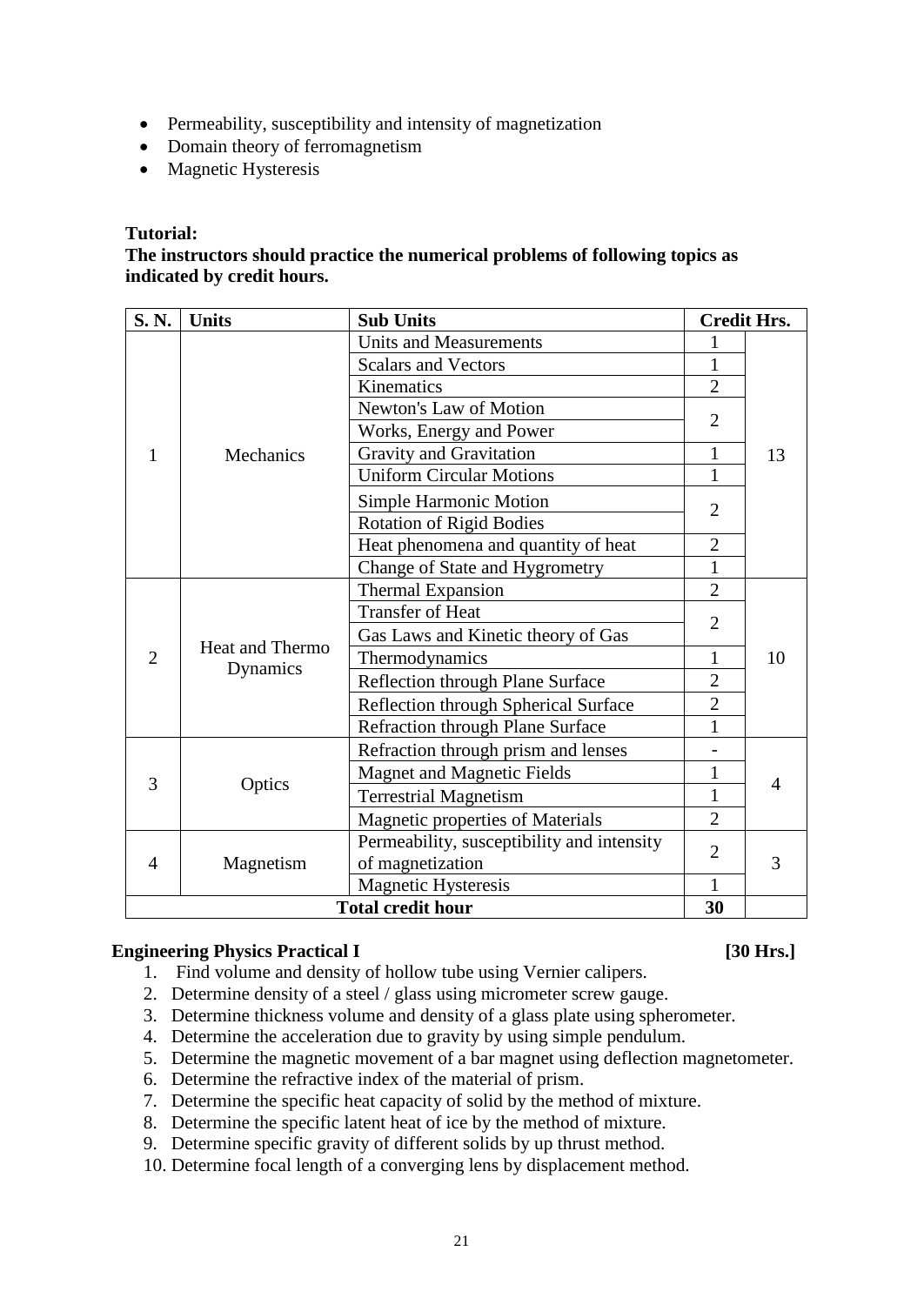- Permeability, susceptibility and intensity of magnetization
- Domain theory of ferromagnetism
- Magnetic Hysteresis

**Tutorial:**

**The instructors should practice the numerical problems of following topics as indicated by credit hours.**

| S. N. | Units | Sub Units | Credit Hrs. | |
|---|---|---|---|---|
| 1 | Mechanics | Units and Measurements | 1 | 13 |
| | | Scalars and Vectors | 1 | |
| | | Kinematics | 2 | |
| | | Newton's Law of Motion | 2 | |
| | | Works, Energy and Power | | |
| | | Gravity and Gravitation | 1 | |
| | | Uniform Circular Motions | 1 | |
| | | Simple Harmonic Motion | 2 | |
| | | Rotation of Rigid Bodies | | |
| | | Heat phenomena and quantity of heat | 2 | |
| | | Change of State and Hygrometry | 1 | |
| 2 | Heat and Thermo Dynamics | Thermal Expansion | 2 | 10 |
| | | Transfer of Heat | 2 | |
| | | Gas Laws and Kinetic theory of Gas | | |
| | | Thermodynamics | 1 | |
| | | Reflection through Plane Surface | 2 | |
| | | Reflection through Spherical Surface | 2 | |
| | | Refraction through Plane Surface | 1 | |
| 3 | Optics | Refraction through prism and lenses | - | 4 |
| | | Magnet and Magnetic Fields | 1 | |
| | | Terrestrial Magnetism | 1 | |
| | | Magnetic properties of Materials | 2 | |
| 4 | Magnetism | Permeability, susceptibility and intensity of magnetization | 2 | 3 |
| | | Magnetic Hysteresis | 1 | |
| **Total credit hour** | | | **30** | |

**Engineering Physics Practical I** **[30 Hrs.]**

1. Find volume and density of hollow tube using Vernier calipers.
2. Determine density of a steel / glass using micrometer screw gauge.
3. Determine thickness volume and density of a glass plate using spherometer.
4. Determine the acceleration due to gravity by using simple pendulum.
5. Determine the magnetic movement of a bar magnet using deflection magnetometer.
6. Determine the refractive index of the material of prism.
7. Determine the specific heat capacity of solid by the method of mixture.
8. Determine the specific latent heat of ice by the method of mixture.
9. Determine specific gravity of different solids by up thrust method.
10. Determine focal length of a converging lens by displacement method.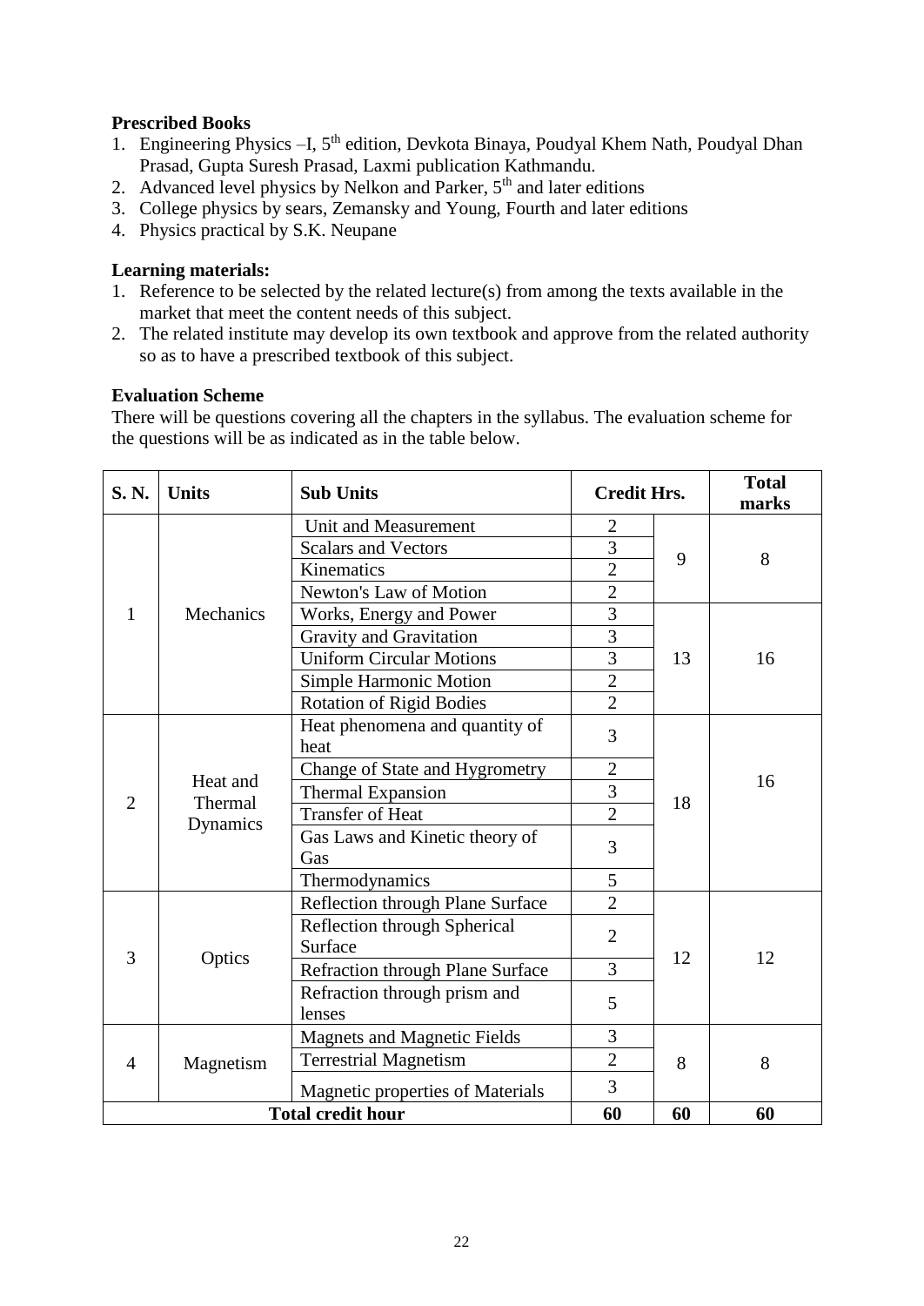**Prescribed Books**

1. Engineering Physics –I, 5th edition, Devkota Binaya, Poudyal Khem Nath, Poudyal Dhan Prasad, Gupta Suresh Prasad, Laxmi publication Kathmandu.
2. Advanced level physics by Nelkon and Parker, 5th and later editions
3. College physics by sears, Zemansky and Young, Fourth and later editions
4. Physics practical by S.K. Neupane

**Learning materials:**

1. Reference to be selected by the related lecture(s) from among the texts available in the market that meet the content needs of this subject.
2. The related institute may develop its own textbook and approve from the related authority so as to have a prescribed textbook of this subject.

**Evaluation Scheme**

There will be questions covering all the chapters in the syllabus. The evaluation scheme for the questions will be as indicated as in the table below.

| S. N. | Units | Sub Units | Credit Hrs. | | Total marks |
|---|---|---|---|---|---|
| 1 | Mechanics | Unit and Measurement | 2 | 9 | 8 |
| | | Scalars and Vectors | 3 | | |
| | | Kinematics | 2 | | |
| | | Newton's Law of Motion | 2 | | |
| | | Works, Energy and Power | 3 | 13 | 16 |
| | | Gravity and Gravitation | 3 | | |
| | | Uniform Circular Motions | 3 | | |
| | | Simple Harmonic Motion | 2 | | |
| | | Rotation of Rigid Bodies | 2 | | |
| 2 | Heat and Thermal Dynamics | Heat phenomena and quantity of heat | 3 | 18 | 16 |
| | | Change of State and Hygrometry | 2 | | |
| | | Thermal Expansion | 3 | | |
| | | Transfer of Heat | 2 | | |
| | | Gas Laws and Kinetic theory of Gas | 3 | | |
| | | Thermodynamics | 5 | | |
| 3 | Optics | Reflection through Plane Surface | 2 | 12 | 12 |
| | | Reflection through Spherical Surface | 2 | | |
| | | Refraction through Plane Surface | 3 | | |
| | | Refraction through prism and lenses | 5 | | |
| 4 | Magnetism | Magnets and Magnetic Fields | 3 | 8 | 8 |
| | | Terrestrial Magnetism | 2 | | |
| | | Magnetic properties of Materials | 3 | | |
| **Total credit hour** | | | **60** | **60** | **60** |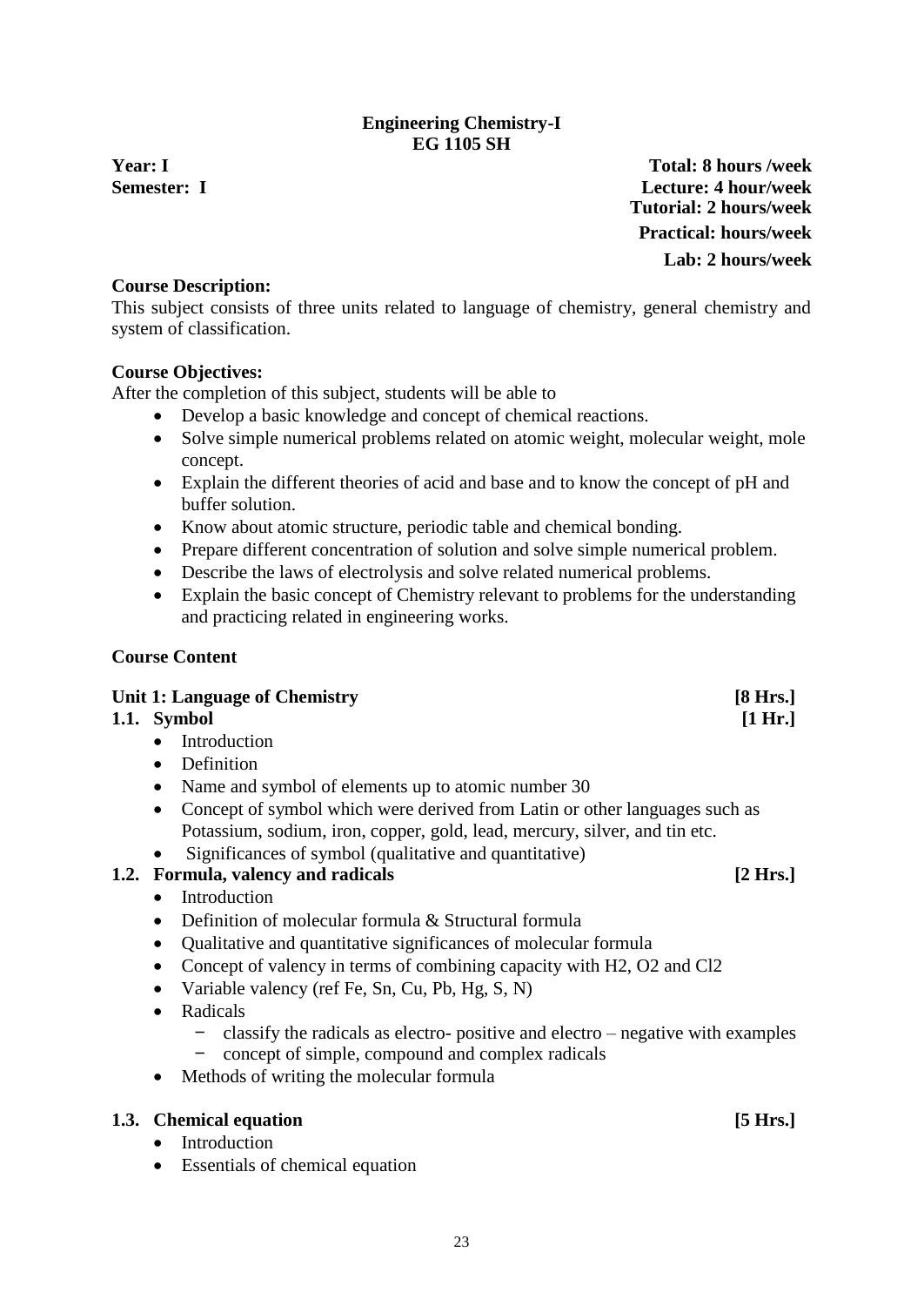# Engineering Chemistry-I
## EG 1105 SH

**Year: I**
**Semester: I**

**Total: 8 hours /week**
**Lecture: 4 hour/week**
**Tutorial: 2 hours/week**
**Practical: hours/week**
**Lab: 2 hours/week**

**Course Description:**
This subject consists of three units related to language of chemistry, general chemistry and system of classification.

**Course Objectives:**
After the completion of this subject, students will be able to

- Develop a basic knowledge and concept of chemical reactions.
- Solve simple numerical problems related on atomic weight, molecular weight, mole concept.
- Explain the different theories of acid and base and to know the concept of pH and buffer solution.
- Know about atomic structure, periodic table and chemical bonding.
- Prepare different concentration of solution and solve simple numerical problem.
- Describe the laws of electrolysis and solve related numerical problems.
- Explain the basic concept of Chemistry relevant to problems for the understanding and practicing related in engineering works.

**Course Content**

**Unit 1: Language of Chemistry [8 Hrs.]**

**1.1. Symbol [1 Hr.]**

- Introduction
- Definition
- Name and symbol of elements up to atomic number 30
- Concept of symbol which were derived from Latin or other languages such as Potassium, sodium, iron, copper, gold, lead, mercury, silver, and tin etc.
- Significances of symbol (qualitative and quantitative)

**1.2. Formula, valency and radicals [2 Hrs.]**

- Introduction
- Definition of molecular formula & Structural formula
- Qualitative and quantitative significances of molecular formula
- Concept of valency in terms of combining capacity with $H_2$, $O_2$ and $Cl_2$
- Variable valency (ref Fe, Sn, Cu, Pb, Hg, S, N)
- Radicals
  - classify the radicals as electro- positive and electro – negative with examples
  - concept of simple, compound and complex radicals
- Methods of writing the molecular formula

**1.3. Chemical equation [5 Hrs.]**

- Introduction
- Essentials of chemical equation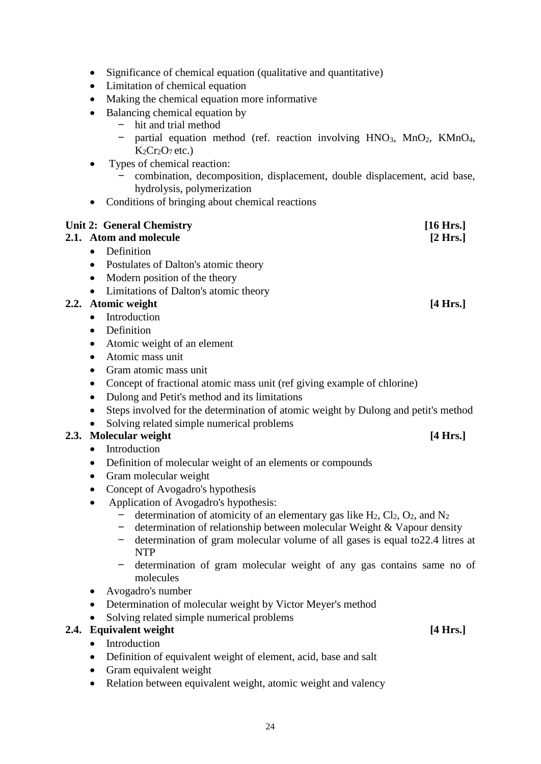- Significance of chemical equation (qualitative and quantitative)
- Limitation of chemical equation
- Making the chemical equation more informative
- Balancing chemical equation by
  - hit and trial method
  - partial equation method (ref. reaction involving $HNO_3$, $MnO_2$, $KMnO_4$, $K_2Cr_2O_7$ etc.)
- Types of chemical reaction:
  - combination, decomposition, displacement, double displacement, acid base, hydrolysis, polymerization
- Conditions of bringing about chemical reactions

## Unit 2: General Chemistry [16 Hrs.]

### 2.1. Atom and molecule [2 Hrs.]

- Definition
- Postulates of Dalton's atomic theory
- Modern position of the theory
- Limitations of Dalton's atomic theory

### 2.2. Atomic weight [4 Hrs.]

- Introduction
- Definition
- Atomic weight of an element
- Atomic mass unit
- Gram atomic mass unit
- Concept of fractional atomic mass unit (ref giving example of chlorine)
- Dulong and Petit's method and its limitations
- Steps involved for the determination of atomic weight by Dulong and petit's method
- Solving related simple numerical problems

### 2.3. Molecular weight [4 Hrs.]

- Introduction
- Definition of molecular weight of an elements or compounds
- Gram molecular weight
- Concept of Avogadro's hypothesis
- Application of Avogadro's hypothesis:
  - determination of atomicity of an elementary gas like $H_2$, $Cl_2$, $O_2$, and $N_2$
  - determination of relationship between molecular Weight & Vapour density
  - determination of gram molecular volume of all gases is equal to22.4 litres at NTP
  - determination of gram molecular weight of any gas contains same no of molecules
- Avogadro's number
- Determination of molecular weight by Victor Meyer's method
- Solving related simple numerical problems

### 2.4. Equivalent weight [4 Hrs.]

- Introduction
- Definition of equivalent weight of element, acid, base and salt
- Gram equivalent weight
- Relation between equivalent weight, atomic weight and valency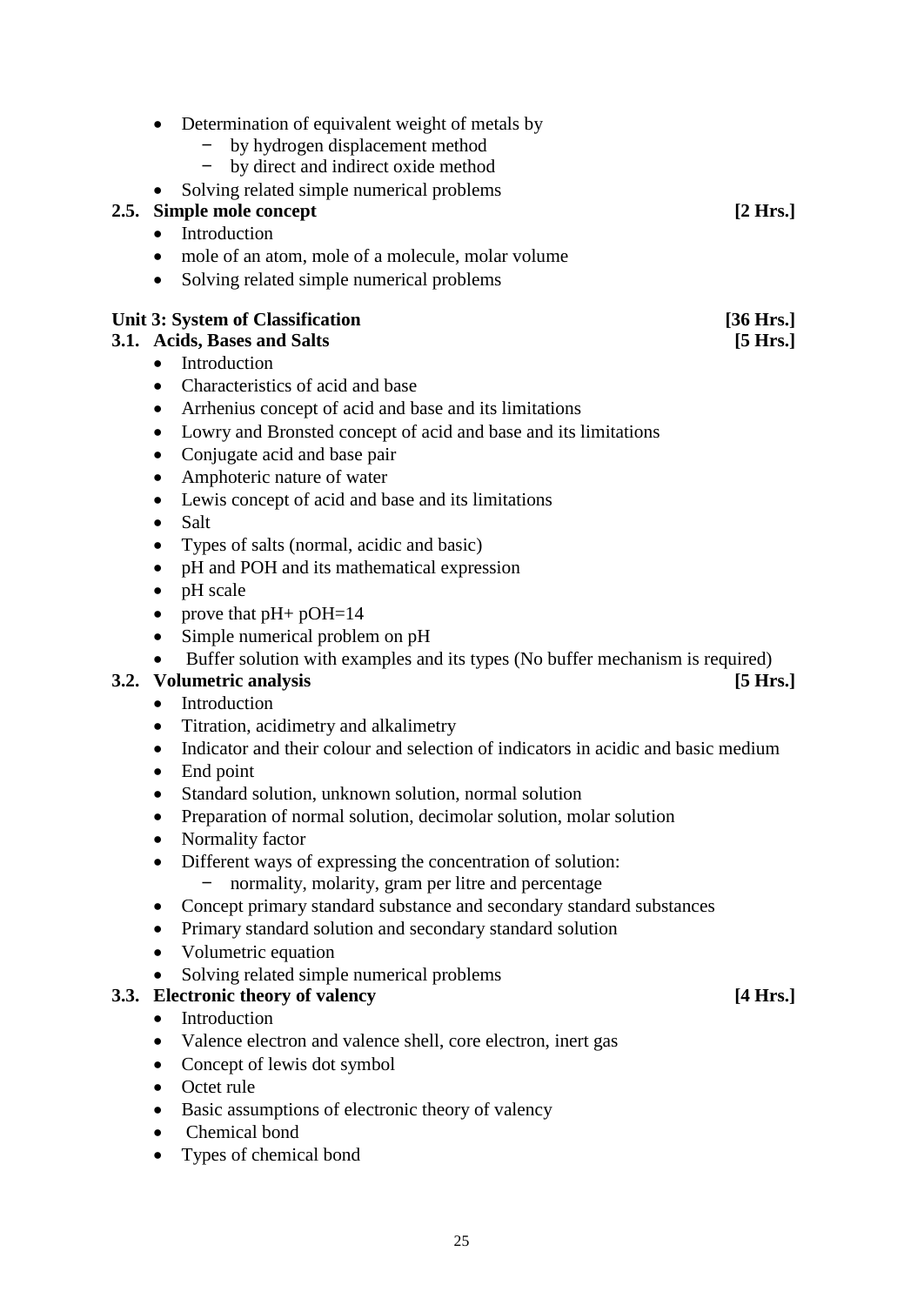- Determination of equivalent weight of metals by
  - by hydrogen displacement method
  - by direct and indirect oxide method
- Solving related simple numerical problems

**2.5. Simple mole concept** **[2 Hrs.]**

- Introduction
- mole of an atom, mole of a molecule, molar volume
- Solving related simple numerical problems

**Unit 3: System of Classification** **[36 Hrs.]**

**3.1. Acids, Bases and Salts** **[5 Hrs.]**

- Introduction
- Characteristics of acid and base
- Arrhenius concept of acid and base and its limitations
- Lowry and Bronsted concept of acid and base and its limitations
- Conjugate acid and base pair
- Amphoteric nature of water
- Lewis concept of acid and base and its limitations
- Salt
- Types of salts (normal, acidic and basic)
- pH and POH and its mathematical expression
- pH scale
- prove that pH+ pOH=14
- Simple numerical problem on pH
- Buffer solution with examples and its types (No buffer mechanism is required)

**3.2. Volumetric analysis** **[5 Hrs.]**

- Introduction
- Titration, acidimetry and alkalimetry
- Indicator and their colour and selection of indicators in acidic and basic medium
- End point
- Standard solution, unknown solution, normal solution
- Preparation of normal solution, decimolar solution, molar solution
- Normality factor
- Different ways of expressing the concentration of solution:
  - normality, molarity, gram per litre and percentage
- Concept primary standard substance and secondary standard substances
- Primary standard solution and secondary standard solution
- Volumetric equation
- Solving related simple numerical problems

**3.3. Electronic theory of valency** **[4 Hrs.]**

- Introduction
- Valence electron and valence shell, core electron, inert gas
- Concept of lewis dot symbol
- Octet rule
- Basic assumptions of electronic theory of valency
- Chemical bond
- Types of chemical bond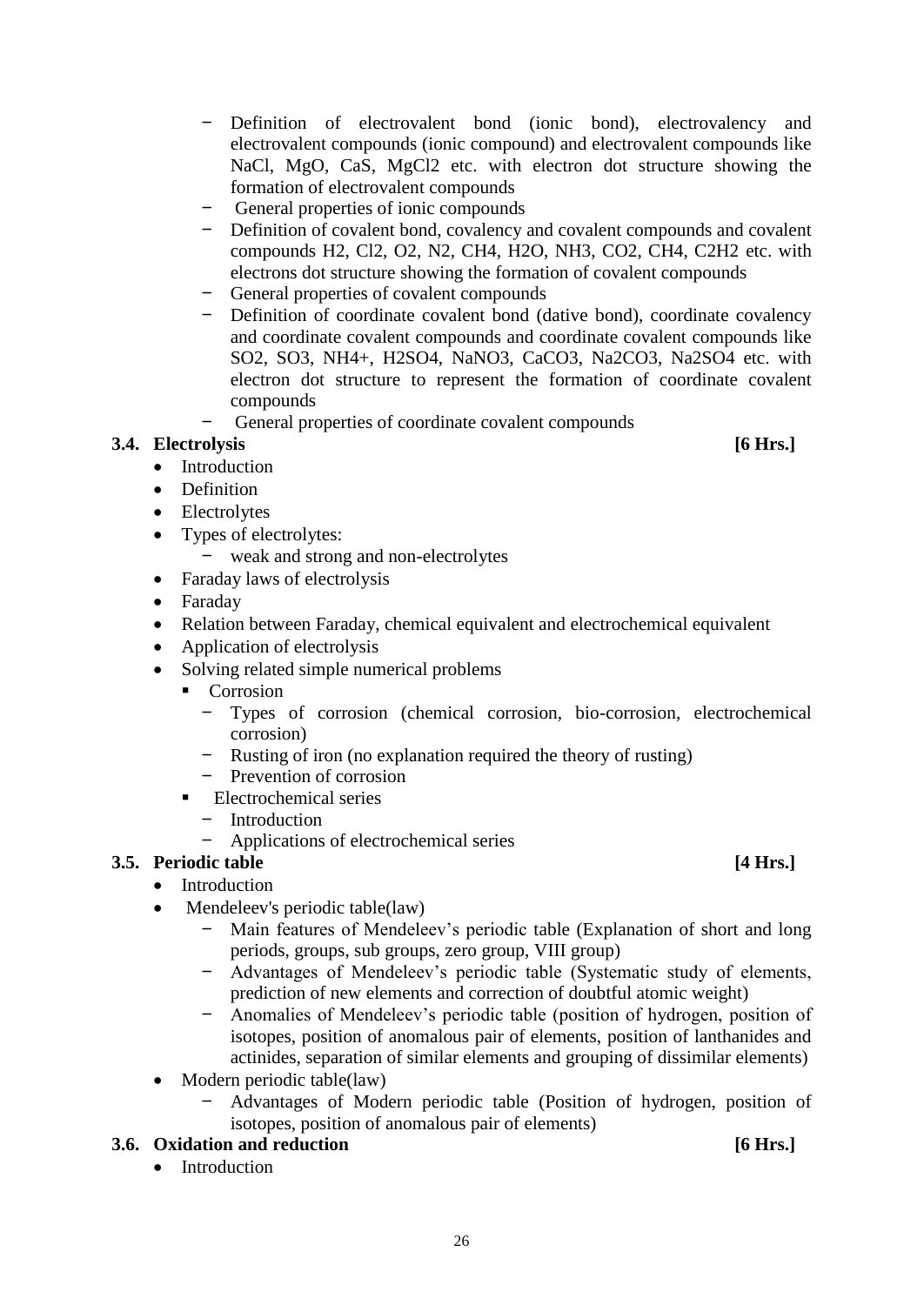- Definition of electrovalent bond (ionic bond), electrovalency and electrovalent compounds (ionic compound) and electrovalent compounds like NaCl, MgO, CaS, $MgCl_2$ etc. with electron dot structure showing the formation of electrovalent compounds
- General properties of ionic compounds
- Definition of covalent bond, covalency and covalent compounds and covalent compounds $H_2$, $Cl_2$, $O_2$, $N_2$, $CH_4$, $H_2O$, $NH_3$, $CO_2$, $CH_4$, $C_2H_2$ etc. with electrons dot structure showing the formation of covalent compounds
- General properties of covalent compounds
- Definition of coordinate covalent bond (dative bond), coordinate covalency and coordinate covalent compounds and coordinate covalent compounds like $SO_2$, $SO_3$, $NH_4^+$, $H_2SO_4$, $NaNO_3$, $CaCO_3$, $Na_2CO_3$, $Na_2SO_4$ etc. with electron dot structure to represent the formation of coordinate covalent compounds
- General properties of coordinate covalent compounds

### 3.4. Electrolysis [6 Hrs.]

- Introduction
- Definition
- Electrolytes
- Types of electrolytes:
  - weak and strong and non-electrolytes
- Faraday laws of electrolysis
- Faraday
- Relation between Faraday, chemical equivalent and electrochemical equivalent
- Application of electrolysis
- Solving related simple numerical problems
  - Corrosion
    - Types of corrosion (chemical corrosion, bio-corrosion, electrochemical corrosion)
    - Rusting of iron (no explanation required the theory of rusting)
    - Prevention of corrosion
  - Electrochemical series
    - Introduction
    - Applications of electrochemical series

### 3.5. Periodic table [4 Hrs.]

- Introduction
- Mendeleev's periodic table(law)
  - Main features of Mendeleev's periodic table (Explanation of short and long periods, groups, sub groups, zero group, VIII group)
  - Advantages of Mendeleev's periodic table (Systematic study of elements, prediction of new elements and correction of doubtful atomic weight)
  - Anomalies of Mendeleev's periodic table (position of hydrogen, position of isotopes, position of anomalous pair of elements, position of lanthanides and actinides, separation of similar elements and grouping of dissimilar elements)
- Modern periodic table(law)
  - Advantages of Modern periodic table (Position of hydrogen, position of isotopes, position of anomalous pair of elements)

### 3.6. Oxidation and reduction [6 Hrs.]

- Introduction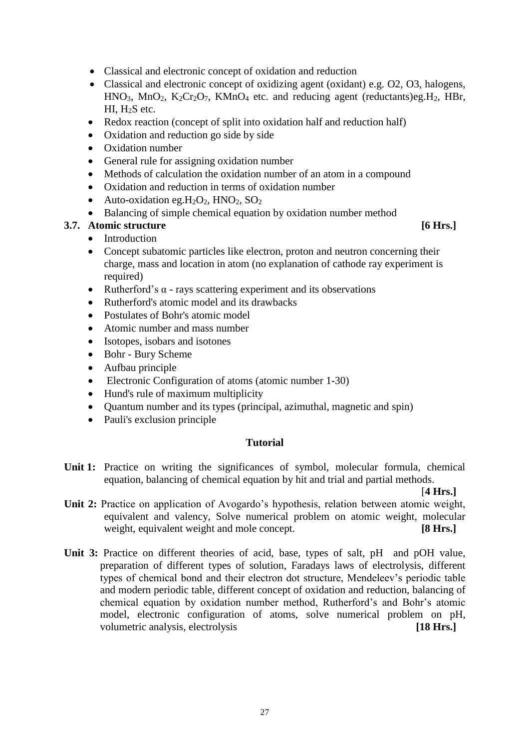- Classical and electronic concept of oxidation and reduction
- Classical and electronic concept of oxidizing agent (oxidant) e.g. O2, O3, halogens, $HNO_3$, $MnO_2$, $K_2Cr_2O_7$, $KMnO_4$ etc. and reducing agent (reductants)eg.$H_2$, HBr, HI, $H_2S$ etc.
- Redox reaction (concept of split into oxidation half and reduction half)
- Oxidation and reduction go side by side
- Oxidation number
- General rule for assigning oxidation number
- Methods of calculation the oxidation number of an atom in a compound
- Oxidation and reduction in terms of oxidation number
- Auto-oxidation eg.$H_2O_2$, $HNO_2$, $SO_2$
- Balancing of simple chemical equation by oxidation number method

### 3.7. Atomic structure **[6 Hrs.]**

- Introduction
- Concept subatomic particles like electron, proton and neutron concerning their charge, mass and location in atom (no explanation of cathode ray experiment is required)
- Rutherford's $\alpha$ - rays scattering experiment and its observations
- Rutherford's atomic model and its drawbacks
- Postulates of Bohr's atomic model
- Atomic number and mass number
- Isotopes, isobars and isotones
- Bohr - Bury Scheme
- Aufbau principle
- Electronic Configuration of atoms (atomic number 1-30)
- Hund's rule of maximum multiplicity
- Quantum number and its types (principal, azimuthal, magnetic and spin)
- Pauli's exclusion principle

## Tutorial

**Unit 1:** Practice on writing the significances of symbol, molecular formula, chemical equation, balancing of chemical equation by hit and trial and partial methods. [**4 Hrs.]**

**Unit 2:** Practice on application of Avogardo's hypothesis, relation between atomic weight, equivalent and valency, Solve numerical problem on atomic weight, molecular weight, equivalent weight and mole concept. **[8 Hrs.]**

**Unit 3:** Practice on different theories of acid, base, types of salt, pH and pOH value, preparation of different types of solution, Faradays laws of electrolysis, different types of chemical bond and their electron dot structure, Mendeleev's periodic table and modern periodic table, different concept of oxidation and reduction, balancing of chemical equation by oxidation number method, Rutherford's and Bohr's atomic model, electronic configuration of atoms, solve numerical problem on pH, volumetric analysis, electrolysis **[18 Hrs.]**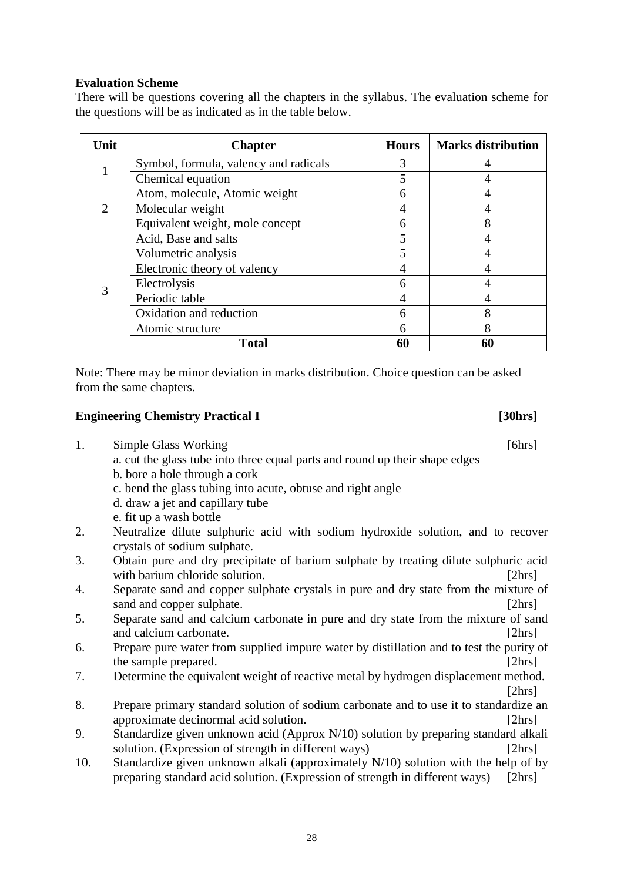**Evaluation Scheme**

There will be questions covering all the chapters in the syllabus. The evaluation scheme for the questions will be as indicated as in the table below.

| Unit | Chapter | Hours | Marks distribution |
|---|---|---|---|
| 1 | Symbol, formula, valency and radicals | 3 | 4 |
| | Chemical equation | 5 | 4 |
| 2 | Atom, molecule, Atomic weight | 6 | 4 |
| | Molecular weight | 4 | 4 |
| | Equivalent weight, mole concept | 6 | 8 |
| 3 | Acid, Base and salts | 5 | 4 |
| | Volumetric analysis | 5 | 4 |
| | Electronic theory of valency | 4 | 4 |
| | Electrolysis | 6 | 4 |
| | Periodic table | 4 | 4 |
| | Oxidation and reduction | 6 | 8 |
| | Atomic structure | 6 | 8 |
| | **Total** | **60** | **60** |

Note: There may be minor deviation in marks distribution. Choice question can be asked from the same chapters.

**Engineering Chemistry Practical I** **[30hrs]**

1. Simple Glass Working [6hrs]
   a. cut the glass tube into three equal parts and round up their shape edges
   b. bore a hole through a cork
   c. bend the glass tubing into acute, obtuse and right angle
   d. draw a jet and capillary tube
   e. fit up a wash bottle
2. Neutralize dilute sulphuric acid with sodium hydroxide solution, and to recover crystals of sodium sulphate.
3. Obtain pure and dry precipitate of barium sulphate by treating dilute sulphuric acid with barium chloride solution. [2hrs]
4. Separate sand and copper sulphate crystals in pure and dry state from the mixture of sand and copper sulphate. [2hrs]
5. Separate sand and calcium carbonate in pure and dry state from the mixture of sand and calcium carbonate. [2hrs]
6. Prepare pure water from supplied impure water by distillation and to test the purity of the sample prepared. [2hrs]
7. Determine the equivalent weight of reactive metal by hydrogen displacement method. [2hrs]
8. Prepare primary standard solution of sodium carbonate and to use it to standardize an approximate decinormal acid solution. [2hrs]
9. Standardize given unknown acid (Approx N/10) solution by preparing standard alkali solution. (Expression of strength in different ways) [2hrs]
10. Standardize given unknown alkali (approximately N/10) solution with the help of by preparing standard acid solution. (Expression of strength in different ways) [2hrs]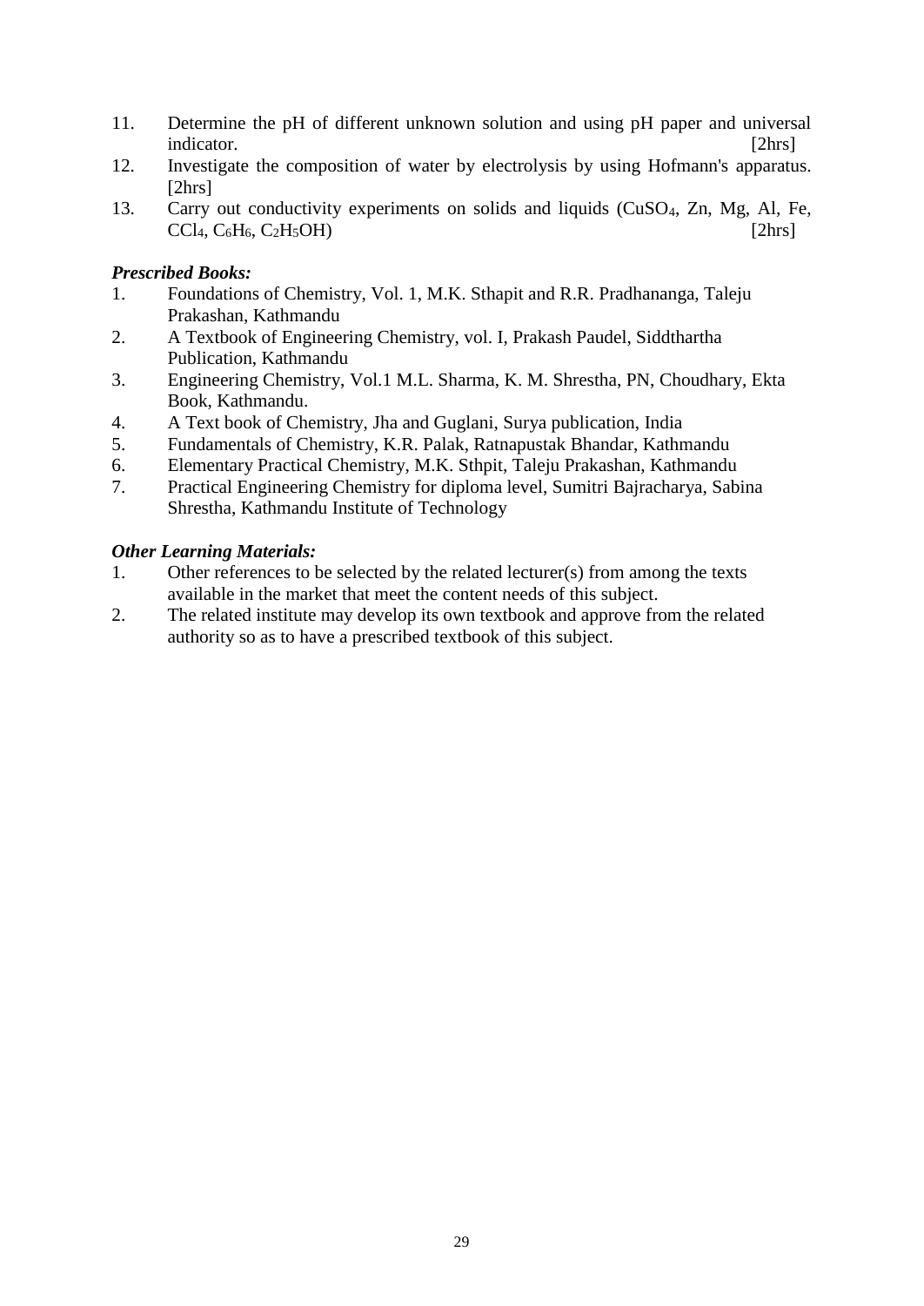11. Determine the pH of different unknown solution and using pH paper and universal indicator. [2hrs]
12. Investigate the composition of water by electrolysis by using Hofmann's apparatus. [2hrs]
13. Carry out conductivity experiments on solids and liquids ($CuSO_4$, Zn, Mg, Al, Fe, $CCl_4$, $C_6H_6$, $C_2H_5OH$) [2hrs]

***Prescribed Books:***

1. Foundations of Chemistry, Vol. 1, M.K. Sthapit and R.R. Pradhananga, Taleju Prakashan, Kathmandu
2. A Textbook of Engineering Chemistry, vol. I, Prakash Paudel, Siddthartha Publication, Kathmandu
3. Engineering Chemistry, Vol.1 M.L. Sharma, K. M. Shrestha, PN, Choudhary, Ekta Book, Kathmandu.
4. A Text book of Chemistry, Jha and Guglani, Surya publication, India
5. Fundamentals of Chemistry, K.R. Palak, Ratnapustak Bhandar, Kathmandu
6. Elementary Practical Chemistry, M.K. Sthpit, Taleju Prakashan, Kathmandu
7. Practical Engineering Chemistry for diploma level, Sumitri Bajracharya, Sabina Shrestha, Kathmandu Institute of Technology

***Other Learning Materials:***

1. Other references to be selected by the related lecturer(s) from among the texts available in the market that meet the content needs of this subject.
2. The related institute may develop its own textbook and approve from the related authority so as to have a prescribed textbook of this subject.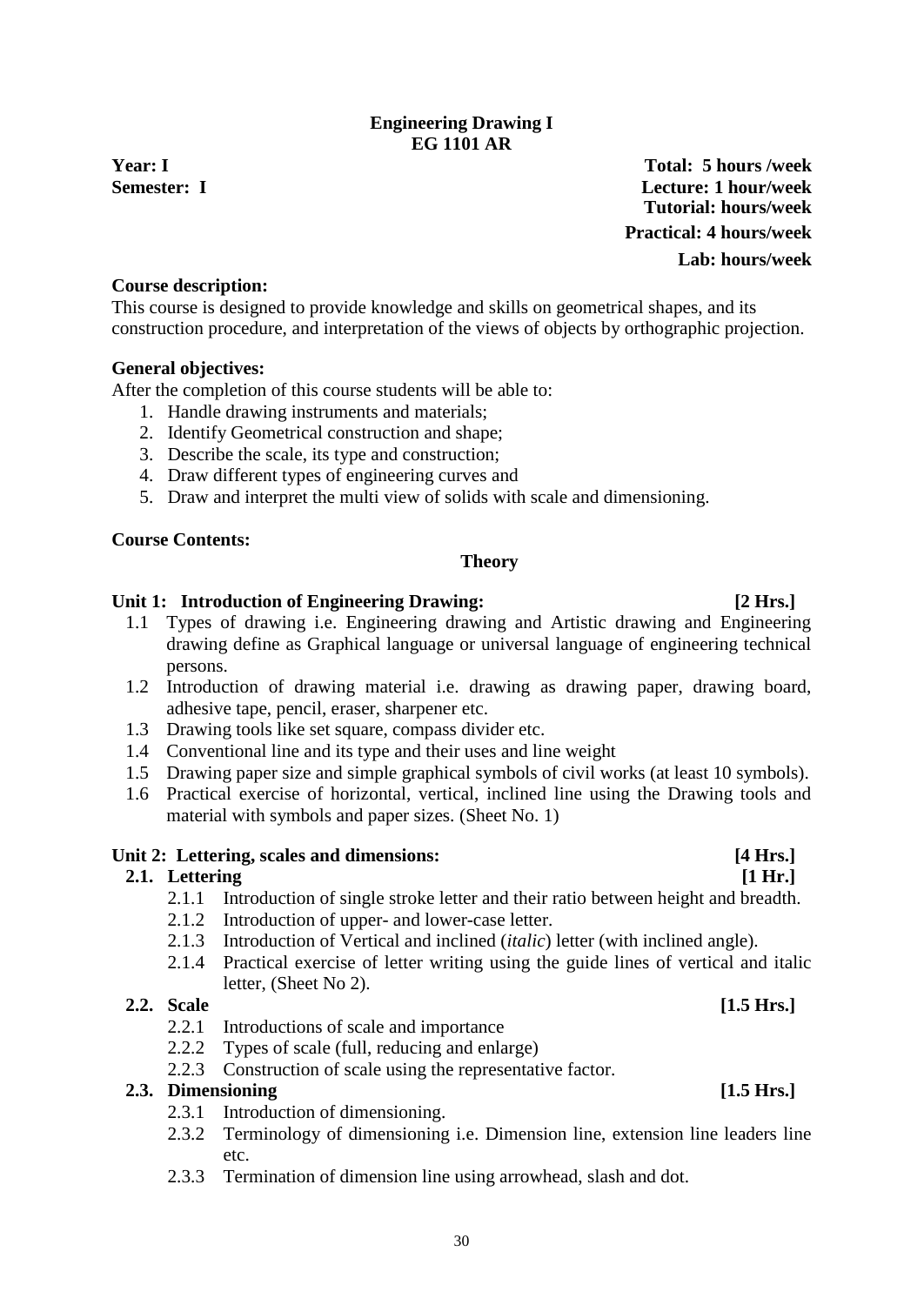# Engineering Drawing I
## EG 1101 AR

**Year: I** | **Total: 5 hours /week**
**Semester: I** | **Lecture: 1 hour/week**
**Tutorial: hours/week**
**Practical: 4 hours/week**
**Lab: hours/week**

**Course description:**
This course is designed to provide knowledge and skills on geometrical shapes, and its construction procedure, and interpretation of the views of objects by orthographic projection.

**General objectives:**
After the completion of this course students will be able to:

1. Handle drawing instruments and materials;
2. Identify Geometrical construction and shape;
3. Describe the scale, its type and construction;
4. Draw different types of engineering curves and
5. Draw and interpret the multi view of solids with scale and dimensioning.

**Course Contents:**

**Theory**

**Unit 1: Introduction of Engineering Drawing: [2 Hrs.]**

1.1 Types of drawing i.e. Engineering drawing and Artistic drawing and Engineering drawing define as Graphical language or universal language of engineering technical persons.
1.2 Introduction of drawing material i.e. drawing as drawing paper, drawing board, adhesive tape, pencil, eraser, sharpener etc.
1.3 Drawing tools like set square, compass divider etc.
1.4 Conventional line and its type and their uses and line weight
1.5 Drawing paper size and simple graphical symbols of civil works (at least 10 symbols).
1.6 Practical exercise of horizontal, vertical, inclined line using the Drawing tools and material with symbols and paper sizes. (Sheet No. 1)

**Unit 2: Lettering, scales and dimensions: [4 Hrs.]**

**2.1. Lettering [1 Hr.]**

2.1.1 Introduction of single stroke letter and their ratio between height and breadth.
2.1.2 Introduction of upper- and lower-case letter.
2.1.3 Introduction of Vertical and inclined (*italic*) letter (with inclined angle).
2.1.4 Practical exercise of letter writing using the guide lines of vertical and italic letter, (Sheet No 2).

**2.2. Scale [1.5 Hrs.]**

2.2.1 Introductions of scale and importance
2.2.2 Types of scale (full, reducing and enlarge)
2.2.3 Construction of scale using the representative factor.

**2.3. Dimensioning [1.5 Hrs.]**

2.3.1 Introduction of dimensioning.
2.3.2 Terminology of dimensioning i.e. Dimension line, extension line leaders line etc.
2.3.3 Termination of dimension line using arrowhead, slash and dot.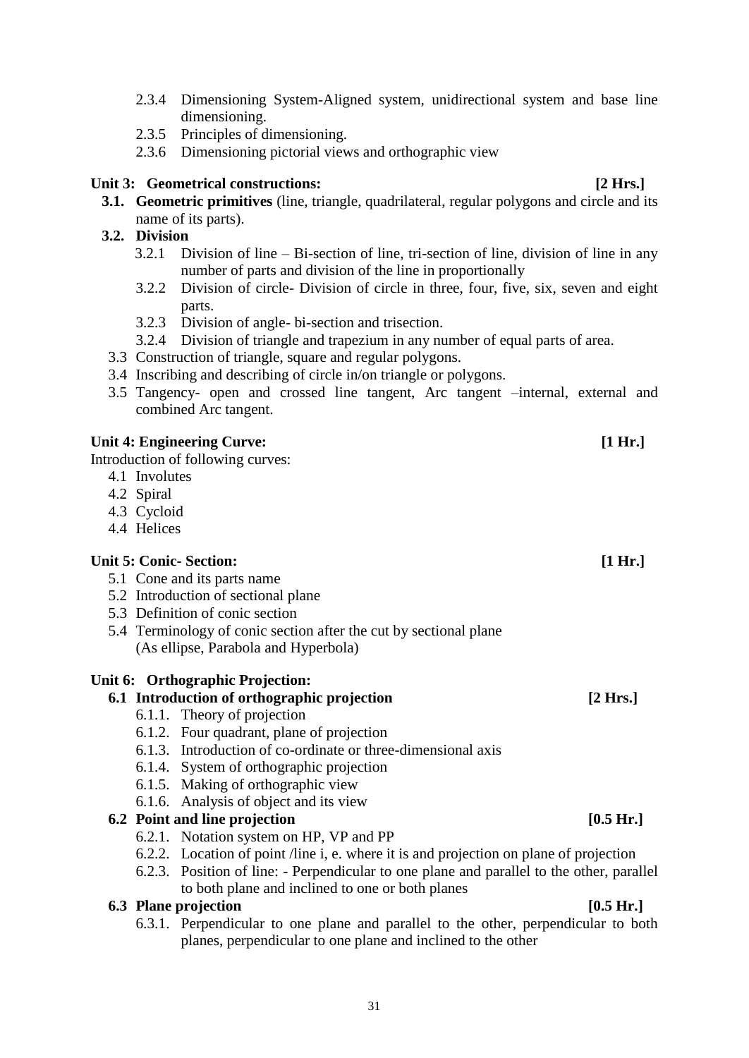- 2.3.4 Dimensioning System-Aligned system, unidirectional system and base line dimensioning.
- 2.3.5 Principles of dimensioning.
- 2.3.6 Dimensioning pictorial views and orthographic view

**Unit 3: Geometrical constructions: [2 Hrs.]**

**3.1. Geometric primitives** (line, triangle, quadrilateral, regular polygons and circle and its name of its parts).

**3.2. Division**

- 3.2.1 Division of line – Bi-section of line, tri-section of line, division of line in any number of parts and division of the line in proportionally
- 3.2.2 Division of circle- Division of circle in three, four, five, six, seven and eight parts.
- 3.2.3 Division of angle- bi-section and trisection.
- 3.2.4 Division of triangle and trapezium in any number of equal parts of area.

3.3 Construction of triangle, square and regular polygons.

3.4 Inscribing and describing of circle in/on triangle or polygons.

3.5 Tangency- open and crossed line tangent, Arc tangent –internal, external and combined Arc tangent.

**Unit 4: Engineering Curve: [1 Hr.]**

Introduction of following curves:

- 4.1 Involutes
- 4.2 Spiral
- 4.3 Cycloid
- 4.4 Helices

**Unit 5: Conic- Section: [1 Hr.]**

- 5.1 Cone and its parts name
- 5.2 Introduction of sectional plane
- 5.3 Definition of conic section
- 5.4 Terminology of conic section after the cut by sectional plane (As ellipse, Parabola and Hyperbola)

**Unit 6: Orthographic Projection:**

**6.1 Introduction of orthographic projection [2 Hrs.]**

- 6.1.1. Theory of projection
- 6.1.2. Four quadrant, plane of projection
- 6.1.3. Introduction of co-ordinate or three-dimensional axis
- 6.1.4. System of orthographic projection
- 6.1.5. Making of orthographic view
- 6.1.6. Analysis of object and its view

**6.2 Point and line projection [0.5 Hr.]**

- 6.2.1. Notation system on HP, VP and PP
- 6.2.2. Location of point /line i, e. where it is and projection on plane of projection
- 6.2.3. Position of line: - Perpendicular to one plane and parallel to the other, parallel to both plane and inclined to one or both planes

**6.3 Plane projection [0.5 Hr.]**

- 6.3.1. Perpendicular to one plane and parallel to the other, perpendicular to both planes, perpendicular to one plane and inclined to the other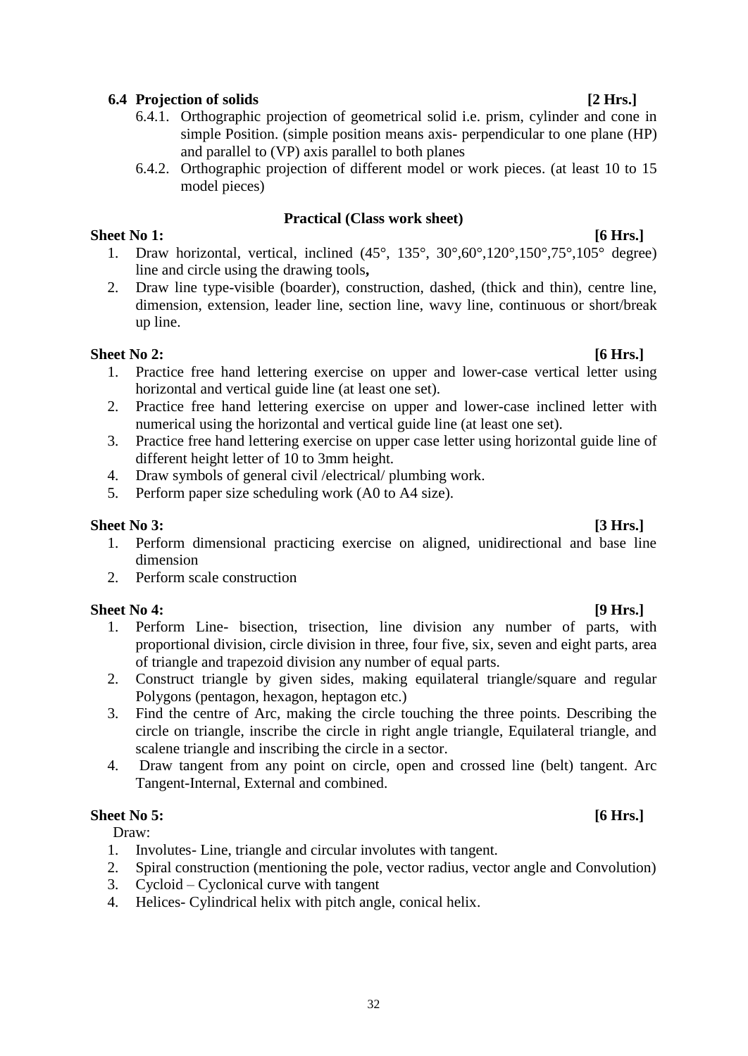### 6.4 Projection of solids [2 Hrs.]

6.4.1. Orthographic projection of geometrical solid i.e. prism, cylinder and cone in simple Position. (simple position means axis- perpendicular to one plane (HP) and parallel to (VP) axis parallel to both planes

6.4.2. Orthographic projection of different model or work pieces. (at least 10 to 15 model pieces)

## Practical (Class work sheet)

**Sheet No 1: [6 Hrs.]**

1. Draw horizontal, vertical, inclined (45°, 135°, 30°,60°,120°,150°,75°,105° degree) line and circle using the drawing tools**,**
2. Draw line type-visible (boarder), construction, dashed, (thick and thin), centre line, dimension, extension, leader line, section line, wavy line, continuous or short/break up line.

**Sheet No 2: [6 Hrs.]**

1. Practice free hand lettering exercise on upper and lower-case vertical letter using horizontal and vertical guide line (at least one set).
2. Practice free hand lettering exercise on upper and lower-case inclined letter with numerical using the horizontal and vertical guide line (at least one set).
3. Practice free hand lettering exercise on upper case letter using horizontal guide line of different height letter of 10 to 3mm height.
4. Draw symbols of general civil /electrical/ plumbing work.
5. Perform paper size scheduling work (A0 to A4 size).

**Sheet No 3: [3 Hrs.]**

1. Perform dimensional practicing exercise on aligned, unidirectional and base line dimension
2. Perform scale construction

**Sheet No 4: [9 Hrs.]**

1. Perform Line- bisection, trisection, line division any number of parts, with proportional division, circle division in three, four five, six, seven and eight parts, area of triangle and trapezoid division any number of equal parts.
2. Construct triangle by given sides, making equilateral triangle/square and regular Polygons (pentagon, hexagon, heptagon etc.)
3. Find the centre of Arc, making the circle touching the three points. Describing the circle on triangle, inscribe the circle in right angle triangle, Equilateral triangle, and scalene triangle and inscribing the circle in a sector.
4. Draw tangent from any point on circle, open and crossed line (belt) tangent. Arc Tangent-Internal, External and combined.

**Sheet No 5: [6 Hrs.]**

Draw:

1. Involutes- Line, triangle and circular involutes with tangent.
2. Spiral construction (mentioning the pole, vector radius, vector angle and Convolution)
3. Cycloid – Cyclonical curve with tangent
4. Helices- Cylindrical helix with pitch angle, conical helix.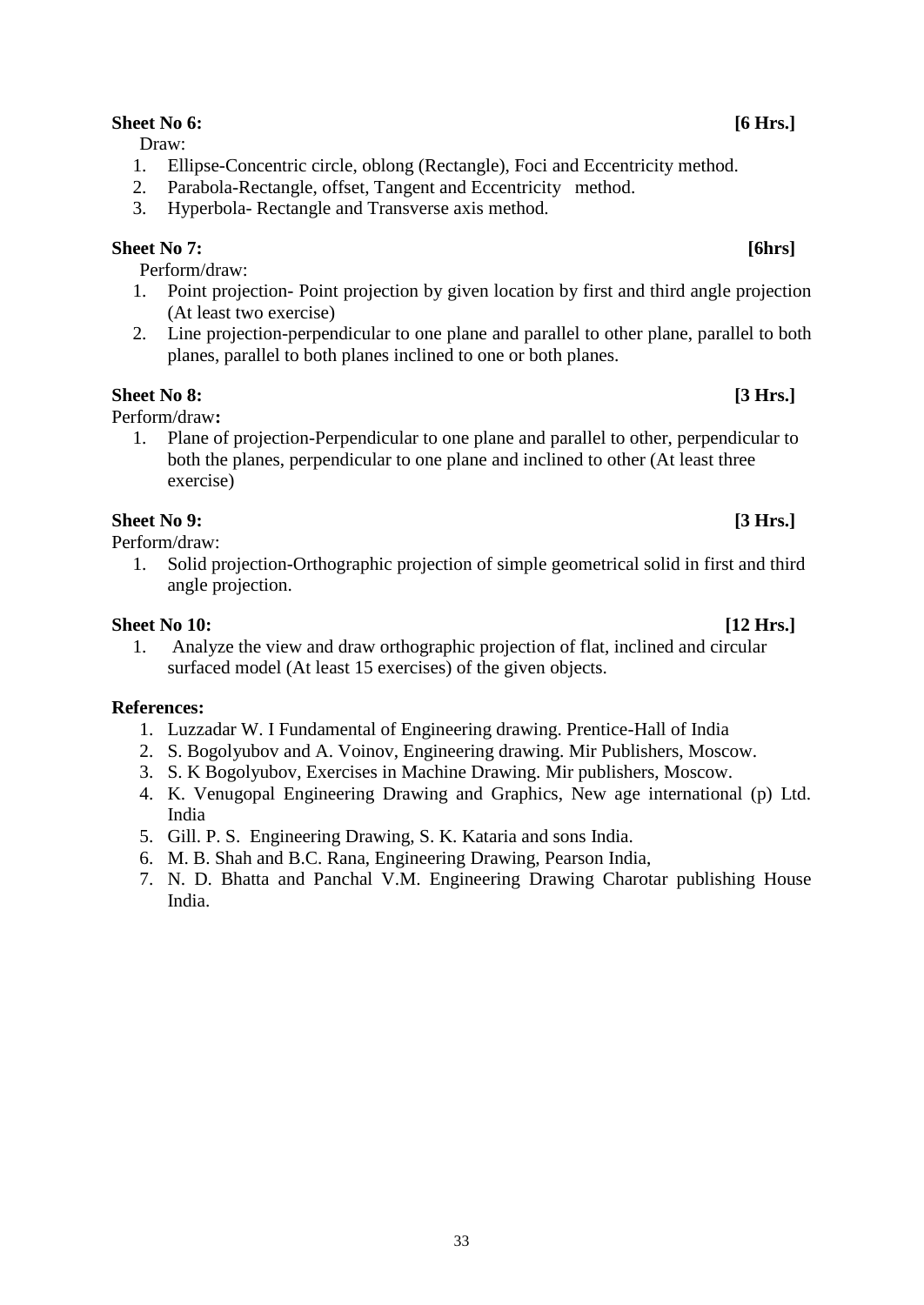**Sheet No 6: [6 Hrs.]**

Draw:

1. Ellipse-Concentric circle, oblong (Rectangle), Foci and Eccentricity method.
2. Parabola-Rectangle, offset, Tangent and Eccentricity method.
3. Hyperbola- Rectangle and Transverse axis method.

**Sheet No 7: [6hrs]**

Perform/draw:

1. Point projection- Point projection by given location by first and third angle projection (At least two exercise)
2. Line projection-perpendicular to one plane and parallel to other plane, parallel to both planes, parallel to both planes inclined to one or both planes.

**Sheet No 8: [3 Hrs.]**

Perform/draw**:**

1. Plane of projection-Perpendicular to one plane and parallel to other, perpendicular to both the planes, perpendicular to one plane and inclined to other (At least three exercise)

**Sheet No 9: [3 Hrs.]**

Perform/draw:

1. Solid projection-Orthographic projection of simple geometrical solid in first and third angle projection.

**Sheet No 10: [12 Hrs.]**

1. Analyze the view and draw orthographic projection of flat, inclined and circular surfaced model (At least 15 exercises) of the given objects.

**References:**

1. Luzzadar W. I Fundamental of Engineering drawing. Prentice-Hall of India
2. S. Bogolyubov and A. Voinov, Engineering drawing. Mir Publishers, Moscow.
3. S. K Bogolyubov, Exercises in Machine Drawing. Mir publishers, Moscow.
4. K. Venugopal Engineering Drawing and Graphics, New age international (p) Ltd. India
5. Gill. P. S. Engineering Drawing, S. K. Kataria and sons India.
6. M. B. Shah and B.C. Rana, Engineering Drawing, Pearson India,
7. N. D. Bhatta and Panchal V.M. Engineering Drawing Charotar publishing House India.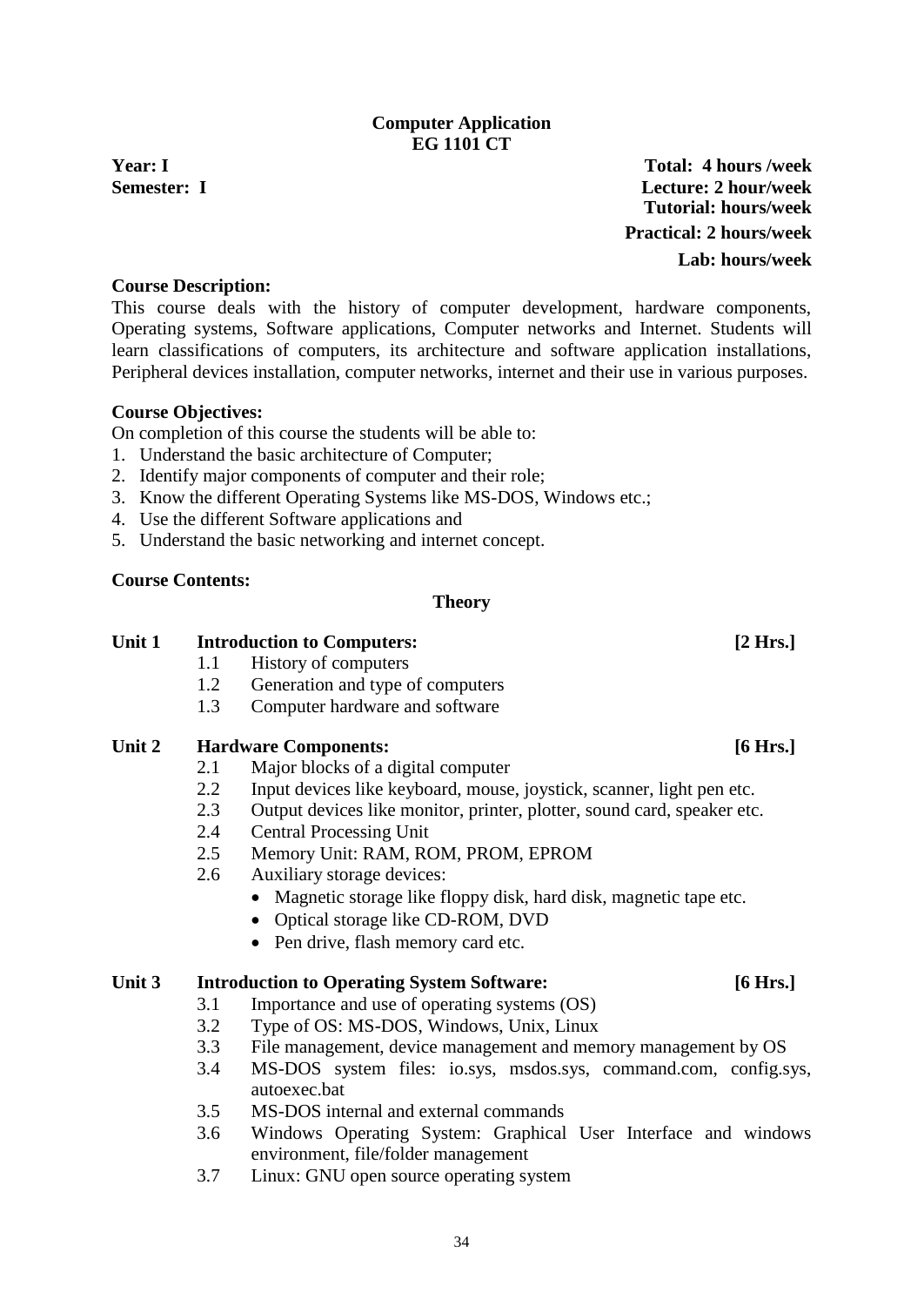# Computer Application
## EG 1101 CT

**Year: I** **Total: 4 hours /week**
**Semester: I** **Lecture: 2 hour/week**
**Tutorial: hours/week**
**Practical: 2 hours/week**
**Lab: hours/week**

**Course Description:**

This course deals with the history of computer development, hardware components, Operating systems, Software applications, Computer networks and Internet. Students will learn classifications of computers, its architecture and software application installations, Peripheral devices installation, computer networks, internet and their use in various purposes.

**Course Objectives:**

On completion of this course the students will be able to:

1. Understand the basic architecture of Computer;
2. Identify major components of computer and their role;
3. Know the different Operating Systems like MS-DOS, Windows etc.;
4. Use the different Software applications and
5. Understand the basic networking and internet concept.

**Course Contents:**

**Theory**

**Unit 1 Introduction to Computers: [2 Hrs.]**

1.1 History of computers
1.2 Generation and type of computers
1.3 Computer hardware and software

**Unit 2 Hardware Components: [6 Hrs.]**

2.1 Major blocks of a digital computer
2.2 Input devices like keyboard, mouse, joystick, scanner, light pen etc.
2.3 Output devices like monitor, printer, plotter, sound card, speaker etc.
2.4 Central Processing Unit
2.5 Memory Unit: RAM, ROM, PROM, EPROM
2.6 Auxiliary storage devices:
- Magnetic storage like floppy disk, hard disk, magnetic tape etc.
- Optical storage like CD-ROM, DVD
- Pen drive, flash memory card etc.

**Unit 3 Introduction to Operating System Software: [6 Hrs.]**

3.1 Importance and use of operating systems (OS)
3.2 Type of OS: MS-DOS, Windows, Unix, Linux
3.3 File management, device management and memory management by OS
3.4 MS-DOS system files: io.sys, msdos.sys, command.com, config.sys, autoexec.bat
3.5 MS-DOS internal and external commands
3.6 Windows Operating System: Graphical User Interface and windows environment, file/folder management
3.7 Linux: GNU open source operating system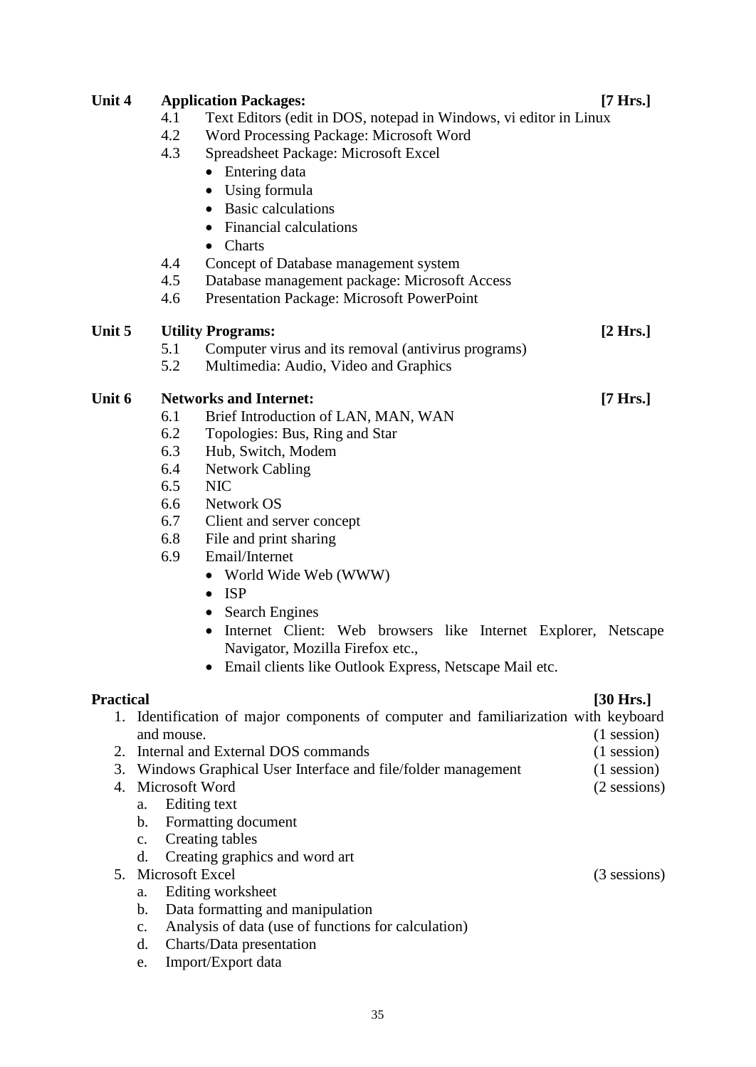**Unit 4 Application Packages: [7 Hrs.]**

4.1 Text Editors (edit in DOS, notepad in Windows, vi editor in Linux

4.2 Word Processing Package: Microsoft Word

4.3 Spreadsheet Package: Microsoft Excel

- Entering data
- Using formula
- Basic calculations
- Financial calculations
- Charts

4.4 Concept of Database management system

4.5 Database management package: Microsoft Access

4.6 Presentation Package: Microsoft PowerPoint

**Unit 5 Utility Programs: [2 Hrs.]**

5.1 Computer virus and its removal (antivirus programs)

5.2 Multimedia: Audio, Video and Graphics

**Unit 6 Networks and Internet: [7 Hrs.]**

6.1 Brief Introduction of LAN, MAN, WAN

6.2 Topologies: Bus, Ring and Star

6.3 Hub, Switch, Modem

6.4 Network Cabling

6.5 NIC

6.6 Network OS

6.7 Client and server concept

6.8 File and print sharing

6.9 Email/Internet

- World Wide Web (WWW)
- ISP
- Search Engines
- Internet Client: Web browsers like Internet Explorer, Netscape Navigator, Mozilla Firefox etc.,
- Email clients like Outlook Express, Netscape Mail etc.

**Practical [30 Hrs.]**

1. Identification of major components of computer and familiarization with keyboard and mouse. (1 session)
2. Internal and External DOS commands (1 session)
3. Windows Graphical User Interface and file/folder management (1 session)
4. Microsoft Word (2 sessions)
   a. Editing text
   b. Formatting document
   c. Creating tables
   d. Creating graphics and word art
5. Microsoft Excel (3 sessions)
   a. Editing worksheet
   b. Data formatting and manipulation
   c. Analysis of data (use of functions for calculation)
   d. Charts/Data presentation
   e. Import/Export data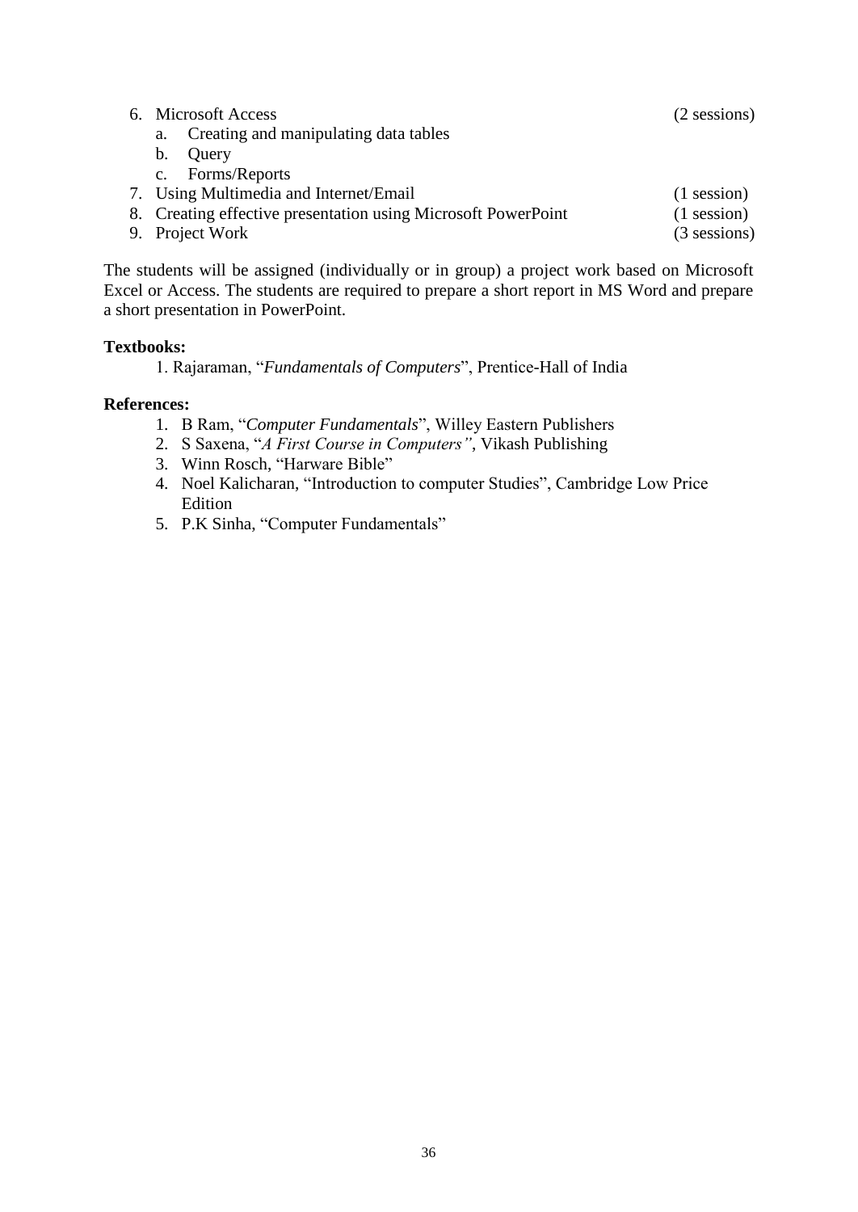6. Microsoft Access (2 sessions)
    a. Creating and manipulating data tables
    b. Query
    c. Forms/Reports
7. Using Multimedia and Internet/Email (1 session)
8. Creating effective presentation using Microsoft PowerPoint (1 session)
9. Project Work (3 sessions)

The students will be assigned (individually or in group) a project work based on Microsoft Excel or Access. The students are required to prepare a short report in MS Word and prepare a short presentation in PowerPoint.

**Textbooks:**

1. Rajaraman, "*Fundamentals of Computers*", Prentice-Hall of India

**References:**

1. B Ram, "*Computer Fundamentals*", Willey Eastern Publishers
2. S Saxena, "*A First Course in Computers"*, Vikash Publishing
3. Winn Rosch, "Harware Bible"
4. Noel Kalicharan, "Introduction to computer Studies", Cambridge Low Price Edition
5. P.K Sinha, "Computer Fundamentals"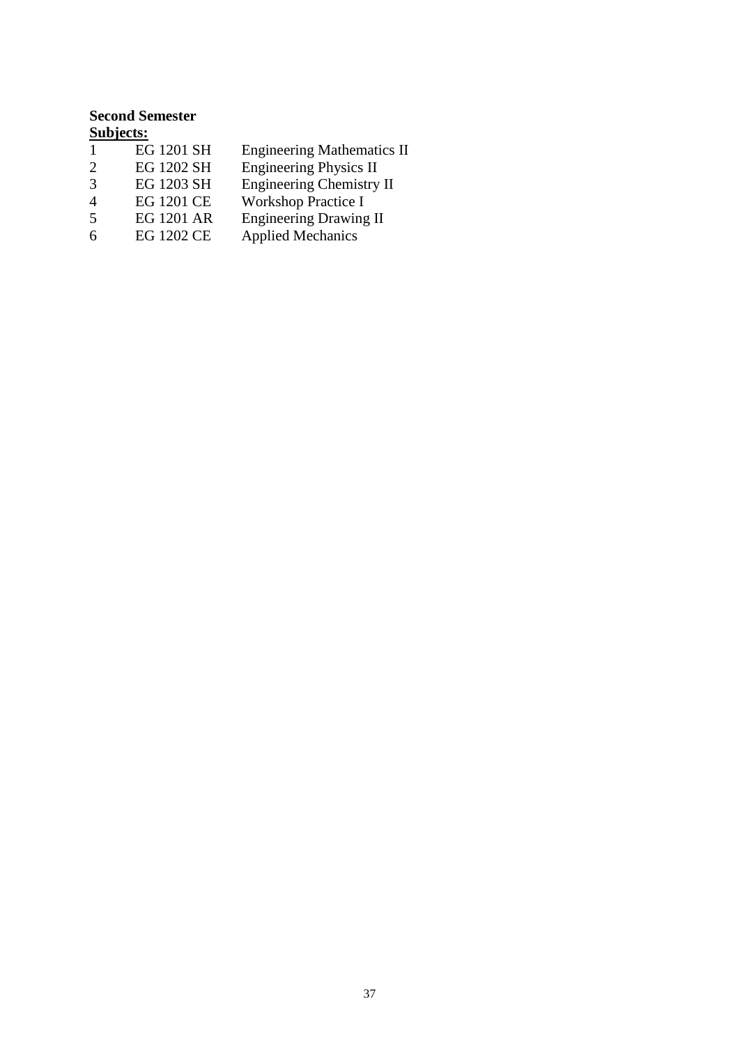**Second Semester**

**Subjects:**

| | | |
|---|---|---|
| 1 | EG 1201 SH | Engineering Mathematics II |
| 2 | EG 1202 SH | Engineering Physics II |
| 3 | EG 1203 SH | Engineering Chemistry II |
| 4 | EG 1201 CE | Workshop Practice I |
| 5 | EG 1201 AR | Engineering Drawing II |
| 6 | EG 1202 CE | Applied Mechanics |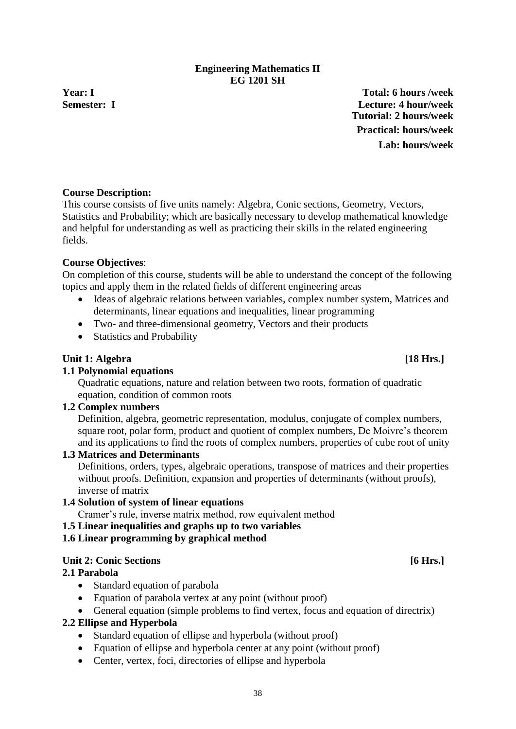**Engineering Mathematics II**
**EG 1201 SH**

**Year: I** **Total: 6 hours /week**
**Semester: I** **Lecture: 4 hour/week**
**Tutorial: 2 hours/week**
**Practical: hours/week**
**Lab: hours/week**

**Course Description:**
This course consists of five units namely: Algebra, Conic sections, Geometry, Vectors, Statistics and Probability; which are basically necessary to develop mathematical knowledge and helpful for understanding as well as practicing their skills in the related engineering fields.

**Course Objectives**:
On completion of this course, students will be able to understand the concept of the following topics and apply them in the related fields of different engineering areas

- Ideas of algebraic relations between variables, complex number system, Matrices and determinants, linear equations and inequalities, linear programming
- Two- and three-dimensional geometry, Vectors and their products
- Statistics and Probability

**Unit 1: Algebra** **[18 Hrs.]**

**1.1 Polynomial equations**
Quadratic equations, nature and relation between two roots, formation of quadratic equation, condition of common roots

**1.2 Complex numbers**
Definition, algebra, geometric representation, modulus, conjugate of complex numbers, square root, polar form, product and quotient of complex numbers, De Moivre's theorem and its applications to find the roots of complex numbers, properties of cube root of unity

**1.3 Matrices and Determinants**
Definitions, orders, types, algebraic operations, transpose of matrices and their properties without proofs. Definition, expansion and properties of determinants (without proofs), inverse of matrix

**1.4 Solution of system of linear equations**
Cramer's rule, inverse matrix method, row equivalent method

**1.5 Linear inequalities and graphs up to two variables**

**1.6 Linear programming by graphical method**

**Unit 2: Conic Sections** **[6 Hrs.]**

**2.1 Parabola**

- Standard equation of parabola
- Equation of parabola vertex at any point (without proof)
- General equation (simple problems to find vertex, focus and equation of directrix)

**2.2 Ellipse and Hyperbola**

- Standard equation of ellipse and hyperbola (without proof)
- Equation of ellipse and hyperbola center at any point (without proof)
- Center, vertex, foci, directories of ellipse and hyperbola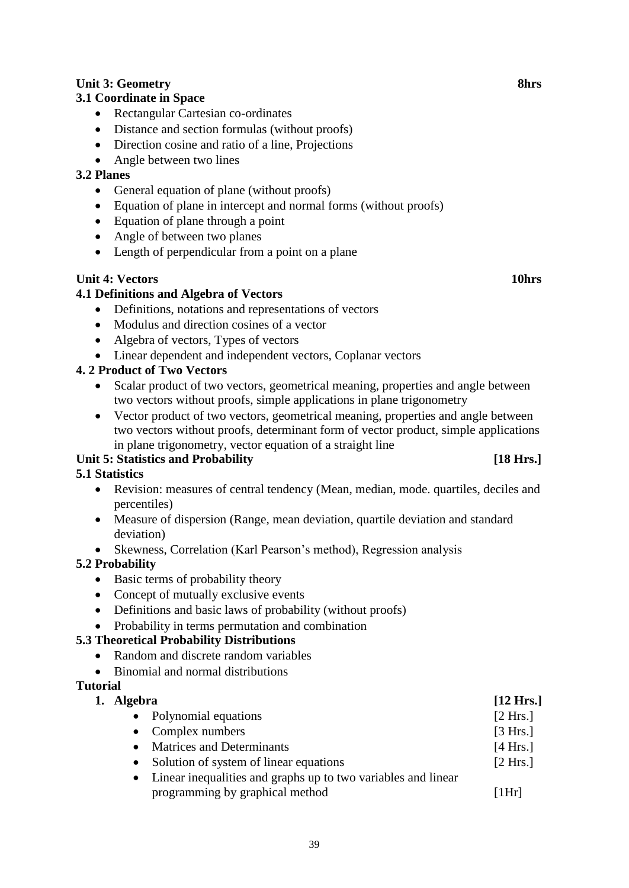### Unit 3: Geometry 8hrs

**3.1 Coordinate in Space**

- Rectangular Cartesian co-ordinates
- Distance and section formulas (without proofs)
- Direction cosine and ratio of a line, Projections
- Angle between two lines

**3.2 Planes**

- General equation of plane (without proofs)
- Equation of plane in intercept and normal forms (without proofs)
- Equation of plane through a point
- Angle of between two planes
- Length of perpendicular from a point on a plane

### Unit 4: Vectors 10hrs

**4.1 Definitions and Algebra of Vectors**

- Definitions, notations and representations of vectors
- Modulus and direction cosines of a vector
- Algebra of vectors, Types of vectors
- Linear dependent and independent vectors, Coplanar vectors

**4. 2 Product of Two Vectors**

- Scalar product of two vectors, geometrical meaning, properties and angle between two vectors without proofs, simple applications in plane trigonometry
- Vector product of two vectors, geometrical meaning, properties and angle between two vectors without proofs, determinant form of vector product, simple applications in plane trigonometry, vector equation of a straight line

### Unit 5: Statistics and Probability [18 Hrs.]

**5.1 Statistics**

- Revision: measures of central tendency (Mean, median, mode. quartiles, deciles and percentiles)
- Measure of dispersion (Range, mean deviation, quartile deviation and standard deviation)
- Skewness, Correlation (Karl Pearson's method), Regression analysis

**5.2 Probability**

- Basic terms of probability theory
- Concept of mutually exclusive events
- Definitions and basic laws of probability (without proofs)
- Probability in terms permutation and combination

**5.3 Theoretical Probability Distributions**

- Random and discrete random variables
- Binomial and normal distributions

### Tutorial

1. **Algebra [12 Hrs.]**
   - Polynomial equations [2 Hrs.]
   - Complex numbers [3 Hrs.]
   - Matrices and Determinants [4 Hrs.]
   - Solution of system of linear equations [2 Hrs.]
   - Linear inequalities and graphs up to two variables and linear programming by graphical method [1Hr]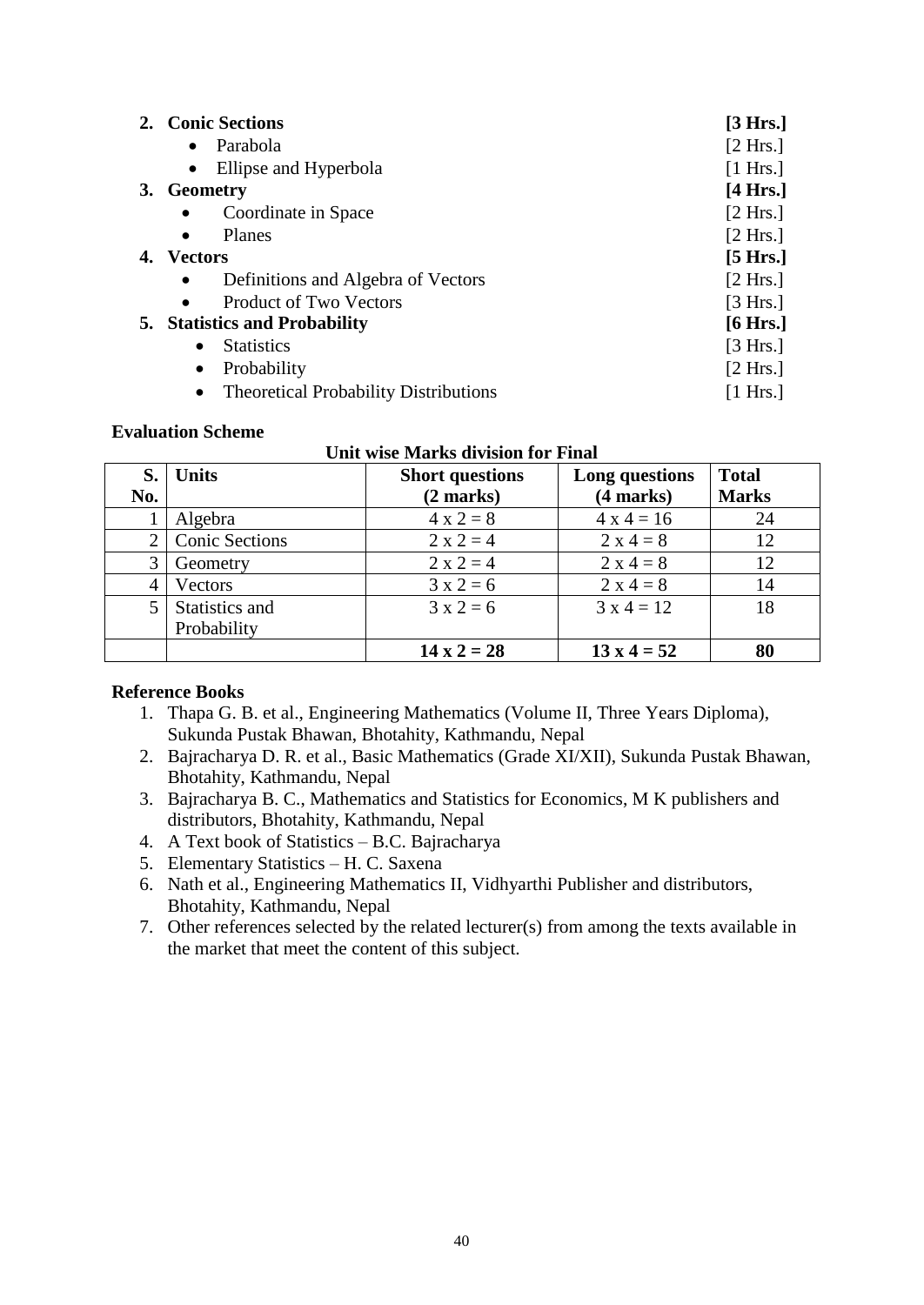**2. Conic Sections** **[3 Hrs.]**
- Parabola [2 Hrs.]
- Ellipse and Hyperbola [1 Hrs.]

**3. Geometry** **[4 Hrs.]**
- Coordinate in Space [2 Hrs.]
- Planes [2 Hrs.]

**4. Vectors** **[5 Hrs.]**
- Definitions and Algebra of Vectors [2 Hrs.]
- Product of Two Vectors [3 Hrs.]

**5. Statistics and Probability** **[6 Hrs.]**
- Statistics [3 Hrs.]
- Probability [2 Hrs.]
- Theoretical Probability Distributions [1 Hrs.]

**Evaluation Scheme**

**Unit wise Marks division for Final**

| S. No. | Units | Short questions (2 marks) | Long questions (4 marks) | Total Marks |
|---|---|---|---|---|
| 1 | Algebra | 4 x 2 = 8 | 4 x 4 = 16 | 24 |
| 2 | Conic Sections | 2 x 2 = 4 | 2 x 4 = 8 | 12 |
| 3 | Geometry | 2 x 2 = 4 | 2 x 4 = 8 | 12 |
| 4 | Vectors | 3 x 2 = 6 | 2 x 4 = 8 | 14 |
| 5 | Statistics and Probability | 3 x 2 = 6 | 3 x 4 = 12 | 18 |
| | | **14 x 2 = 28** | **13 x 4 = 52** | **80** |

**Reference Books**

1. Thapa G. B. et al., Engineering Mathematics (Volume II, Three Years Diploma), Sukunda Pustak Bhawan, Bhotahity, Kathmandu, Nepal
2. Bajracharya D. R. et al., Basic Mathematics (Grade XI/XII), Sukunda Pustak Bhawan, Bhotahity, Kathmandu, Nepal
3. Bajracharya B. C., Mathematics and Statistics for Economics, M K publishers and distributors, Bhotahity, Kathmandu, Nepal
4. A Text book of Statistics – B.C. Bajracharya
5. Elementary Statistics – H. C. Saxena
6. Nath et al., Engineering Mathematics II, Vidhyarthi Publisher and distributors, Bhotahity, Kathmandu, Nepal
7. Other references selected by the related lecturer(s) from among the texts available in the market that meet the content of this subject.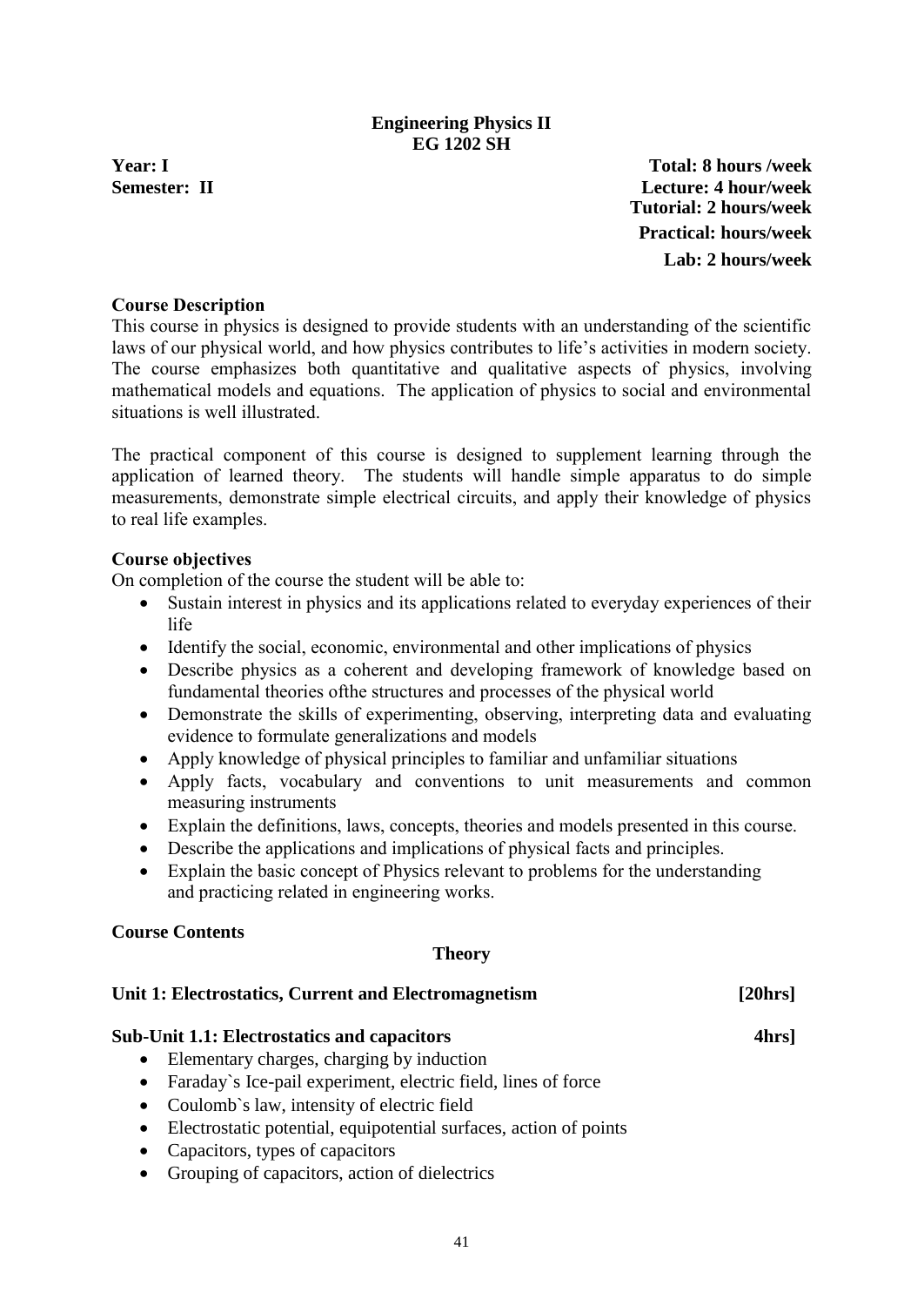**Engineering Physics II**
**EG 1202 SH**

**Year: I**
**Semester: II**

**Total: 8 hours /week**
**Lecture: 4 hour/week**
**Tutorial: 2 hours/week**
**Practical: hours/week**
**Lab: 2 hours/week**

**Course Description**

This course in physics is designed to provide students with an understanding of the scientific laws of our physical world, and how physics contributes to life's activities in modern society. The course emphasizes both quantitative and qualitative aspects of physics, involving mathematical models and equations. The application of physics to social and environmental situations is well illustrated.

The practical component of this course is designed to supplement learning through the application of learned theory. The students will handle simple apparatus to do simple measurements, demonstrate simple electrical circuits, and apply their knowledge of physics to real life examples.

**Course objectives**

On completion of the course the student will be able to:

- Sustain interest in physics and its applications related to everyday experiences of their life
- Identify the social, economic, environmental and other implications of physics
- Describe physics as a coherent and developing framework of knowledge based on fundamental theories ofthe structures and processes of the physical world
- Demonstrate the skills of experimenting, observing, interpreting data and evaluating evidence to formulate generalizations and models
- Apply knowledge of physical principles to familiar and unfamiliar situations
- Apply facts, vocabulary and conventions to unit measurements and common measuring instruments
- Explain the definitions, laws, concepts, theories and models presented in this course.
- Describe the applications and implications of physical facts and principles.
- Explain the basic concept of Physics relevant to problems for the understanding and practicing related in engineering works.

**Course Contents**

**Theory**

**Unit 1: Electrostatics, Current and Electromagnetism [20hrs]**

**Sub-Unit 1.1: Electrostatics and capacitors 4hrs]**

- Elementary charges, charging by induction
- Faraday`s Ice-pail experiment, electric field, lines of force
- Coulomb`s law, intensity of electric field
- Electrostatic potential, equipotential surfaces, action of points
- Capacitors, types of capacitors
- Grouping of capacitors, action of dielectrics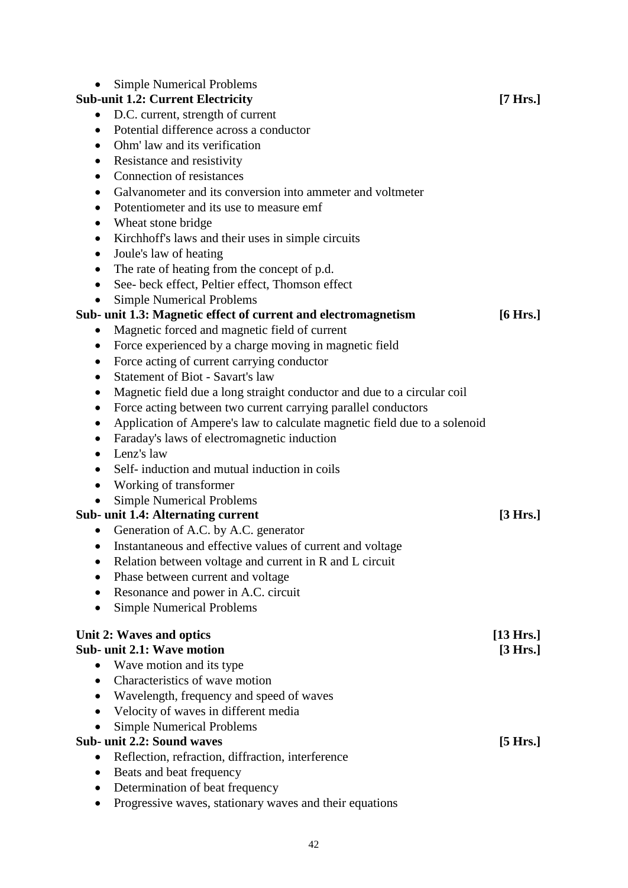- Simple Numerical Problems

**Sub-unit 1.2: Current Electricity** **[7 Hrs.]**

- D.C. current, strength of current
- Potential difference across a conductor
- Ohm' law and its verification
- Resistance and resistivity
- Connection of resistances
- Galvanometer and its conversion into ammeter and voltmeter
- Potentiometer and its use to measure emf
- Wheat stone bridge
- Kirchhoff's laws and their uses in simple circuits
- Joule's law of heating
- The rate of heating from the concept of p.d.
- See- beck effect, Peltier effect, Thomson effect
- Simple Numerical Problems

**Sub- unit 1.3: Magnetic effect of current and electromagnetism** **[6 Hrs.]**

- Magnetic forced and magnetic field of current
- Force experienced by a charge moving in magnetic field
- Force acting of current carrying conductor
- Statement of Biot - Savart's law
- Magnetic field due a long straight conductor and due to a circular coil
- Force acting between two current carrying parallel conductors
- Application of Ampere's law to calculate magnetic field due to a solenoid
- Faraday's laws of electromagnetic induction
- Lenz's law
- Self- induction and mutual induction in coils
- Working of transformer
- Simple Numerical Problems

**Sub- unit 1.4: Alternating current** **[3 Hrs.]**

- Generation of A.C. by A.C. generator
- Instantaneous and effective values of current and voltage
- Relation between voltage and current in R and L circuit
- Phase between current and voltage
- Resonance and power in A.C. circuit
- Simple Numerical Problems

**Unit 2: Waves and optics** **[13 Hrs.]**

**Sub- unit 2.1: Wave motion** **[3 Hrs.]**

- Wave motion and its type
- Characteristics of wave motion
- Wavelength, frequency and speed of waves
- Velocity of waves in different media
- Simple Numerical Problems

**Sub- unit 2.2: Sound waves** **[5 Hrs.]**

- Reflection, refraction, diffraction, interference
- Beats and beat frequency
- Determination of beat frequency
- Progressive waves, stationary waves and their equations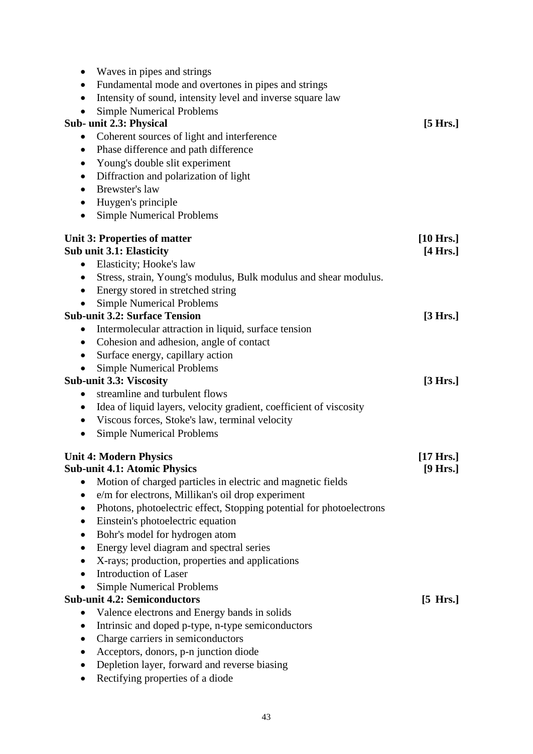- Waves in pipes and strings
- Fundamental mode and overtones in pipes and strings
- Intensity of sound, intensity level and inverse square law
- Simple Numerical Problems

**Sub- unit 2.3: Physical** **[5 Hrs.]**

- Coherent sources of light and interference
- Phase difference and path difference
- Young's double slit experiment
- Diffraction and polarization of light
- Brewster's law
- Huygen's principle
- Simple Numerical Problems

**Unit 3: Properties of matter** **[10 Hrs.]**

**Sub unit 3.1: Elasticity** **[4 Hrs.]**

- Elasticity; Hooke's law
- Stress, strain, Young's modulus, Bulk modulus and shear modulus.
- Energy stored in stretched string
- Simple Numerical Problems

**Sub-unit 3.2: Surface Tension** **[3 Hrs.]**

- Intermolecular attraction in liquid, surface tension
- Cohesion and adhesion, angle of contact
- Surface energy, capillary action
- Simple Numerical Problems

**Sub-unit 3.3: Viscosity** **[3 Hrs.]**

- streamline and turbulent flows
- Idea of liquid layers, velocity gradient, coefficient of viscosity
- Viscous forces, Stoke's law, terminal velocity
- Simple Numerical Problems

**Unit 4: Modern Physics** **[17 Hrs.]**

**Sub-unit 4.1: Atomic Physics** **[9 Hrs.]**

- Motion of charged particles in electric and magnetic fields
- e/m for electrons, Millikan's oil drop experiment
- Photons, photoelectric effect, Stopping potential for photoelectrons
- Einstein's photoelectric equation
- Bohr's model for hydrogen atom
- Energy level diagram and spectral series
- X-rays; production, properties and applications
- Introduction of Laser
- Simple Numerical Problems

**Sub-unit 4.2: Semiconductors** **[5 Hrs.]**

- Valence electrons and Energy bands in solids
- Intrinsic and doped p-type, n-type semiconductors
- Charge carriers in semiconductors
- Acceptors, donors, p-n junction diode
- Depletion layer, forward and reverse biasing
- Rectifying properties of a diode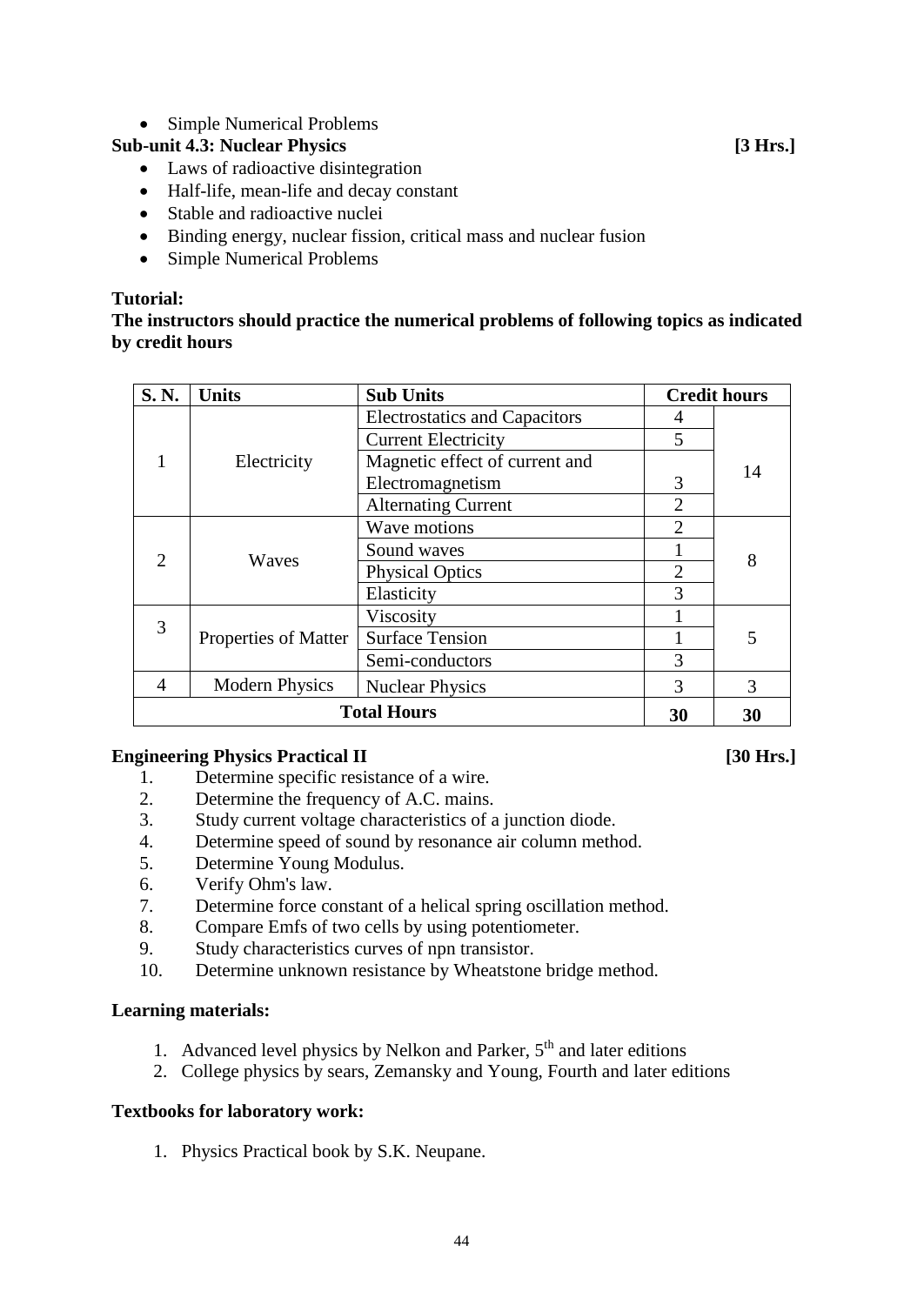- Simple Numerical Problems

**Sub-unit 4.3: Nuclear Physics** **[3 Hrs.]**

- Laws of radioactive disintegration
- Half-life, mean-life and decay constant
- Stable and radioactive nuclei
- Binding energy, nuclear fission, critical mass and nuclear fusion
- Simple Numerical Problems

**Tutorial:**

**The instructors should practice the numerical problems of following topics as indicated by credit hours**

| S. N. | Units | Sub Units | Credit hours | |
|---|---|---|---|---|
| 1 | Electricity | Electrostatics and Capacitors | 4 | 14 |
| | | Current Electricity | 5 | |
| | | Magnetic effect of current and Electromagnetism | 3 | |
| | | Alternating Current | 2 | |
| 2 | Waves | Wave motions | 2 | 8 |
| | | Sound waves | 1 | |
| | | Physical Optics | 2 | |
| | | Elasticity | 3 | |
| 3 | Properties of Matter | Viscosity | 1 | 5 |
| | | Surface Tension | 1 | |
| | | Semi-conductors | 3 | |
| 4 | Modern Physics | Nuclear Physics | 3 | 3 |
| **Total Hours** | | | **30** | **30** |

**Engineering Physics Practical II** **[30 Hrs.]**

1. Determine specific resistance of a wire.
2. Determine the frequency of A.C. mains.
3. Study current voltage characteristics of a junction diode.
4. Determine speed of sound by resonance air column method.
5. Determine Young Modulus.
6. Verify Ohm's law.
7. Determine force constant of a helical spring oscillation method.
8. Compare Emfs of two cells by using potentiometer.
9. Study characteristics curves of npn transistor.
10. Determine unknown resistance by Wheatstone bridge method.

**Learning materials:**

1. Advanced level physics by Nelkon and Parker, $5^{th}$ and later editions
2. College physics by sears, Zemansky and Young, Fourth and later editions

**Textbooks for laboratory work:**

1. Physics Practical book by S.K. Neupane.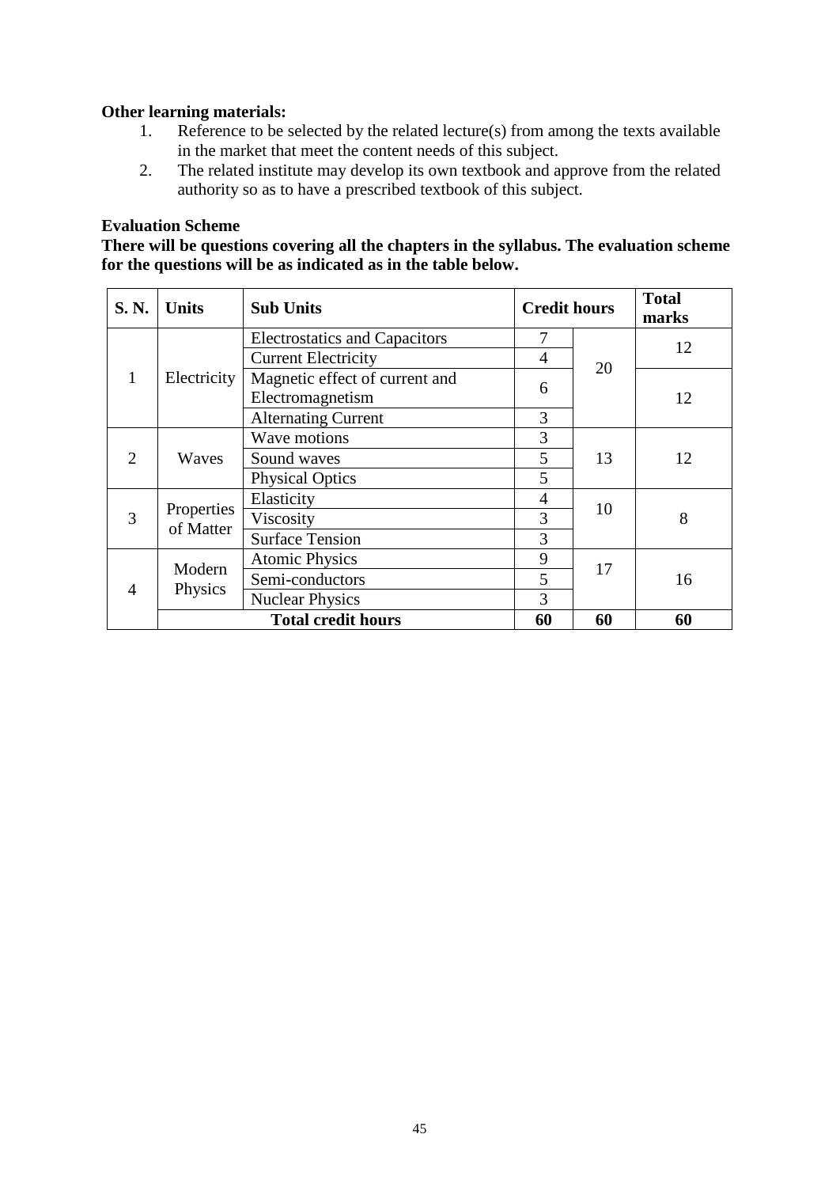**Other learning materials:**

1. Reference to be selected by the related lecture(s) from among the texts available in the market that meet the content needs of this subject.
2. The related institute may develop its own textbook and approve from the related authority so as to have a prescribed textbook of this subject.

**Evaluation Scheme**

**There will be questions covering all the chapters in the syllabus. The evaluation scheme for the questions will be as indicated as in the table below.**

| S. N. | Units | Sub Units | Credit hours | | Total marks |
|---|---|---|---|---|---|
| 1 | Electricity | Electrostatics and Capacitors | 7 | 20 | 12 |
| | | Current Electricity | 4 | | |
| | | Magnetic effect of current and Electromagnetism | 6 | | 12 |
| | | Alternating Current | 3 | | |
| 2 | Waves | Wave motions | 3 | 13 | 12 |
| | | Sound waves | 5 | | |
| | | Physical Optics | 5 | | |
| 3 | Properties of Matter | Elasticity | 4 | 10 | 8 |
| | | Viscosity | 3 | | |
| | | Surface Tension | 3 | | |
| 4 | Modern Physics | Atomic Physics | 9 | 17 | 16 |
| | | Semi-conductors | 5 | | |
| | | Nuclear Physics | 3 | | |
| | **Total credit hours** | | **60** | **60** | **60** |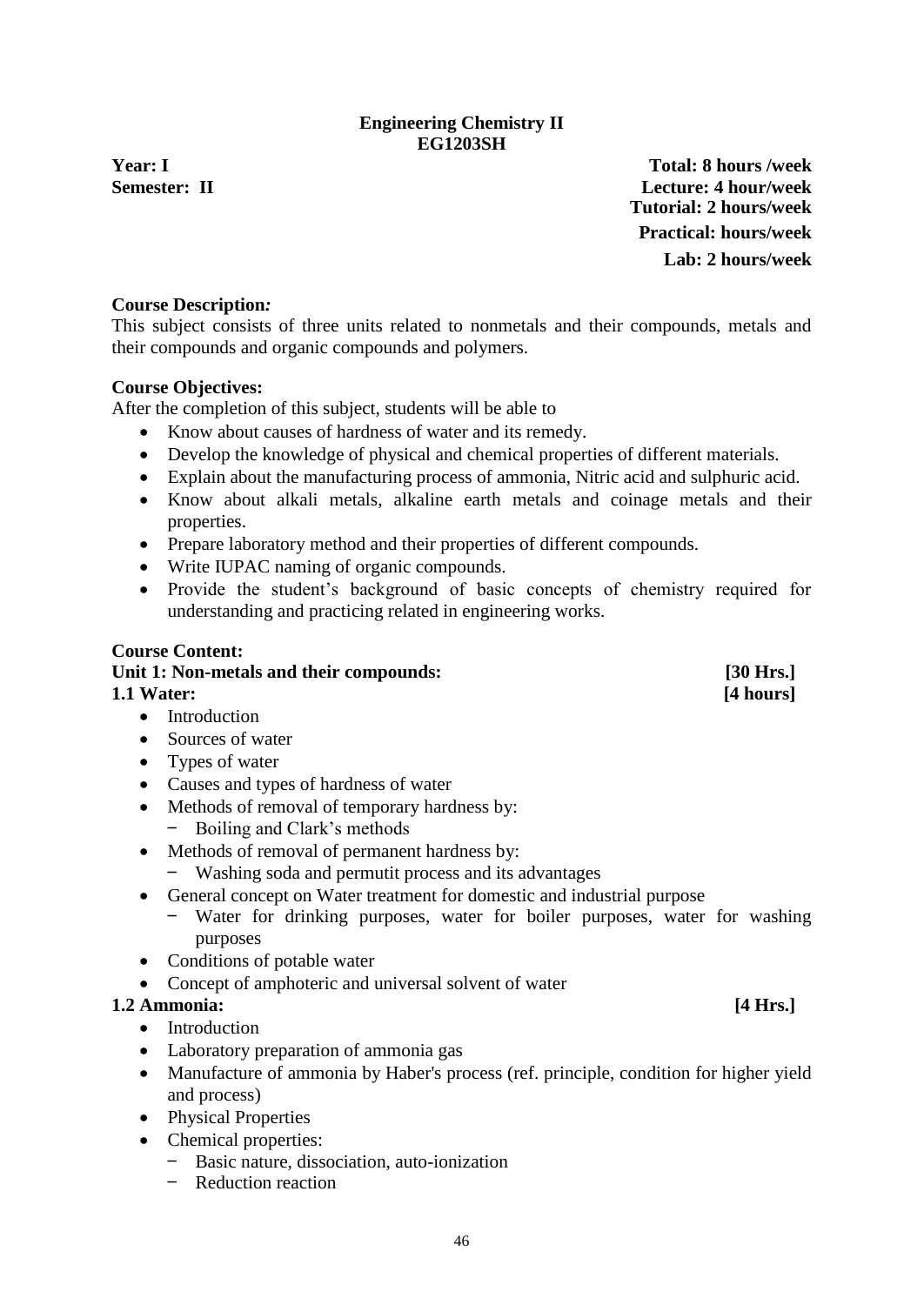# Engineering Chemistry II
## EG1203SH

**Year: I** **Total: 8 hours /week**
**Semester: II** **Lecture: 4 hour/week**
**Tutorial: 2 hours/week**
**Practical: hours/week**
**Lab: 2 hours/week**

**Course Description*:***
This subject consists of three units related to nonmetals and their compounds, metals and their compounds and organic compounds and polymers.

**Course Objectives:**
After the completion of this subject, students will be able to

- Know about causes of hardness of water and its remedy.
- Develop the knowledge of physical and chemical properties of different materials.
- Explain about the manufacturing process of ammonia, Nitric acid and sulphuric acid.
- Know about alkali metals, alkaline earth metals and coinage metals and their properties.
- Prepare laboratory method and their properties of different compounds.
- Write IUPAC naming of organic compounds.
- Provide the student's background of basic concepts of chemistry required for understanding and practicing related in engineering works.

**Course Content:**

**Unit 1: Non-metals and their compounds: [30 Hrs.]**

**1.1 Water: [4 hours]**

- Introduction
- Sources of water
- Types of water
- Causes and types of hardness of water
- Methods of removal of temporary hardness by:
  - Boiling and Clark's methods
- Methods of removal of permanent hardness by:
  - Washing soda and permutit process and its advantages
- General concept on Water treatment for domestic and industrial purpose
  - Water for drinking purposes, water for boiler purposes, water for washing purposes
- Conditions of potable water
- Concept of amphoteric and universal solvent of water

**1.2 Ammonia: [4 Hrs.]**

- Introduction
- Laboratory preparation of ammonia gas
- Manufacture of ammonia by Haber's process (ref. principle, condition for higher yield and process)
- Physical Properties
- Chemical properties:
  - Basic nature, dissociation, auto-ionization
  - Reduction reaction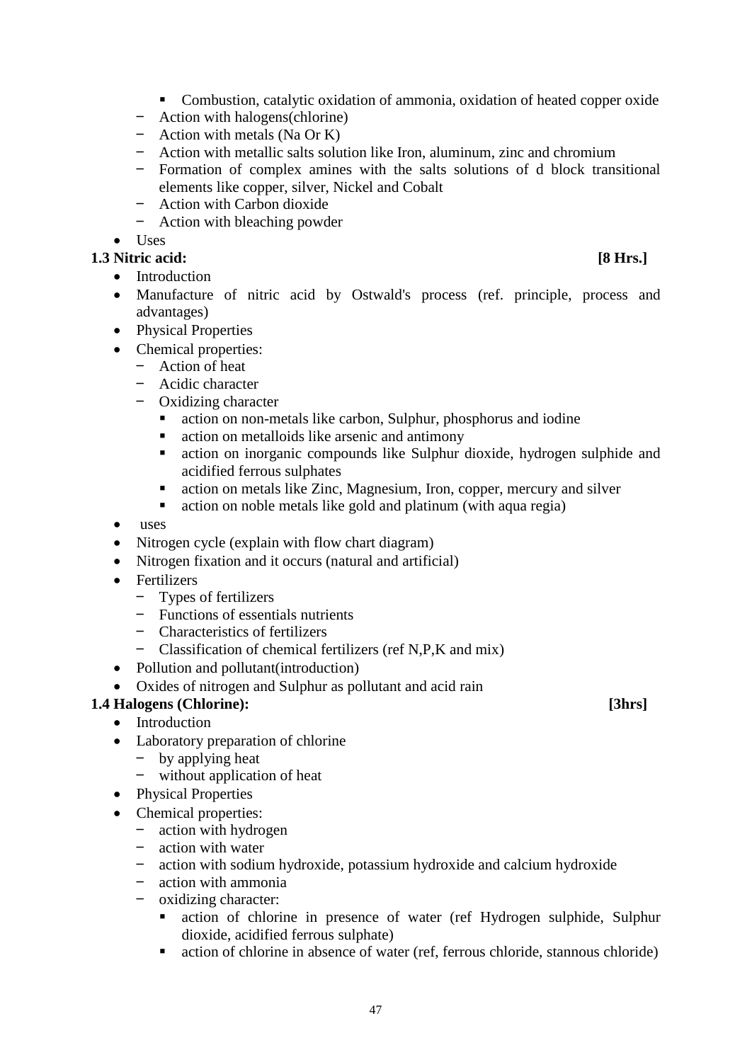- Combustion, catalytic oxidation of ammonia, oxidation of heated copper oxide
    - Action with halogens(chlorine)
    - Action with metals (Na Or K)
    - Action with metallic salts solution like Iron, aluminum, zinc and chromium
    - Formation of complex amines with the salts solutions of d block transitional elements like copper, silver, Nickel and Cobalt
    - Action with Carbon dioxide
    - Action with bleaching powder
- Uses

**1.3 Nitric acid: [8 Hrs.]**

- Introduction
- Manufacture of nitric acid by Ostwald's process (ref. principle, process and advantages)
- Physical Properties
- Chemical properties:
    - Action of heat
    - Acidic character
    - Oxidizing character
        - action on non-metals like carbon, Sulphur, phosphorus and iodine
        - action on metalloids like arsenic and antimony
        - action on inorganic compounds like Sulphur dioxide, hydrogen sulphide and acidified ferrous sulphates
        - action on metals like Zinc, Magnesium, Iron, copper, mercury and silver
        - action on noble metals like gold and platinum (with aqua regia)
- uses
- Nitrogen cycle (explain with flow chart diagram)
- Nitrogen fixation and it occurs (natural and artificial)
- Fertilizers
    - Types of fertilizers
    - Functions of essentials nutrients
    - Characteristics of fertilizers
    - Classification of chemical fertilizers (ref N,P,K and mix)
- Pollution and pollutant(introduction)
- Oxides of nitrogen and Sulphur as pollutant and acid rain

**1.4 Halogens (Chlorine): [3hrs]**

- Introduction
- Laboratory preparation of chlorine
    - by applying heat
    - without application of heat
- Physical Properties
- Chemical properties:
    - action with hydrogen
    - action with water
    - action with sodium hydroxide, potassium hydroxide and calcium hydroxide
    - action with ammonia
    - oxidizing character:
        - action of chlorine in presence of water (ref Hydrogen sulphide, Sulphur dioxide, acidified ferrous sulphate)
        - action of chlorine in absence of water (ref, ferrous chloride, stannous chloride)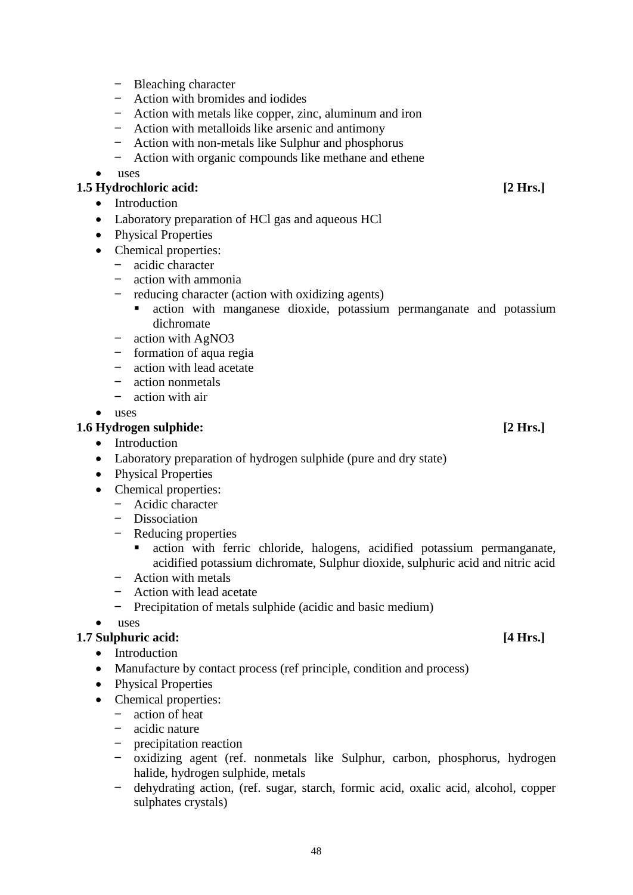- Bleaching character
  - Action with bromides and iodides
  - Action with metals like copper, zinc, aluminum and iron
  - Action with metalloids like arsenic and antimony
  - Action with non-metals like Sulphur and phosphorus
  - Action with organic compounds like methane and ethene
- uses

**1.5 Hydrochloric acid: [2 Hrs.]**

- Introduction
- Laboratory preparation of HCl gas and aqueous HCl
- Physical Properties
- Chemical properties:
  - acidic character
  - action with ammonia
  - reducing character (action with oxidizing agents)
    - action with manganese dioxide, potassium permanganate and potassium dichromate
  - action with AgNO3
  - formation of aqua regia
  - action with lead acetate
  - action nonmetals
  - action with air
- uses

**1.6 Hydrogen sulphide: [2 Hrs.]**

- Introduction
- Laboratory preparation of hydrogen sulphide (pure and dry state)
- Physical Properties
- Chemical properties:
  - Acidic character
  - Dissociation
  - Reducing properties
    - action with ferric chloride, halogens, acidified potassium permanganate, acidified potassium dichromate, Sulphur dioxide, sulphuric acid and nitric acid
  - Action with metals
  - Action with lead acetate
  - Precipitation of metals sulphide (acidic and basic medium)
- uses

**1.7 Sulphuric acid: [4 Hrs.]**

- Introduction
- Manufacture by contact process (ref principle, condition and process)
- Physical Properties
- Chemical properties:
  - action of heat
  - acidic nature
  - precipitation reaction
  - oxidizing agent (ref. nonmetals like Sulphur, carbon, phosphorus, hydrogen halide, hydrogen sulphide, metals
  - dehydrating action, (ref. sugar, starch, formic acid, oxalic acid, alcohol, copper sulphates crystals)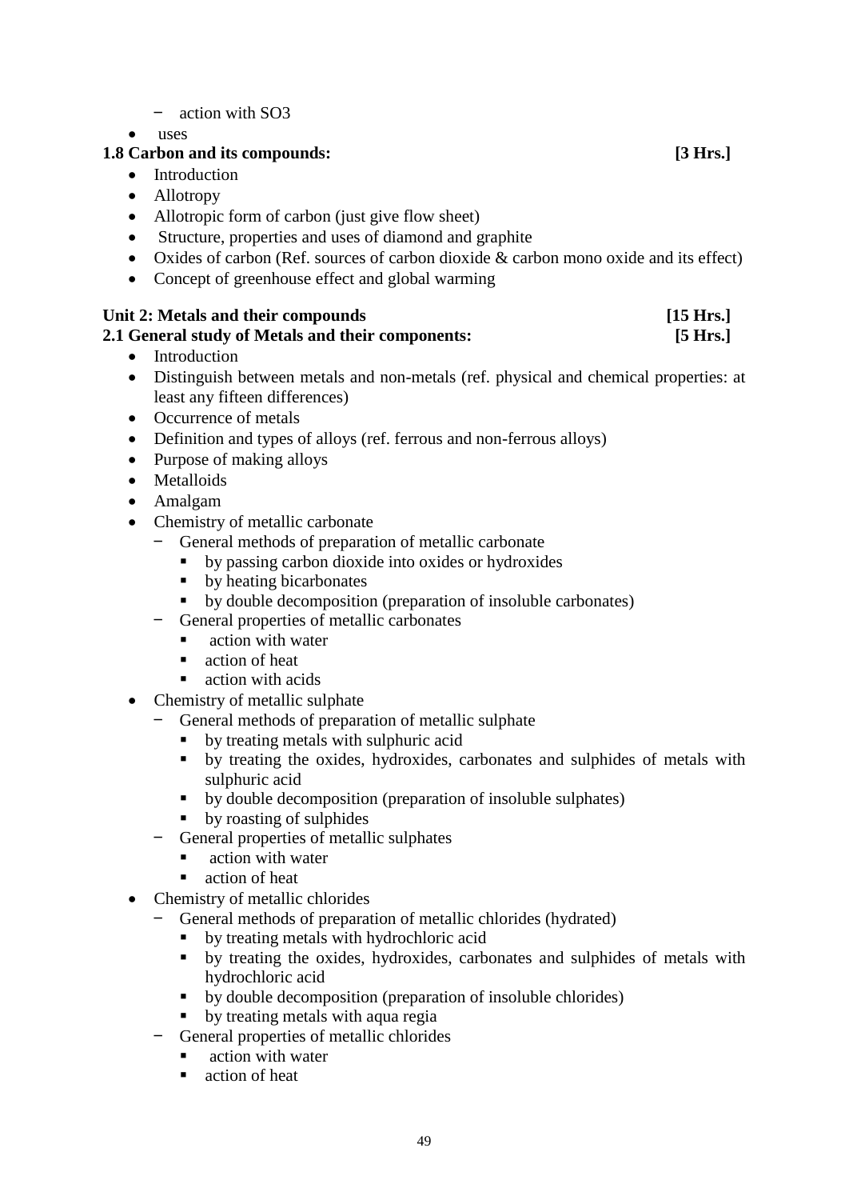- action with $SO_3$
- uses

**1.8 Carbon and its compounds: [3 Hrs.]**

- Introduction
- Allotropy
- Allotropic form of carbon (just give flow sheet)
- Structure, properties and uses of diamond and graphite
- Oxides of carbon (Ref. sources of carbon dioxide & carbon mono oxide and its effect)
- Concept of greenhouse effect and global warming

**Unit 2: Metals and their compounds [15 Hrs.]**

**2.1 General study of Metals and their components: [5 Hrs.]**

- Introduction
- Distinguish between metals and non-metals (ref. physical and chemical properties: at least any fifteen differences)
- Occurrence of metals
- Definition and types of alloys (ref. ferrous and non-ferrous alloys)
- Purpose of making alloys
- Metalloids
- Amalgam
- Chemistry of metallic carbonate
  - General methods of preparation of metallic carbonate
    - by passing carbon dioxide into oxides or hydroxides
    - by heating bicarbonates
    - by double decomposition (preparation of insoluble carbonates)
  - General properties of metallic carbonates
    - action with water
    - action of heat
    - action with acids
- Chemistry of metallic sulphate
  - General methods of preparation of metallic sulphate
    - by treating metals with sulphuric acid
    - by treating the oxides, hydroxides, carbonates and sulphides of metals with sulphuric acid
    - by double decomposition (preparation of insoluble sulphates)
    - by roasting of sulphides
  - General properties of metallic sulphates
    - action with water
    - action of heat
- Chemistry of metallic chlorides
  - General methods of preparation of metallic chlorides (hydrated)
    - by treating metals with hydrochloric acid
    - by treating the oxides, hydroxides, carbonates and sulphides of metals with hydrochloric acid
    - by double decomposition (preparation of insoluble chlorides)
    - by treating metals with aqua regia
  - General properties of metallic chlorides
    - action with water
    - action of heat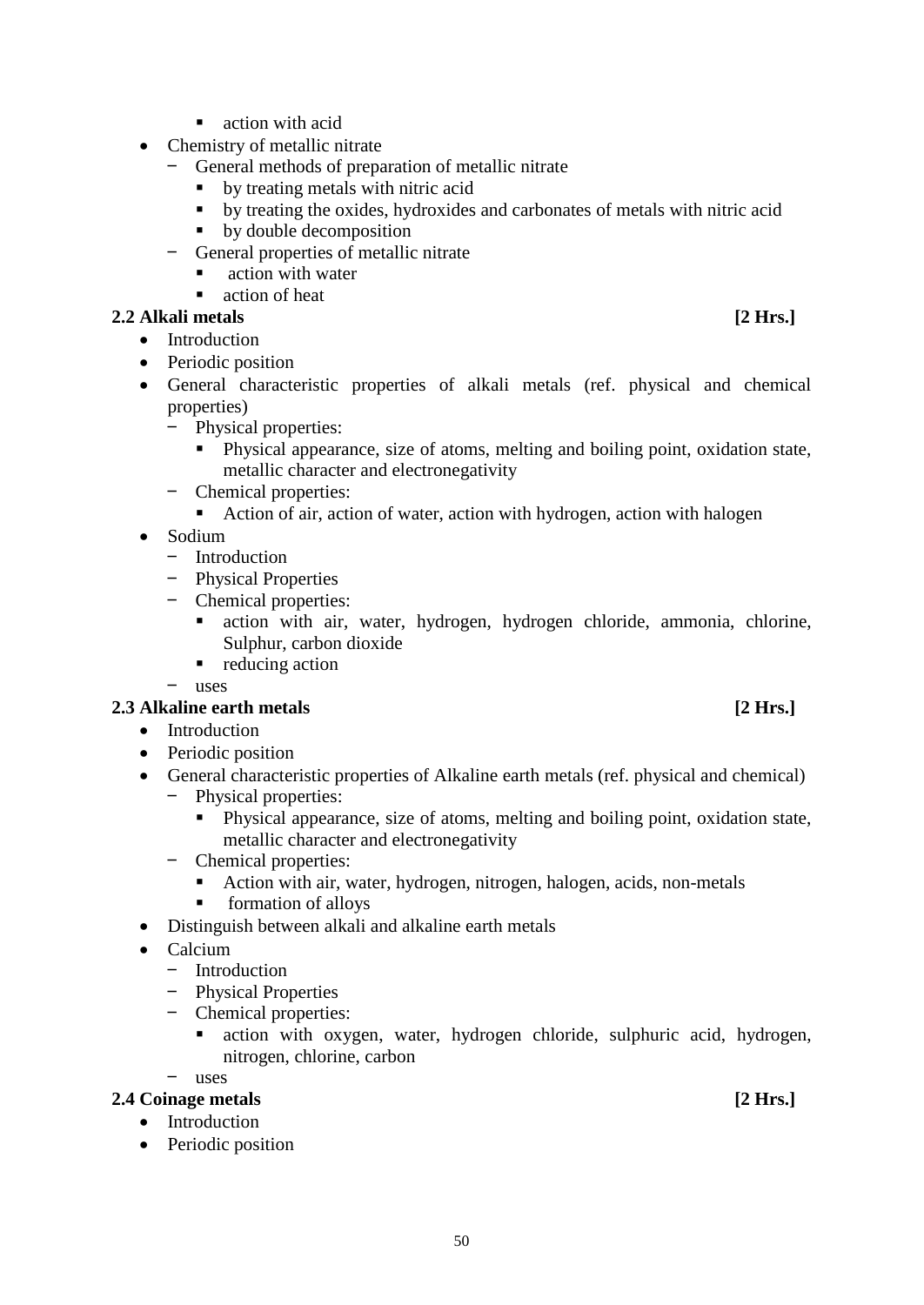- action with acid
- Chemistry of metallic nitrate
  - General methods of preparation of metallic nitrate
    - by treating metals with nitric acid
    - by treating the oxides, hydroxides and carbonates of metals with nitric acid
    - by double decomposition
  - General properties of metallic nitrate
    - action with water
    - action of heat

**2.2 Alkali metals** **[2 Hrs.]**

- Introduction
- Periodic position
- General characteristic properties of alkali metals (ref. physical and chemical properties)
  - Physical properties:
    - Physical appearance, size of atoms, melting and boiling point, oxidation state, metallic character and electronegativity
  - Chemical properties:
    - Action of air, action of water, action with hydrogen, action with halogen
- Sodium
  - Introduction
  - Physical Properties
  - Chemical properties:
    - action with air, water, hydrogen, hydrogen chloride, ammonia, chlorine, Sulphur, carbon dioxide
    - reducing action
  - uses

**2.3 Alkaline earth metals** **[2 Hrs.]**

- Introduction
- Periodic position
- General characteristic properties of Alkaline earth metals (ref. physical and chemical)
  - Physical properties:
    - Physical appearance, size of atoms, melting and boiling point, oxidation state, metallic character and electronegativity
  - Chemical properties:
    - Action with air, water, hydrogen, nitrogen, halogen, acids, non-metals
    - formation of alloys
- Distinguish between alkali and alkaline earth metals
- Calcium
  - Introduction
  - Physical Properties
  - Chemical properties:
    - action with oxygen, water, hydrogen chloride, sulphuric acid, hydrogen, nitrogen, chlorine, carbon
  - uses

**2.4 Coinage metals** **[2 Hrs.]**

- Introduction
- Periodic position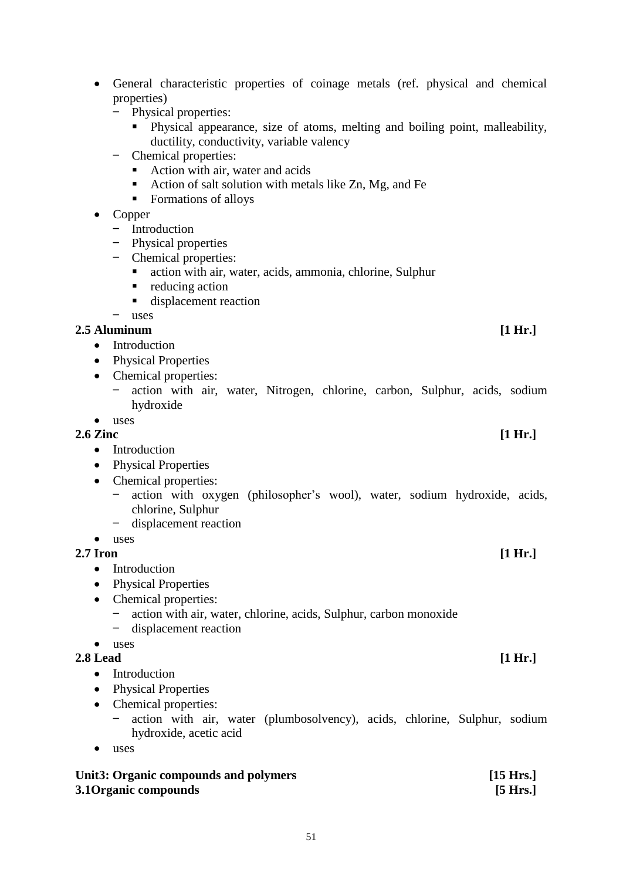- General characteristic properties of coinage metals (ref. physical and chemical properties)
  - Physical properties:
    - Physical appearance, size of atoms, melting and boiling point, malleability, ductility, conductivity, variable valency
  - Chemical properties:
    - Action with air, water and acids
    - Action of salt solution with metals like Zn, Mg, and Fe
    - Formations of alloys
- Copper
  - Introduction
  - Physical properties
  - Chemical properties:
    - action with air, water, acids, ammonia, chlorine, Sulphur
    - reducing action
    - displacement reaction
  - uses

**2.5 Aluminum** **[1 Hr.]**

- Introduction
- Physical Properties
- Chemical properties:
  - action with air, water, Nitrogen, chlorine, carbon, Sulphur, acids, sodium hydroxide
- uses

**2.6 Zinc** **[1 Hr.]**

- Introduction
- Physical Properties
- Chemical properties:
  - action with oxygen (philosopher's wool), water, sodium hydroxide, acids, chlorine, Sulphur
  - displacement reaction
- uses

**2.7 Iron** **[1 Hr.]**

- Introduction
- Physical Properties
- Chemical properties:
  - action with air, water, chlorine, acids, Sulphur, carbon monoxide
  - displacement reaction
- uses

**2.8 Lead** **[1 Hr.]**

- Introduction
- Physical Properties
- Chemical properties:
  - action with air, water (plumbosolvency), acids, chlorine, Sulphur, sodium hydroxide, acetic acid
- uses

**Unit3: Organic compounds and polymers** **[15 Hrs.]**

**3.1Organic compounds** **[5 Hrs.]**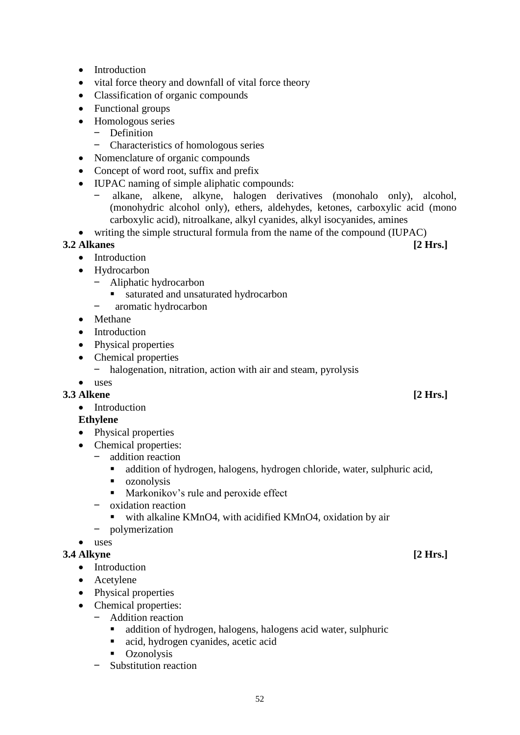- Introduction
- vital force theory and downfall of vital force theory
- Classification of organic compounds
- Functional groups
- Homologous series
  - Definition
  - Characteristics of homologous series
- Nomenclature of organic compounds
- Concept of word root, suffix and prefix
- IUPAC naming of simple aliphatic compounds:
  - alkane, alkene, alkyne, halogen derivatives (monohalo only), alcohol, (monohydric alcohol only), ethers, aldehydes, ketones, carboxylic acid (mono carboxylic acid), nitroalkane, alkyl cyanides, alkyl isocyanides, amines
- writing the simple structural formula from the name of the compound (IUPAC)

### 3.2 Alkanes [2 Hrs.]

- Introduction
- Hydrocarbon
  - Aliphatic hydrocarbon
    - saturated and unsaturated hydrocarbon
  - aromatic hydrocarbon
- Methane
- Introduction
- Physical properties
- Chemical properties
  - halogenation, nitration, action with air and steam, pyrolysis
- uses

### 3.3 Alkene [2 Hrs.]

- Introduction

**Ethylene**

- Physical properties
- Chemical properties:
  - addition reaction
    - addition of hydrogen, halogens, hydrogen chloride, water, sulphuric acid,
    - ozonolysis
    - Markonikov's rule and peroxide effect
  - oxidation reaction
    - with alkaline $KMnO_4$, with acidified $KMnO_4$, oxidation by air
  - polymerization
- uses

### 3.4 Alkyne [2 Hrs.]

- Introduction
- Acetylene
- Physical properties
- Chemical properties:
  - Addition reaction
    - addition of hydrogen, halogens, halogens acid water, sulphuric
    - acid, hydrogen cyanides, acetic acid
    - Ozonolysis
  - Substitution reaction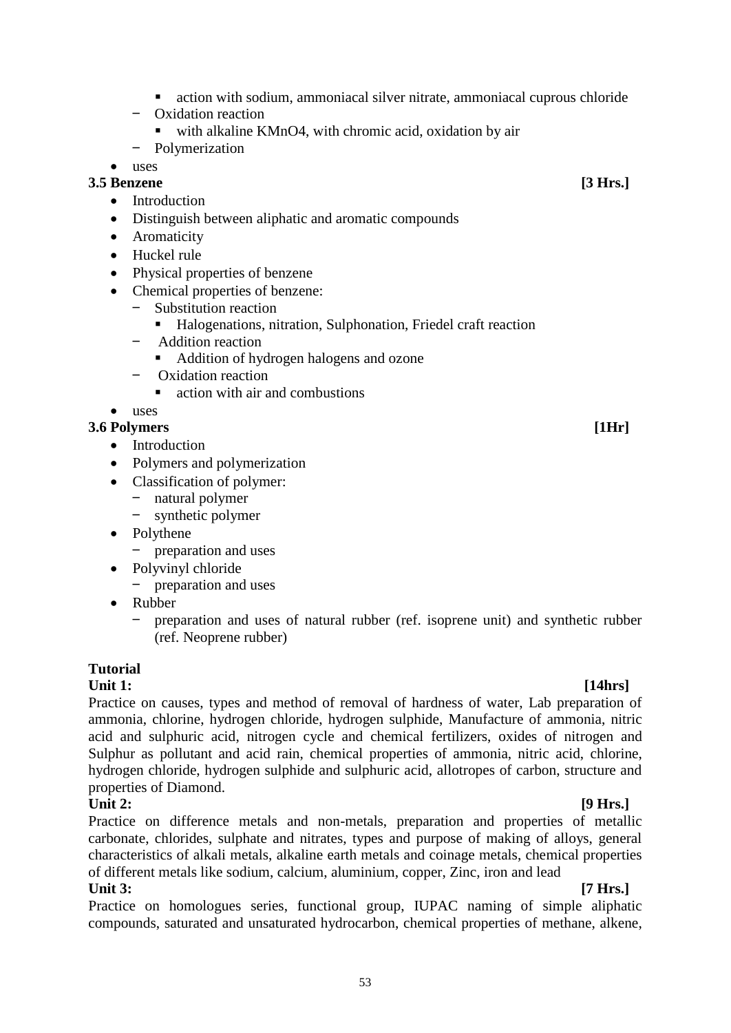- action with sodium, ammoniacal silver nitrate, ammoniacal cuprous chloride
    - Oxidation reaction
        - with alkaline $KMnO_4$, with chromic acid, oxidation by air
    - Polymerization
- uses

**3.5 Benzene** **[3 Hrs.]**

- Introduction
- Distinguish between aliphatic and aromatic compounds
- Aromaticity
- Huckel rule
- Physical properties of benzene
- Chemical properties of benzene:
    - Substitution reaction
        - Halogenations, nitration, Sulphonation, Friedel craft reaction
    - Addition reaction
        - Addition of hydrogen halogens and ozone
    - Oxidation reaction
        - action with air and combustions
- uses

**3.6 Polymers** **[1Hr]**

- Introduction
- Polymers and polymerization
- Classification of polymer:
    - natural polymer
    - synthetic polymer
- Polythene
    - preparation and uses
- Polyvinyl chloride
    - preparation and uses
- Rubber
    - preparation and uses of natural rubber (ref. isoprene unit) and synthetic rubber (ref. Neoprene rubber)

**Tutorial**

**Unit 1:** **[14hrs]**

Practice on causes, types and method of removal of hardness of water, Lab preparation of ammonia, chlorine, hydrogen chloride, hydrogen sulphide, Manufacture of ammonia, nitric acid and sulphuric acid, nitrogen cycle and chemical fertilizers, oxides of nitrogen and Sulphur as pollutant and acid rain, chemical properties of ammonia, nitric acid, chlorine, hydrogen chloride, hydrogen sulphide and sulphuric acid, allotropes of carbon, structure and properties of Diamond.

**Unit 2:** **[9 Hrs.]**

Practice on difference metals and non-metals, preparation and properties of metallic carbonate, chlorides, sulphate and nitrates, types and purpose of making of alloys, general characteristics of alkali metals, alkaline earth metals and coinage metals, chemical properties of different metals like sodium, calcium, aluminium, copper, Zinc, iron and lead

**Unit 3:** **[7 Hrs.]**

Practice on homologues series, functional group, IUPAC naming of simple aliphatic compounds, saturated and unsaturated hydrocarbon, chemical properties of methane, alkene,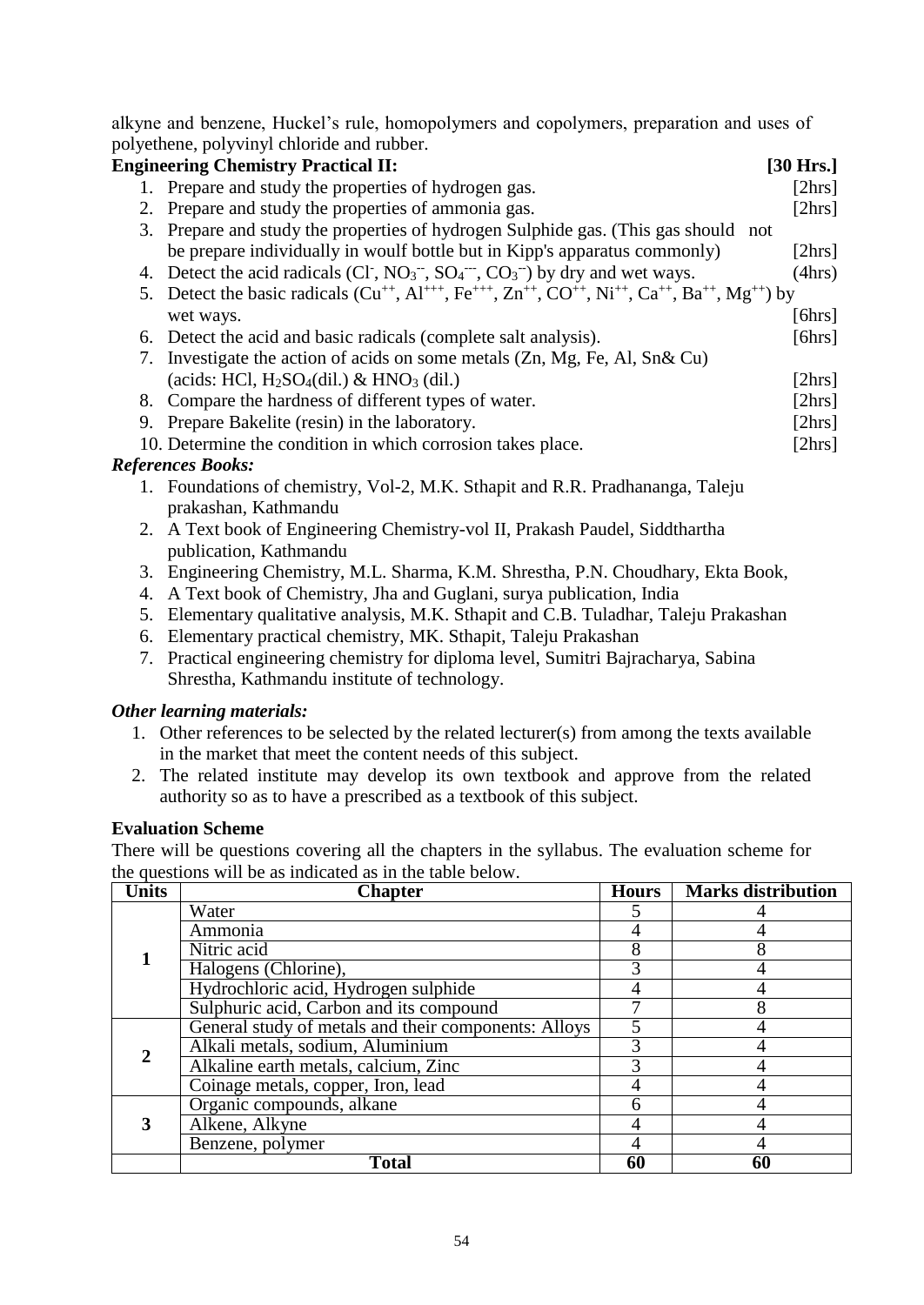alkyne and benzene, Huckel's rule, homopolymers and copolymers, preparation and uses of polyethene, polyvinyl chloride and rubber.

**Engineering Chemistry Practical II:** **[30 Hrs.]**

1. Prepare and study the properties of hydrogen gas. [2hrs]
2. Prepare and study the properties of ammonia gas. [2hrs]
3. Prepare and study the properties of hydrogen Sulphide gas. (This gas should not be prepare individually in woulf bottle but in Kipp's apparatus commonly) [2hrs]
4. Detect the acid radicals ($Cl^-$, $NO_3^{--}$, $SO_4^{---}$, $CO_3^{--}$) by dry and wet ways. (4hrs)
5. Detect the basic radicals ($Cu^{++}$, $Al^{+++}$, $Fe^{+++}$, $Zn^{++}$, $CO^{++}$, $Ni^{++}$, $Ca^{++}$, $Ba^{++}$, $Mg^{++}$) by wet ways. [6hrs]
6. Detect the acid and basic radicals (complete salt analysis). [6hrs]
7. Investigate the action of acids on some metals (Zn, Mg, Fe, Al, Sn& Cu) (acids: HCl, $H_2SO_4$(dil.) & $HNO_3$ (dil.) [2hrs]
8. Compare the hardness of different types of water. [2hrs]
9. Prepare Bakelite (resin) in the laboratory. [2hrs]
10. Determine the condition in which corrosion takes place. [2hrs]

***References Books:***

1. Foundations of chemistry, Vol-2, M.K. Sthapit and R.R. Pradhananga, Taleju prakashan, Kathmandu
2. A Text book of Engineering Chemistry-vol II, Prakash Paudel, Siddthartha publication, Kathmandu
3. Engineering Chemistry, M.L. Sharma, K.M. Shrestha, P.N. Choudhary, Ekta Book,
4. A Text book of Chemistry, Jha and Guglani, surya publication, India
5. Elementary qualitative analysis, M.K. Sthapit and C.B. Tuladhar, Taleju Prakashan
6. Elementary practical chemistry, MK. Sthapit, Taleju Prakashan
7. Practical engineering chemistry for diploma level, Sumitri Bajracharya, Sabina Shrestha, Kathmandu institute of technology.

***Other learning materials:***

1. Other references to be selected by the related lecturer(s) from among the texts available in the market that meet the content needs of this subject.
2. The related institute may develop its own textbook and approve from the related authority so as to have a prescribed as a textbook of this subject.

**Evaluation Scheme**

There will be questions covering all the chapters in the syllabus. The evaluation scheme for the questions will be as indicated as in the table below.

| Units | Chapter | Hours | Marks distribution |
|---|---|---|---|
| 1 | Water | 5 | 4 |
| | Ammonia | 4 | 4 |
| | Nitric acid | 8 | 8 |
| | Halogens (Chlorine), | 3 | 4 |
| | Hydrochloric acid, Hydrogen sulphide | 4 | 4 |
| | Sulphuric acid, Carbon and its compound | 7 | 8 |
| 2 | General study of metals and their components: Alloys | 5 | 4 |
| | Alkali metals, sodium, Aluminium | 3 | 4 |
| | Alkaline earth metals, calcium, Zinc | 3 | 4 |
| | Coinage metals, copper, Iron, lead | 4 | 4 |
| 3 | Organic compounds, alkane | 6 | 4 |
| | Alkene, Alkyne | 4 | 4 |
| | Benzene, polymer | 4 | 4 |
| | **Total** | **60** | **60** |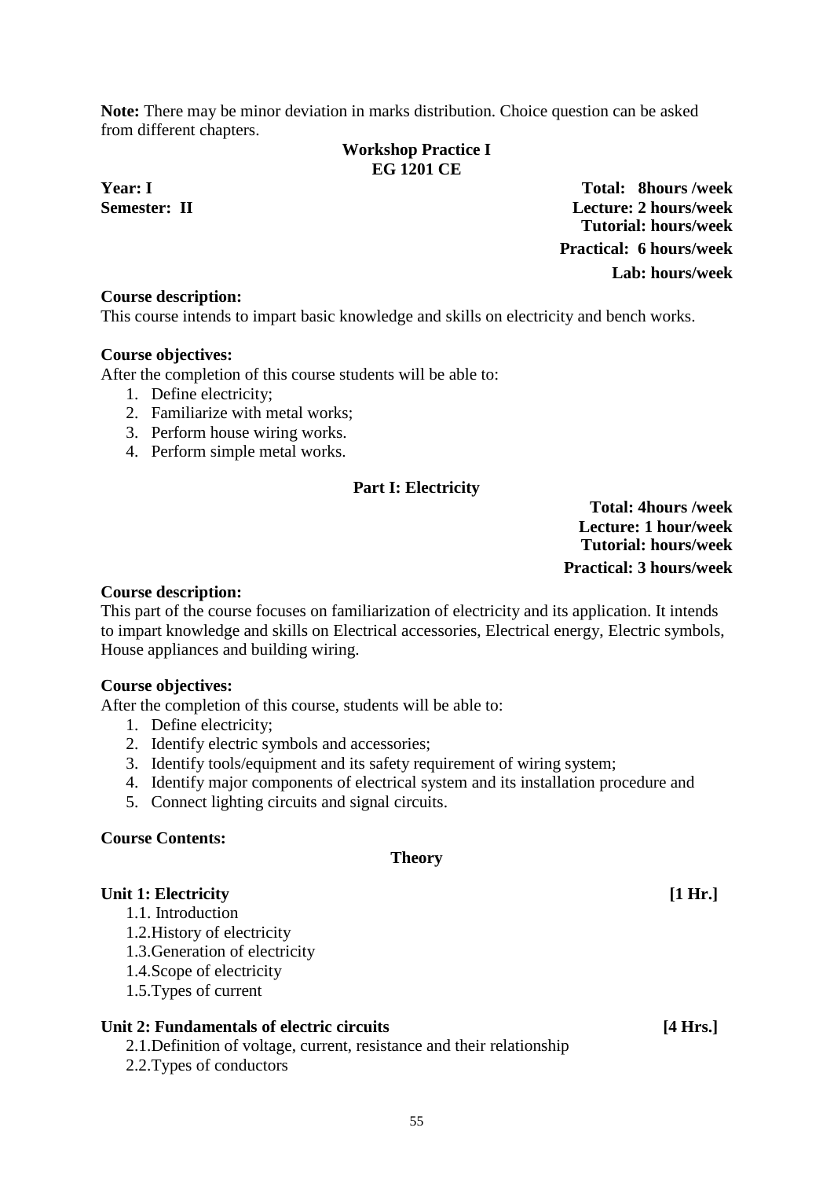**Note:** There may be minor deviation in marks distribution. Choice question can be asked from different chapters.

## Workshop Practice I
## EG 1201 CE

**Year: I**
**Semester: II**

**Total: 8hours /week**
**Lecture: 2 hours/week**
**Tutorial: hours/week**
**Practical: 6 hours/week**
**Lab: hours/week**

**Course description:**
This course intends to impart basic knowledge and skills on electricity and bench works.

**Course objectives:**
After the completion of this course students will be able to:

1. Define electricity;
2. Familiarize with metal works;
3. Perform house wiring works.
4. Perform simple metal works.

### Part I: Electricity

**Total: 4hours /week**
**Lecture: 1 hour/week**
**Tutorial: hours/week**
**Practical: 3 hours/week**

**Course description:**
This part of the course focuses on familiarization of electricity and its application. It intends to impart knowledge and skills on Electrical accessories, Electrical energy, Electric symbols, House appliances and building wiring.

**Course objectives:**
After the completion of this course, students will be able to:

1. Define electricity;
2. Identify electric symbols and accessories;
3. Identify tools/equipment and its safety requirement of wiring system;
4. Identify major components of electrical system and its installation procedure and
5. Connect lighting circuits and signal circuits.

**Course Contents:**

**Theory**

**Unit 1: Electricity [1 Hr.]**

- 1.1. Introduction
- 1.2.History of electricity
- 1.3.Generation of electricity
- 1.4.Scope of electricity
- 1.5.Types of current

**Unit 2: Fundamentals of electric circuits [4 Hrs.]**

- 2.1.Definition of voltage, current, resistance and their relationship
- 2.2.Types of conductors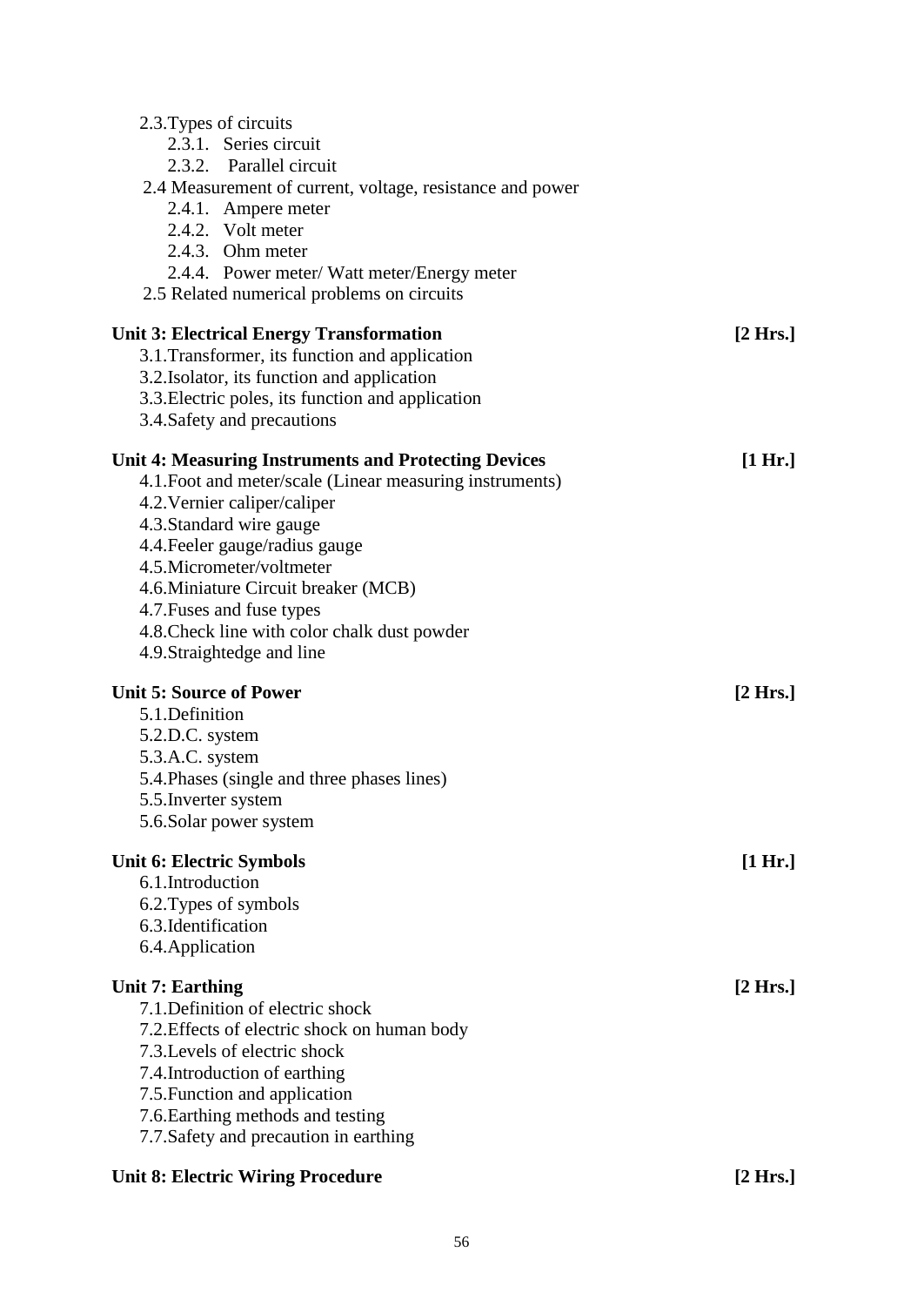- 2.3. Types of circuits
  - 2.3.1. Series circuit
  - 2.3.2. Parallel circuit
- 2.4 Measurement of current, voltage, resistance and power
  - 2.4.1. Ampere meter
  - 2.4.2. Volt meter
  - 2.4.3. Ohm meter
  - 2.4.4. Power meter/ Watt meter/Energy meter
- 2.5 Related numerical problems on circuits

**Unit 3: Electrical Energy Transformation** **[2 Hrs.]**

- 3.1. Transformer, its function and application
- 3.2. Isolator, its function and application
- 3.3. Electric poles, its function and application
- 3.4. Safety and precautions

**Unit 4: Measuring Instruments and Protecting Devices** **[1 Hr.]**

- 4.1. Foot and meter/scale (Linear measuring instruments)
- 4.2. Vernier caliper/caliper
- 4.3. Standard wire gauge
- 4.4. Feeler gauge/radius gauge
- 4.5. Micrometer/voltmeter
- 4.6. Miniature Circuit breaker (MCB)
- 4.7. Fuses and fuse types
- 4.8. Check line with color chalk dust powder
- 4.9. Straightedge and line

**Unit 5: Source of Power** **[2 Hrs.]**

- 5.1. Definition
- 5.2. D.C. system
- 5.3. A.C. system
- 5.4. Phases (single and three phases lines)
- 5.5. Inverter system
- 5.6. Solar power system

**Unit 6: Electric Symbols** **[1 Hr.]**

- 6.1. Introduction
- 6.2. Types of symbols
- 6.3. Identification
- 6.4. Application

**Unit 7: Earthing** **[2 Hrs.]**

- 7.1. Definition of electric shock
- 7.2. Effects of electric shock on human body
- 7.3. Levels of electric shock
- 7.4. Introduction of earthing
- 7.5. Function and application
- 7.6. Earthing methods and testing
- 7.7. Safety and precaution in earthing

**Unit 8: Electric Wiring Procedure** **[2 Hrs.]**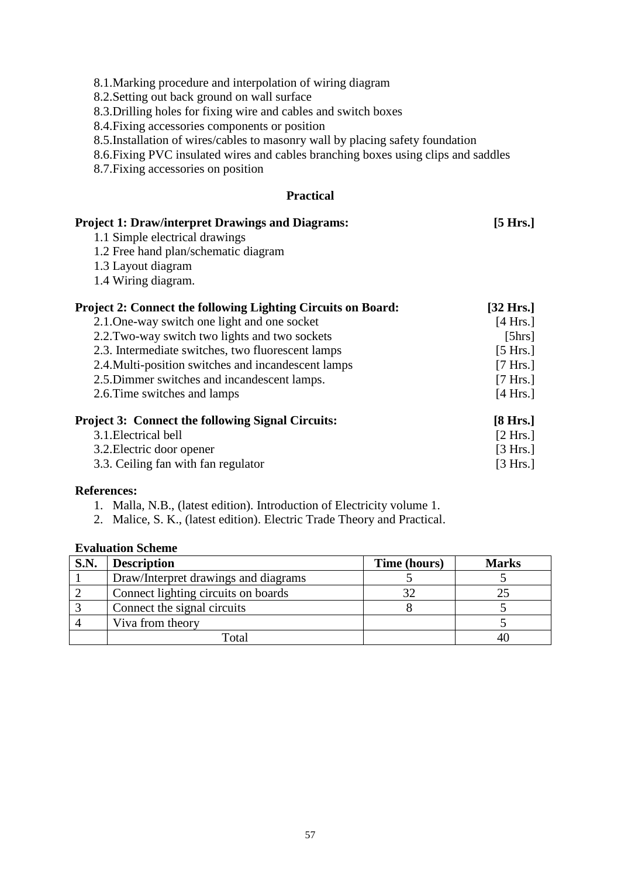8.1.Marking procedure and interpolation of wiring diagram
8.2.Setting out back ground on wall surface
8.3.Drilling holes for fixing wire and cables and switch boxes
8.4.Fixing accessories components or position
8.5.Installation of wires/cables to masonry wall by placing safety foundation
8.6.Fixing PVC insulated wires and cables branching boxes using clips and saddles
8.7.Fixing accessories on position

## Practical

**Project 1: Draw/interpret Drawings and Diagrams:** **[5 Hrs.]**

1.1 Simple electrical drawings
1.2 Free hand plan/schematic diagram
1.3 Layout diagram
1.4 Wiring diagram.

**Project 2: Connect the following Lighting Circuits on Board:** **[32 Hrs.]**

2.1.One-way switch one light and one socket [4 Hrs.]
2.2.Two-way switch two lights and two sockets [5hrs]
2.3. Intermediate switches, two fluorescent lamps [5 Hrs.]
2.4.Multi-position switches and incandescent lamps [7 Hrs.]
2.5.Dimmer switches and incandescent lamps. [7 Hrs.]
2.6.Time switches and lamps [4 Hrs.]

**Project 3: Connect the following Signal Circuits:** **[8 Hrs.]**

3.1.Electrical bell [2 Hrs.]
3.2.Electric door opener [3 Hrs.]
3.3. Ceiling fan with fan regulator [3 Hrs.]

**References:**

1. Malla, N.B., (latest edition). Introduction of Electricity volume 1.
2. Malice, S. K., (latest edition). Electric Trade Theory and Practical.

**Evaluation Scheme**

| S.N. | Description | Time (hours) | Marks |
|---|---|---|---|
| 1 | Draw/Interpret drawings and diagrams | 5 | 5 |
| 2 | Connect lighting circuits on boards | 32 | 25 |
| 3 | Connect the signal circuits | 8 | 5 |
| 4 | Viva from theory | | 5 |
| | Total | | 40 |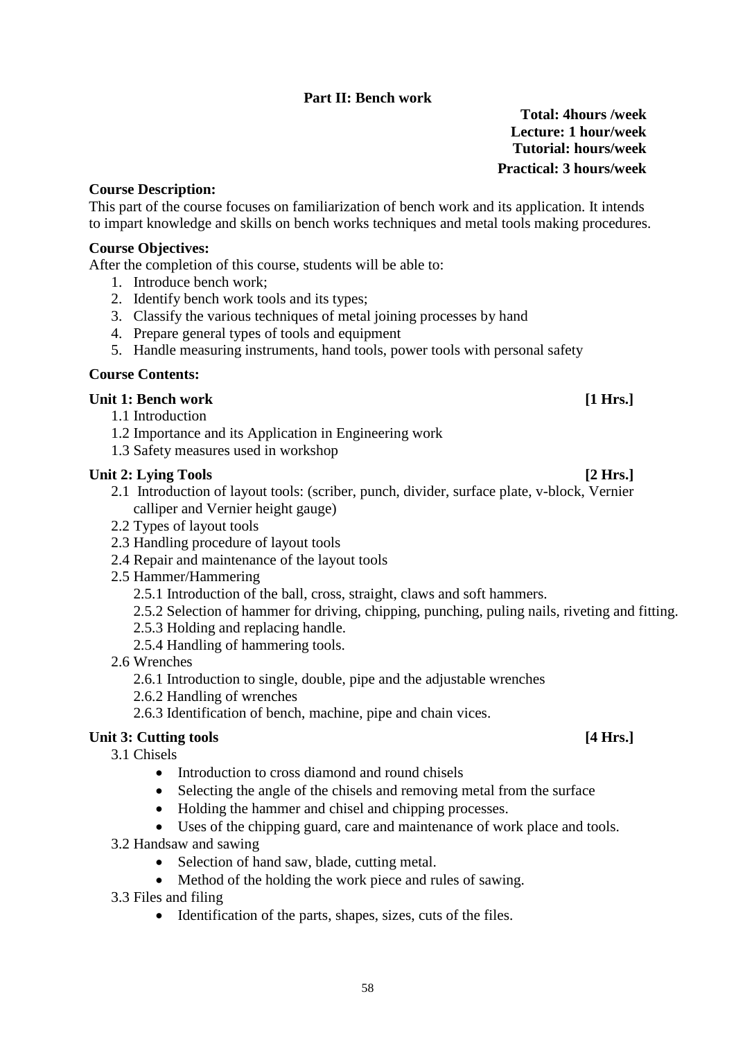## Part II: Bench work

**Total: 4hours /week**
**Lecture: 1 hour/week**
**Tutorial: hours/week**
**Practical: 3 hours/week**

**Course Description:**

This part of the course focuses on familiarization of bench work and its application. It intends to impart knowledge and skills on bench works techniques and metal tools making procedures.

**Course Objectives:**

After the completion of this course, students will be able to:

1. Introduce bench work;
2. Identify bench work tools and its types;
3. Classify the various techniques of metal joining processes by hand
4. Prepare general types of tools and equipment
5. Handle measuring instruments, hand tools, power tools with personal safety

**Course Contents:**

**Unit 1: Bench work [1 Hrs.]**

1.1 Introduction
1.2 Importance and its Application in Engineering work
1.3 Safety measures used in workshop

**Unit 2: Lying Tools [2 Hrs.]**

2.1 Introduction of layout tools: (scriber, punch, divider, surface plate, v-block, Vernier calliper and Vernier height gauge)
2.2 Types of layout tools
2.3 Handling procedure of layout tools
2.4 Repair and maintenance of the layout tools
2.5 Hammer/Hammering
  2.5.1 Introduction of the ball, cross, straight, claws and soft hammers.
  2.5.2 Selection of hammer for driving, chipping, punching, puling nails, riveting and fitting.
  2.5.3 Holding and replacing handle.
  2.5.4 Handling of hammering tools.
2.6 Wrenches
  2.6.1 Introduction to single, double, pipe and the adjustable wrenches
  2.6.2 Handling of wrenches
  2.6.3 Identification of bench, machine, pipe and chain vices.

**Unit 3: Cutting tools [4 Hrs.]**

3.1 Chisels
- Introduction to cross diamond and round chisels
- Selecting the angle of the chisels and removing metal from the surface
- Holding the hammer and chisel and chipping processes.
- Uses of the chipping guard, care and maintenance of work place and tools.

3.2 Handsaw and sawing
- Selection of hand saw, blade, cutting metal.
- Method of the holding the work piece and rules of sawing.

3.3 Files and filing
- Identification of the parts, shapes, sizes, cuts of the files.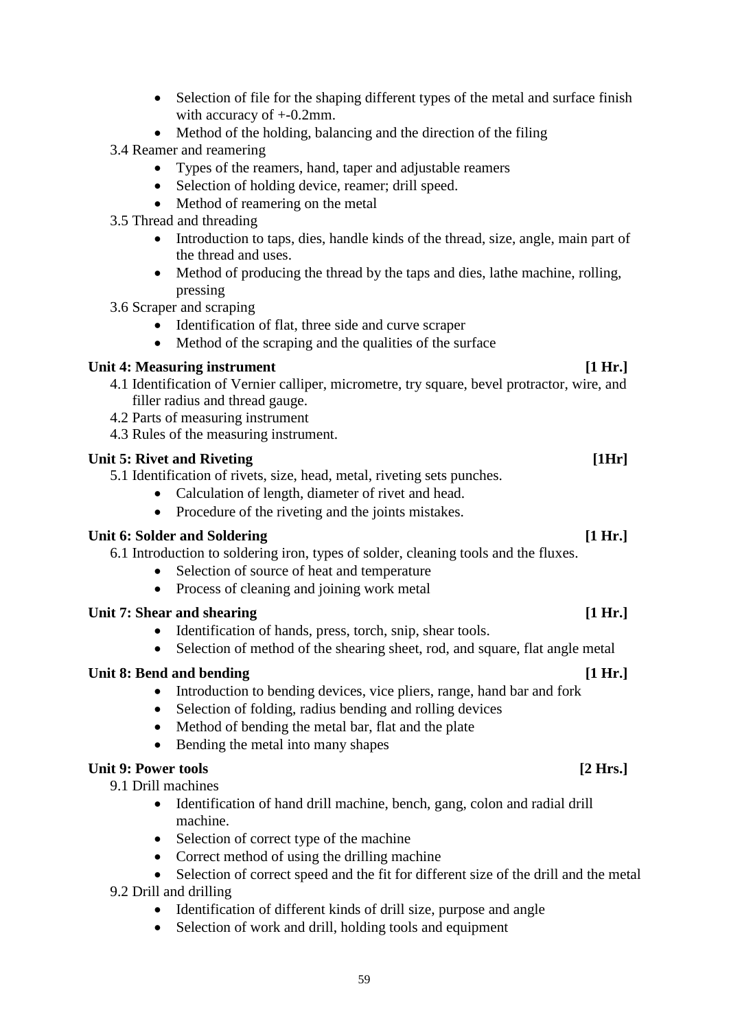- Selection of file for the shaping different types of the metal and surface finish with accuracy of +-0.2mm.
- Method of the holding, balancing and the direction of the filing

3.4 Reamer and reamering

- Types of the reamers, hand, taper and adjustable reamers
- Selection of holding device, reamer; drill speed.
- Method of reamering on the metal

3.5 Thread and threading

- Introduction to taps, dies, handle kinds of the thread, size, angle, main part of the thread and uses.
- Method of producing the thread by the taps and dies, lathe machine, rolling, pressing

3.6 Scraper and scraping

- Identification of flat, three side and curve scraper
- Method of the scraping and the qualities of the surface

**Unit 4: Measuring instrument [1 Hr.]**

4.1 Identification of Vernier calliper, micrometre, try square, bevel protractor, wire, and filler radius and thread gauge.

4.2 Parts of measuring instrument

4.3 Rules of the measuring instrument.

**Unit 5: Rivet and Riveting [1Hr]**

5.1 Identification of rivets, size, head, metal, riveting sets punches.

- Calculation of length, diameter of rivet and head.
- Procedure of the riveting and the joints mistakes.

**Unit 6: Solder and Soldering [1 Hr.]**

6.1 Introduction to soldering iron, types of solder, cleaning tools and the fluxes.

- Selection of source of heat and temperature
- Process of cleaning and joining work metal

**Unit 7: Shear and shearing [1 Hr.]**

- Identification of hands, press, torch, snip, shear tools.
- Selection of method of the shearing sheet, rod, and square, flat angle metal

**Unit 8: Bend and bending [1 Hr.]**

- Introduction to bending devices, vice pliers, range, hand bar and fork
- Selection of folding, radius bending and rolling devices
- Method of bending the metal bar, flat and the plate
- Bending the metal into many shapes

**Unit 9: Power tools [2 Hrs.]**

9.1 Drill machines

- Identification of hand drill machine, bench, gang, colon and radial drill machine.
- Selection of correct type of the machine
- Correct method of using the drilling machine
- Selection of correct speed and the fit for different size of the drill and the metal

9.2 Drill and drilling

- Identification of different kinds of drill size, purpose and angle
- Selection of work and drill, holding tools and equipment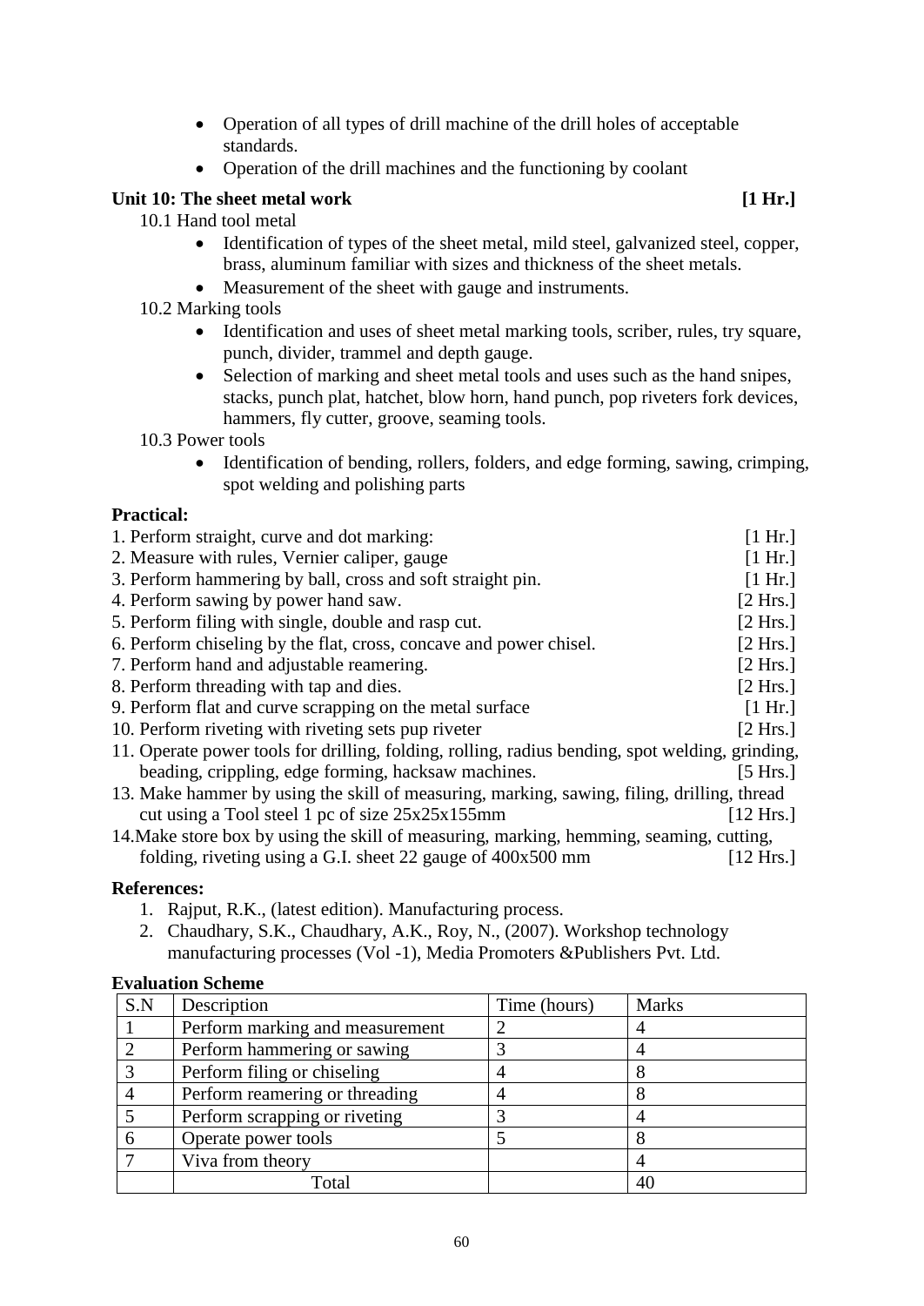- Operation of all types of drill machine of the drill holes of acceptable standards.
- Operation of the drill machines and the functioning by coolant

**Unit 10: The sheet metal work [1 Hr.]**

10.1 Hand tool metal

- Identification of types of the sheet metal, mild steel, galvanized steel, copper, brass, aluminum familiar with sizes and thickness of the sheet metals.
- Measurement of the sheet with gauge and instruments.

10.2 Marking tools

- Identification and uses of sheet metal marking tools, scriber, rules, try square, punch, divider, trammel and depth gauge.
- Selection of marking and sheet metal tools and uses such as the hand snipes, stacks, punch plat, hatchet, blow horn, hand punch, pop riveters fork devices, hammers, fly cutter, groove, seaming tools.

10.3 Power tools

- Identification of bending, rollers, folders, and edge forming, sawing, crimping, spot welding and polishing parts

**Practical:**

1. Perform straight, curve and dot marking: [1 Hr.]
2. Measure with rules, Vernier caliper, gauge [1 Hr.]
3. Perform hammering by ball, cross and soft straight pin. [1 Hr.]
4. Perform sawing by power hand saw. [2 Hrs.]
5. Perform filing with single, double and rasp cut. [2 Hrs.]
6. Perform chiseling by the flat, cross, concave and power chisel. [2 Hrs.]
7. Perform hand and adjustable reamering. [2 Hrs.]
8. Perform threading with tap and dies. [2 Hrs.]
9. Perform flat and curve scrapping on the metal surface [1 Hr.]
10. Perform riveting with riveting sets pup riveter [2 Hrs.]
11. Operate power tools for drilling, folding, rolling, radius bending, spot welding, grinding, beading, crippling, edge forming, hacksaw machines. [5 Hrs.]

13. Make hammer by using the skill of measuring, marking, sawing, filing, drilling, thread cut using a Tool steel 1 pc of size 25x25x155mm [12 Hrs.]

14. Make store box by using the skill of measuring, marking, hemming, seaming, cutting, folding, riveting using a G.I. sheet 22 gauge of 400x500 mm [12 Hrs.]

**References:**

1. Rajput, R.K., (latest edition). Manufacturing process.
2. Chaudhary, S.K., Chaudhary, A.K., Roy, N., (2007). Workshop technology manufacturing processes (Vol -1), Media Promoters &Publishers Pvt. Ltd.

**Evaluation Scheme**

| S.N | Description | Time (hours) | Marks |
|---|---|---|---|
| 1 | Perform marking and measurement | 2 | 4 |
| 2 | Perform hammering or sawing | 3 | 4 |
| 3 | Perform filing or chiseling | 4 | 8 |
| 4 | Perform reamering or threading | 4 | 8 |
| 5 | Perform scrapping or riveting | 3 | 4 |
| 6 | Operate power tools | 5 | 8 |
| 7 | Viva from theory | | 4 |
| | Total | | 40 |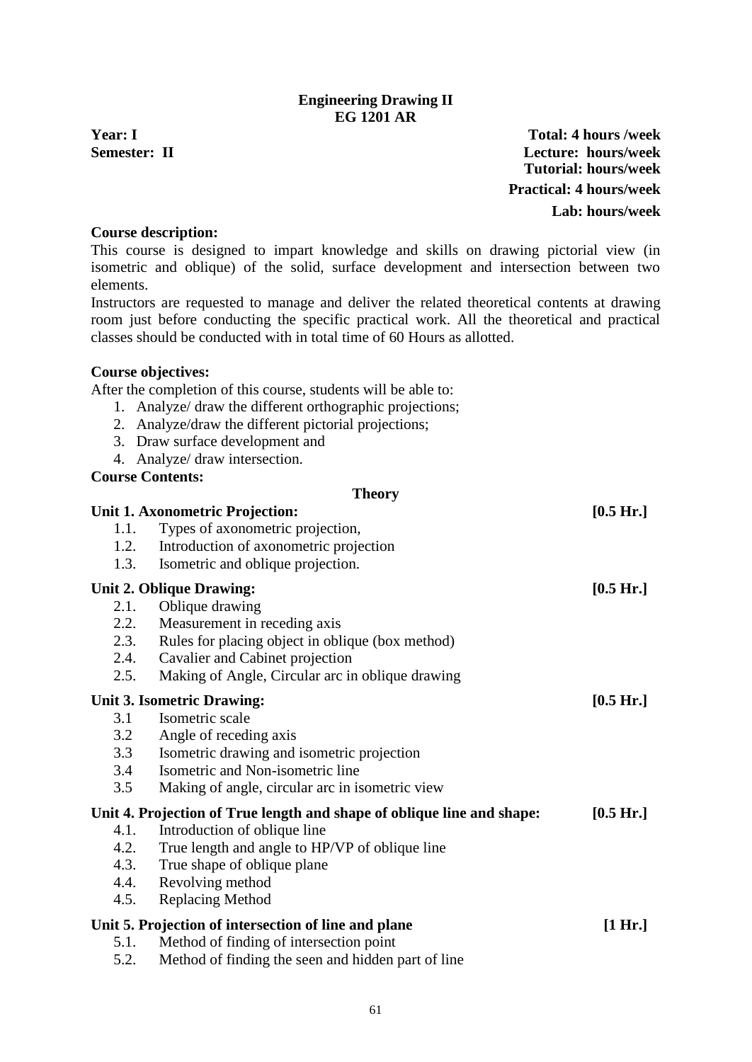# Engineering Drawing II
## EG 1201 AR

**Year: I** — **Total: 4 hours /week**
**Semester: II** — **Lecture: hours/week**
**Tutorial: hours/week**
**Practical: 4 hours/week**
**Lab: hours/week**

**Course description:**

This course is designed to impart knowledge and skills on drawing pictorial view (in isometric and oblique) of the solid, surface development and intersection between two elements.

Instructors are requested to manage and deliver the related theoretical contents at drawing room just before conducting the specific practical work. All the theoretical and practical classes should be conducted with in total time of 60 Hours as allotted.

**Course objectives:**

After the completion of this course, students will be able to:

1. Analyze/ draw the different orthographic projections;
2. Analyze/draw the different pictorial projections;
3. Draw surface development and
4. Analyze/ draw intersection.

**Course Contents:**

**Theory**

**Unit 1. Axonometric Projection:** **[0.5 Hr.]**

- 1.1. Types of axonometric projection,
- 1.2. Introduction of axonometric projection
- 1.3. Isometric and oblique projection.

**Unit 2. Oblique Drawing:** **[0.5 Hr.]**

- 2.1. Oblique drawing
- 2.2. Measurement in receding axis
- 2.3. Rules for placing object in oblique (box method)
- 2.4. Cavalier and Cabinet projection
- 2.5. Making of Angle, Circular arc in oblique drawing

**Unit 3. Isometric Drawing:** **[0.5 Hr.]**

- 3.1 Isometric scale
- 3.2 Angle of receding axis
- 3.3 Isometric drawing and isometric projection
- 3.4 Isometric and Non-isometric line
- 3.5 Making of angle, circular arc in isometric view

**Unit 4. Projection of True length and shape of oblique line and shape:** **[0.5 Hr.]**

- 4.1. Introduction of oblique line
- 4.2. True length and angle to HP/VP of oblique line
- 4.3. True shape of oblique plane
- 4.4. Revolving method
- 4.5. Replacing Method

**Unit 5. Projection of intersection of line and plane** **[1 Hr.]**

- 5.1. Method of finding of intersection point
- 5.2. Method of finding the seen and hidden part of line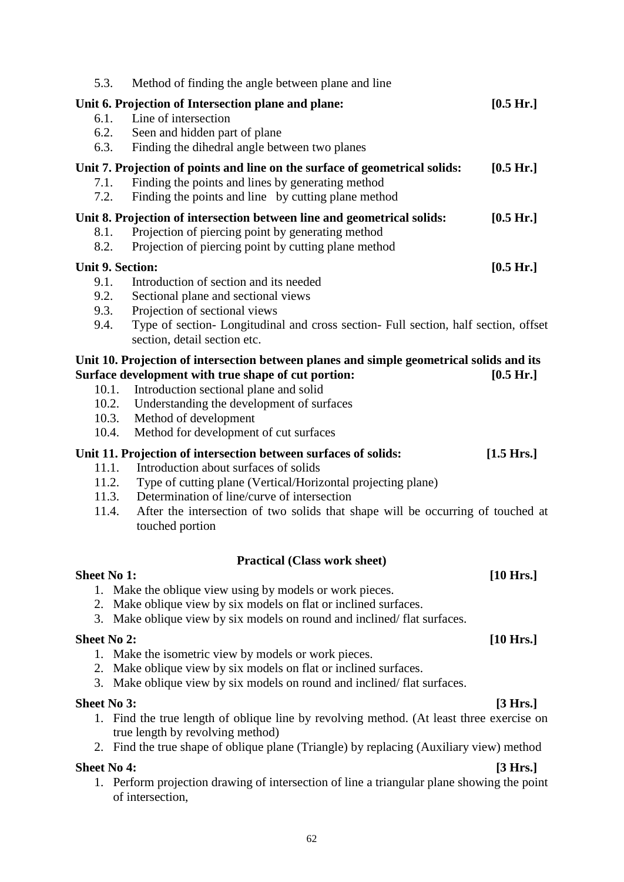5.3. Method of finding the angle between plane and line

**Unit 6. Projection of Intersection plane and plane: [0.5 Hr.]**

6.1. Line of intersection
6.2. Seen and hidden part of plane
6.3. Finding the dihedral angle between two planes

**Unit 7. Projection of points and line on the surface of geometrical solids: [0.5 Hr.]**

7.1. Finding the points and lines by generating method
7.2. Finding the points and line by cutting plane method

**Unit 8. Projection of intersection between line and geometrical solids: [0.5 Hr.]**

8.1. Projection of piercing point by generating method
8.2. Projection of piercing point by cutting plane method

**Unit 9. Section: [0.5 Hr.]**

9.1. Introduction of section and its needed
9.2. Sectional plane and sectional views
9.3. Projection of sectional views
9.4. Type of section- Longitudinal and cross section- Full section, half section, offset section, detail section etc.

**Unit 10. Projection of intersection between planes and simple geometrical solids and its Surface development with true shape of cut portion: [0.5 Hr.]**

10.1. Introduction sectional plane and solid
10.2. Understanding the development of surfaces
10.3. Method of development
10.4. Method for development of cut surfaces

**Unit 11. Projection of intersection between surfaces of solids: [1.5 Hrs.]**

11.1. Introduction about surfaces of solids
11.2. Type of cutting plane (Vertical/Horizontal projecting plane)
11.3. Determination of line/curve of intersection
11.4. After the intersection of two solids that shape will be occurring of touched at touched portion

## Practical (Class work sheet)

**Sheet No 1: [10 Hrs.]**

1. Make the oblique view using by models or work pieces.
2. Make oblique view by six models on flat or inclined surfaces.
3. Make oblique view by six models on round and inclined/ flat surfaces.

**Sheet No 2: [10 Hrs.]**

1. Make the isometric view by models or work pieces.
2. Make oblique view by six models on flat or inclined surfaces.
3. Make oblique view by six models on round and inclined/ flat surfaces.

**Sheet No 3: [3 Hrs.]**

1. Find the true length of oblique line by revolving method. (At least three exercise on true length by revolving method)
2. Find the true shape of oblique plane (Triangle) by replacing (Auxiliary view) method

**Sheet No 4: [3 Hrs.]**

1. Perform projection drawing of intersection of line a triangular plane showing the point of intersection,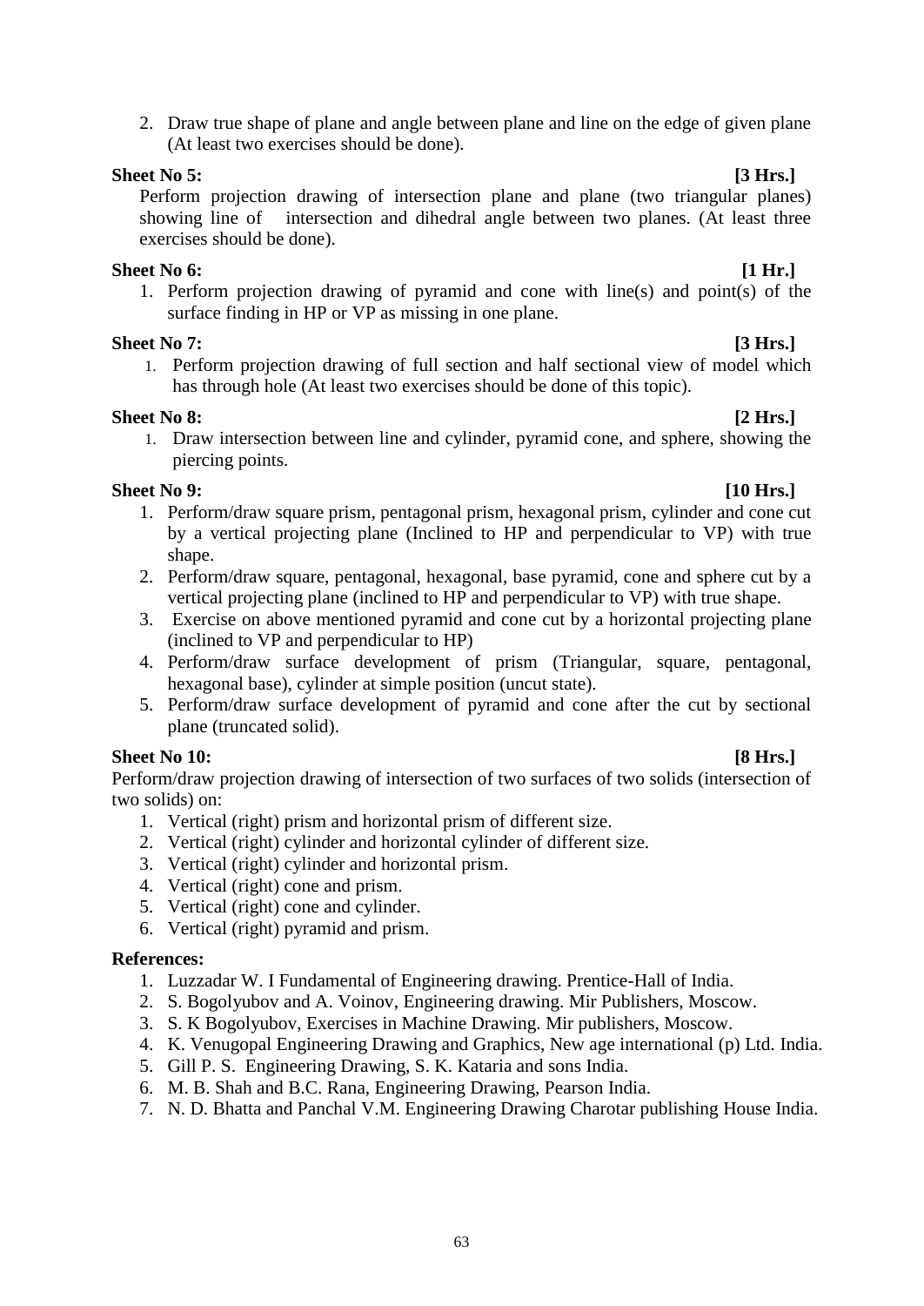2. Draw true shape of plane and angle between plane and line on the edge of given plane (At least two exercises should be done).

**Sheet No 5: [3 Hrs.]**

Perform projection drawing of intersection plane and plane (two triangular planes) showing line of intersection and dihedral angle between two planes. (At least three exercises should be done).

**Sheet No 6: [1 Hr.]**

1. Perform projection drawing of pyramid and cone with line(s) and point(s) of the surface finding in HP or VP as missing in one plane.

**Sheet No 7: [3 Hrs.]**

1. Perform projection drawing of full section and half sectional view of model which has through hole (At least two exercises should be done of this topic).

**Sheet No 8: [2 Hrs.]**

1. Draw intersection between line and cylinder, pyramid cone, and sphere, showing the piercing points.

**Sheet No 9: [10 Hrs.]**

1. Perform/draw square prism, pentagonal prism, hexagonal prism, cylinder and cone cut by a vertical projecting plane (Inclined to HP and perpendicular to VP) with true shape.
2. Perform/draw square, pentagonal, hexagonal, base pyramid, cone and sphere cut by a vertical projecting plane (inclined to HP and perpendicular to VP) with true shape.
3. Exercise on above mentioned pyramid and cone cut by a horizontal projecting plane (inclined to VP and perpendicular to HP)
4. Perform/draw surface development of prism (Triangular, square, pentagonal, hexagonal base), cylinder at simple position (uncut state).
5. Perform/draw surface development of pyramid and cone after the cut by sectional plane (truncated solid).

**Sheet No 10: [8 Hrs.]**

Perform/draw projection drawing of intersection of two surfaces of two solids (intersection of two solids) on:

1. Vertical (right) prism and horizontal prism of different size.
2. Vertical (right) cylinder and horizontal cylinder of different size.
3. Vertical (right) cylinder and horizontal prism.
4. Vertical (right) cone and prism.
5. Vertical (right) cone and cylinder.
6. Vertical (right) pyramid and prism.

**References:**

1. Luzzadar W. I Fundamental of Engineering drawing. Prentice-Hall of India.
2. S. Bogolyubov and A. Voinov, Engineering drawing. Mir Publishers, Moscow.
3. S. K Bogolyubov, Exercises in Machine Drawing. Mir publishers, Moscow.
4. K. Venugopal Engineering Drawing and Graphics, New age international (p) Ltd. India.
5. Gill P. S. Engineering Drawing, S. K. Kataria and sons India.
6. M. B. Shah and B.C. Rana, Engineering Drawing, Pearson India.
7. N. D. Bhatta and Panchal V.M. Engineering Drawing Charotar publishing House India.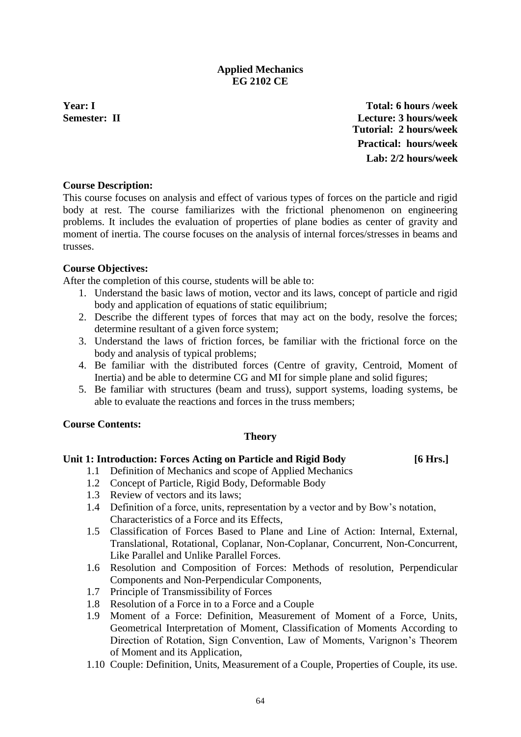## Applied Mechanics
## EG 2102 CE

**Year: I** **Total: 6 hours /week**
**Semester: II** **Lecture: 3 hours/week**
**Tutorial: 2 hours/week**
**Practical: hours/week**
**Lab: 2/2 hours/week**

**Course Description:**

This course focuses on analysis and effect of various types of forces on the particle and rigid body at rest. The course familiarizes with the frictional phenomenon on engineering problems. It includes the evaluation of properties of plane bodies as center of gravity and moment of inertia. The course focuses on the analysis of internal forces/stresses in beams and trusses.

**Course Objectives:**

After the completion of this course, students will be able to:

1. Understand the basic laws of motion, vector and its laws, concept of particle and rigid body and application of equations of static equilibrium;
2. Describe the different types of forces that may act on the body, resolve the forces; determine resultant of a given force system;
3. Understand the laws of friction forces, be familiar with the frictional force on the body and analysis of typical problems;
4. Be familiar with the distributed forces (Centre of gravity, Centroid, Moment of Inertia) and be able to determine CG and MI for simple plane and solid figures;
5. Be familiar with structures (beam and truss), support systems, loading systems, be able to evaluate the reactions and forces in the truss members;

**Course Contents:**

**Theory**

**Unit 1: Introduction: Forces Acting on Particle and Rigid Body [6 Hrs.]**

1.1 Definition of Mechanics and scope of Applied Mechanics
1.2 Concept of Particle, Rigid Body, Deformable Body
1.3 Review of vectors and its laws;
1.4 Definition of a force, units, representation by a vector and by Bow's notation, Characteristics of a Force and its Effects,
1.5 Classification of Forces Based to Plane and Line of Action: Internal, External, Translational, Rotational, Coplanar, Non-Coplanar, Concurrent, Non-Concurrent, Like Parallel and Unlike Parallel Forces.
1.6 Resolution and Composition of Forces: Methods of resolution, Perpendicular Components and Non-Perpendicular Components,
1.7 Principle of Transmissibility of Forces
1.8 Resolution of a Force in to a Force and a Couple
1.9 Moment of a Force: Definition, Measurement of Moment of a Force, Units, Geometrical Interpretation of Moment, Classification of Moments According to Direction of Rotation, Sign Convention, Law of Moments, Varignon's Theorem of Moment and its Application,
1.10 Couple: Definition, Units, Measurement of a Couple, Properties of Couple, its use.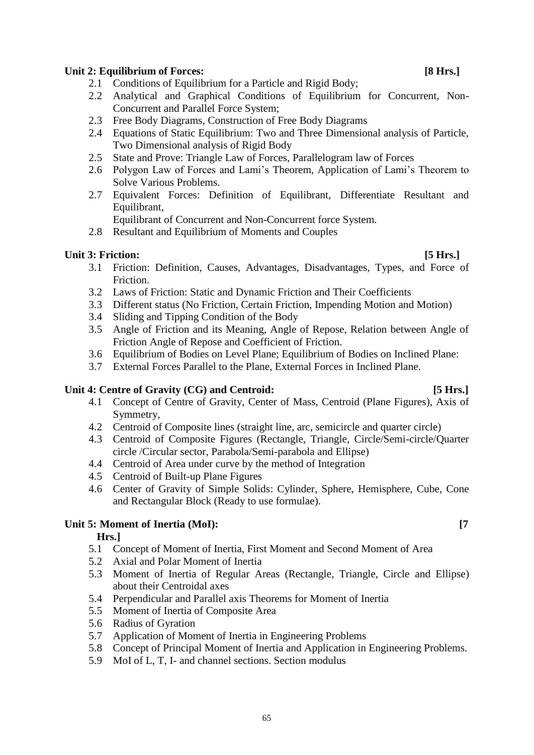**Unit 2: Equilibrium of Forces: [8 Hrs.]**

- 2.1 Conditions of Equilibrium for a Particle and Rigid Body;
- 2.2 Analytical and Graphical Conditions of Equilibrium for Concurrent, Non-Concurrent and Parallel Force System;
- 2.3 Free Body Diagrams, Construction of Free Body Diagrams
- 2.4 Equations of Static Equilibrium: Two and Three Dimensional analysis of Particle, Two Dimensional analysis of Rigid Body
- 2.5 State and Prove: Triangle Law of Forces, Parallelogram law of Forces
- 2.6 Polygon Law of Forces and Lami's Theorem, Application of Lami's Theorem to Solve Various Problems.
- 2.7 Equivalent Forces: Definition of Equilibrant, Differentiate Resultant and Equilibrant,
  Equilibrant of Concurrent and Non-Concurrent force System.
- 2.8 Resultant and Equilibrium of Moments and Couples

**Unit 3: Friction: [5 Hrs.]**

- 3.1 Friction: Definition, Causes, Advantages, Disadvantages, Types, and Force of Friction.
- 3.2 Laws of Friction: Static and Dynamic Friction and Their Coefficients
- 3.3 Different status (No Friction, Certain Friction, Impending Motion and Motion)
- 3.4 Sliding and Tipping Condition of the Body
- 3.5 Angle of Friction and its Meaning, Angle of Repose, Relation between Angle of Friction Angle of Repose and Coefficient of Friction.
- 3.6 Equilibrium of Bodies on Level Plane; Equilibrium of Bodies on Inclined Plane:
- 3.7 External Forces Parallel to the Plane, External Forces in Inclined Plane.

**Unit 4: Centre of Gravity (CG) and Centroid: [5 Hrs.]**

- 4.1 Concept of Centre of Gravity, Center of Mass, Centroid (Plane Figures), Axis of Symmetry,
- 4.2 Centroid of Composite lines (straight line, arc, semicircle and quarter circle)
- 4.3 Centroid of Composite Figures (Rectangle, Triangle, Circle/Semi-circle/Quarter circle /Circular sector, Parabola/Semi-parabola and Ellipse)
- 4.4 Centroid of Area under curve by the method of Integration
- 4.5 Centroid of Built-up Plane Figures
- 4.6 Center of Gravity of Simple Solids: Cylinder, Sphere, Hemisphere, Cube, Cone and Rectangular Block (Ready to use formulae).

**Unit 5: Moment of Inertia (MoI): [7 Hrs.]**

- 5.1 Concept of Moment of Inertia, First Moment and Second Moment of Area
- 5.2 Axial and Polar Moment of Inertia
- 5.3 Moment of Inertia of Regular Areas (Rectangle, Triangle, Circle and Ellipse) about their Centroidal axes
- 5.4 Perpendicular and Parallel axis Theorems for Moment of Inertia
- 5.5 Moment of Inertia of Composite Area
- 5.6 Radius of Gyration
- 5.7 Application of Moment of Inertia in Engineering Problems
- 5.8 Concept of Principal Moment of Inertia and Application in Engineering Problems.
- 5.9 MoI of L, T, I- and channel sections. Section modulus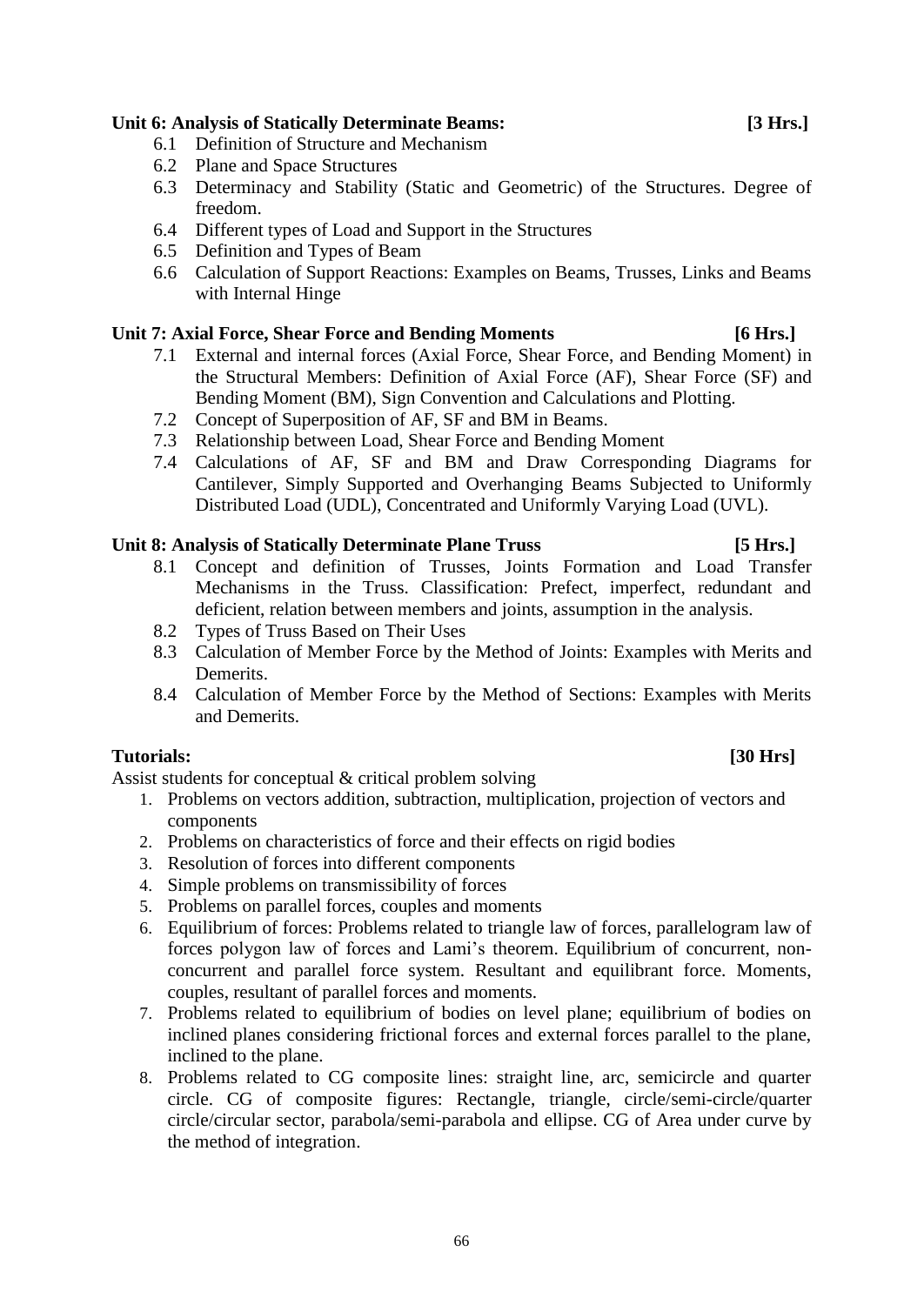**Unit 6: Analysis of Statically Determinate Beams: [3 Hrs.]**

- 6.1 Definition of Structure and Mechanism
- 6.2 Plane and Space Structures
- 6.3 Determinacy and Stability (Static and Geometric) of the Structures. Degree of freedom.
- 6.4 Different types of Load and Support in the Structures
- 6.5 Definition and Types of Beam
- 6.6 Calculation of Support Reactions: Examples on Beams, Trusses, Links and Beams with Internal Hinge

**Unit 7: Axial Force, Shear Force and Bending Moments [6 Hrs.]**

- 7.1 External and internal forces (Axial Force, Shear Force, and Bending Moment) in the Structural Members: Definition of Axial Force (AF), Shear Force (SF) and Bending Moment (BM), Sign Convention and Calculations and Plotting.
- 7.2 Concept of Superposition of AF, SF and BM in Beams.
- 7.3 Relationship between Load, Shear Force and Bending Moment
- 7.4 Calculations of AF, SF and BM and Draw Corresponding Diagrams for Cantilever, Simply Supported and Overhanging Beams Subjected to Uniformly Distributed Load (UDL), Concentrated and Uniformly Varying Load (UVL).

**Unit 8: Analysis of Statically Determinate Plane Truss [5 Hrs.]**

- 8.1 Concept and definition of Trusses, Joints Formation and Load Transfer Mechanisms in the Truss. Classification: Prefect, imperfect, redundant and deficient, relation between members and joints, assumption in the analysis.
- 8.2 Types of Truss Based on Their Uses
- 8.3 Calculation of Member Force by the Method of Joints: Examples with Merits and Demerits.
- 8.4 Calculation of Member Force by the Method of Sections: Examples with Merits and Demerits.

**Tutorials: [30 Hrs]**

Assist students for conceptual & critical problem solving

1. Problems on vectors addition, subtraction, multiplication, projection of vectors and components
2. Problems on characteristics of force and their effects on rigid bodies
3. Resolution of forces into different components
4. Simple problems on transmissibility of forces
5. Problems on parallel forces, couples and moments
6. Equilibrium of forces: Problems related to triangle law of forces, parallelogram law of forces polygon law of forces and Lami's theorem. Equilibrium of concurrent, non-concurrent and parallel force system. Resultant and equilibrant force. Moments, couples, resultant of parallel forces and moments.
7. Problems related to equilibrium of bodies on level plane; equilibrium of bodies on inclined planes considering frictional forces and external forces parallel to the plane, inclined to the plane.
8. Problems related to CG composite lines: straight line, arc, semicircle and quarter circle. CG of composite figures: Rectangle, triangle, circle/semi-circle/quarter circle/circular sector, parabola/semi-parabola and ellipse. CG of Area under curve by the method of integration.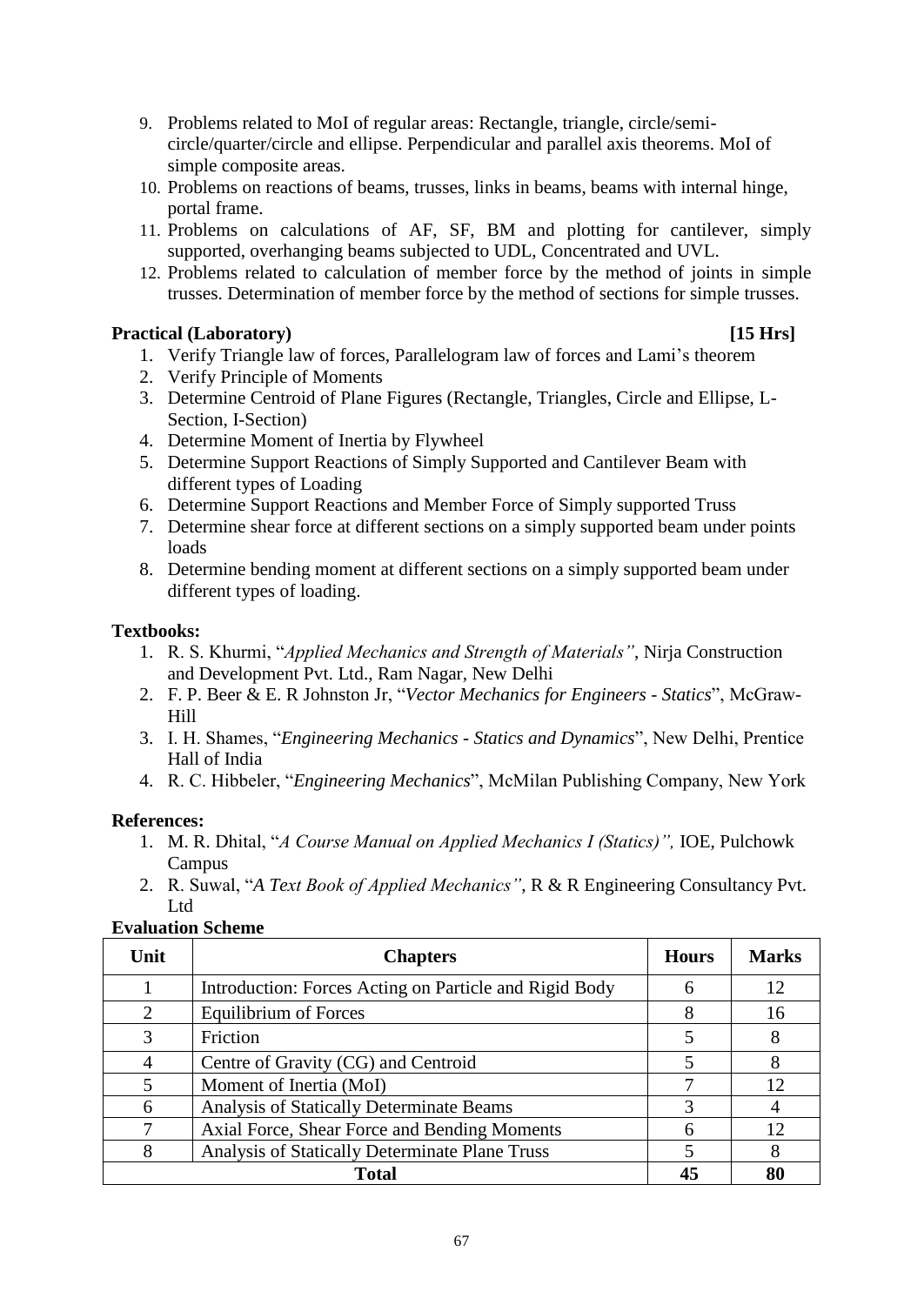9. Problems related to MoI of regular areas: Rectangle, triangle, circle/semi-circle/quarter/circle and ellipse. Perpendicular and parallel axis theorems. MoI of simple composite areas.
10. Problems on reactions of beams, trusses, links in beams, beams with internal hinge, portal frame.
11. Problems on calculations of AF, SF, BM and plotting for cantilever, simply supported, overhanging beams subjected to UDL, Concentrated and UVL.
12. Problems related to calculation of member force by the method of joints in simple trusses. Determination of member force by the method of sections for simple trusses.

**Practical (Laboratory)** **[15 Hrs]**

1. Verify Triangle law of forces, Parallelogram law of forces and Lami's theorem
2. Verify Principle of Moments
3. Determine Centroid of Plane Figures (Rectangle, Triangles, Circle and Ellipse, L-Section, I-Section)
4. Determine Moment of Inertia by Flywheel
5. Determine Support Reactions of Simply Supported and Cantilever Beam with different types of Loading
6. Determine Support Reactions and Member Force of Simply supported Truss
7. Determine shear force at different sections on a simply supported beam under points loads
8. Determine bending moment at different sections on a simply supported beam under different types of loading.

**Textbooks:**

1. R. S. Khurmi, "*Applied Mechanics and Strength of Materials"*, Nirja Construction and Development Pvt. Ltd., Ram Nagar, New Delhi
2. F. P. Beer & E. R Johnston Jr, "*Vector Mechanics for Engineers - Statics*", McGraw-Hill
3. I. H. Shames, "*Engineering Mechanics - Statics and Dynamics*", New Delhi, Prentice Hall of India
4. R. C. Hibbeler, "*Engineering Mechanics*", McMilan Publishing Company, New York

**References:**

1. M. R. Dhital, "*A Course Manual on Applied Mechanics I (Statics)",* IOE, Pulchowk Campus
2. R. Suwal, "*A Text Book of Applied Mechanics"*, R & R Engineering Consultancy Pvt. Ltd

**Evaluation Scheme**

| Unit | Chapters | Hours | Marks |
|---|---|---|---|
| 1 | Introduction: Forces Acting on Particle and Rigid Body | 6 | 12 |
| 2 | Equilibrium of Forces | 8 | 16 |
| 3 | Friction | 5 | 8 |
| 4 | Centre of Gravity (CG) and Centroid | 5 | 8 |
| 5 | Moment of Inertia (MoI) | 7 | 12 |
| 6 | Analysis of Statically Determinate Beams | 3 | 4 |
| 7 | Axial Force, Shear Force and Bending Moments | 6 | 12 |
| 8 | Analysis of Statically Determinate Plane Truss | 5 | 8 |
| **Total** | | **45** | **80** |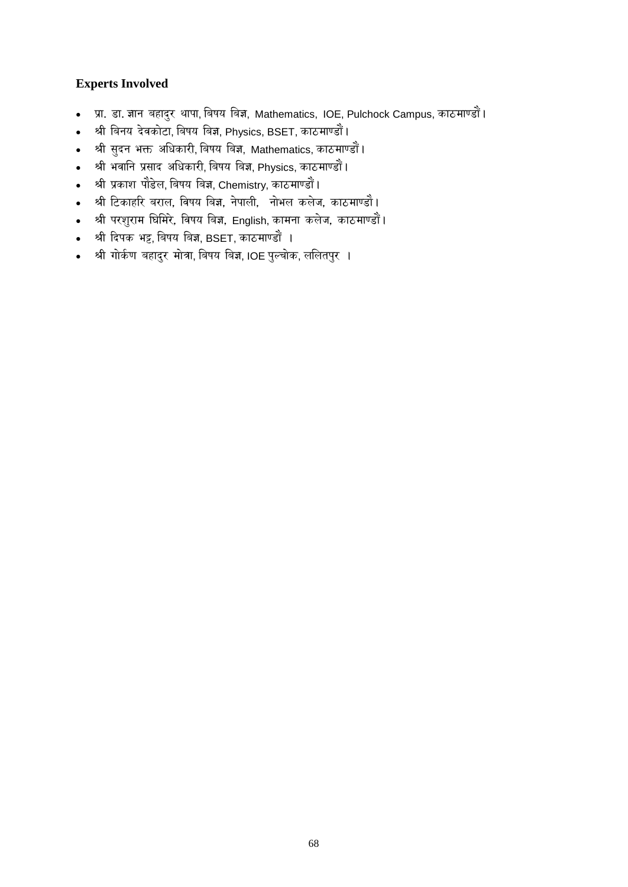## Experts Involved

- प्रा. डा. ज्ञान बहादुर थापा, बिषय बिज्ञ, Mathematics, IOE, Pulchock Campus, काठमाण्डौं।
- श्री बिनय देवकोटा, बिषय बिज्ञ, Physics, BSET, काठमाण्डौं।
- श्री सुदन भक्त अधिकारी, बिषय बिज्ञ, Mathematics, काठमाण्डौं।
- श्री भवानि प्रसाद अधिकारी, बिषय बिज्ञ, Physics, काठमाण्डौं।
- श्री प्रकाश पौडेल, बिषय बिज्ञ, Chemistry, काठमाण्डौं।
- श्री टिकाहरि बराल, विषय बिज्ञ, नेपाली, नोभल कलेज, काठमाण्डौ।
- श्री परशुराम घिमिरे, विषय बिज्ञ, English, कामना कलेज, काठमाण्डौं।
- श्री दिपक भट्ट, बिषय बिज्ञ, BSET, काठमाण्डौं ।
- श्री गोर्कण बहादुर मोत्रा, बिषय बिज्ञ, IOE पुल्चोक, ललितपुर ।